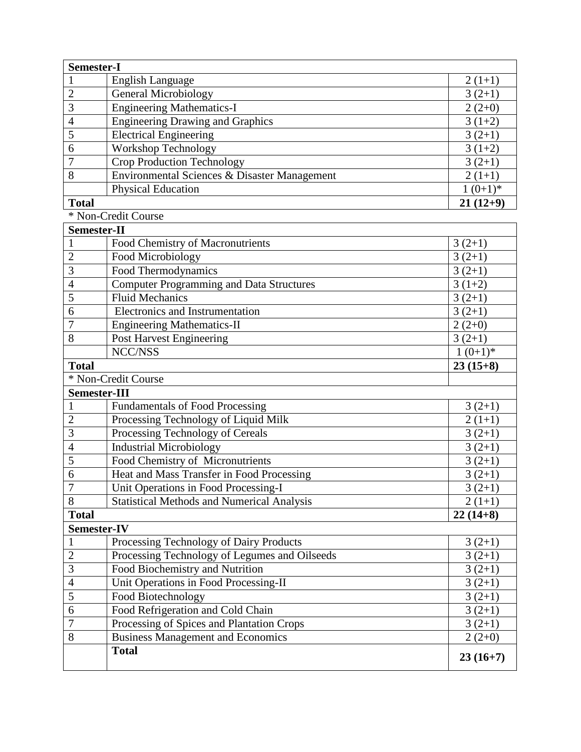| Semester-I | | |
|---|---|---|
| 1 | English Language | 2 (1+1) |
| 2 | General Microbiology | 3 (2+1) |
| 3 | Engineering Mathematics-I | 2 (2+0) |
| 4 | Engineering Drawing and Graphics | 3 (1+2) |
| 5 | Electrical Engineering | 3 (2+1) |
| 6 | Workshop Technology | 3 (1+2) |
| 7 | Crop Production Technology | 3 (2+1) |
| 8 | Environmental Sciences & Disaster Management | 2 (1+1) |
| | Physical Education | 1 (0+1)* |
| **Total** | | **21 (12+9)** |

\* Non-Credit Course

| Semester-II | | |
|---|---|---|
| 1 | Food Chemistry of Macronutrients | 3 (2+1) |
| 2 | Food Microbiology | 3 (2+1) |
| 3 | Food Thermodynamics | 3 (2+1) |
| 4 | Computer Programming and Data Structures | 3 (1+2) |
| 5 | Fluid Mechanics | 3 (2+1) |
| 6 | Electronics and Instrumentation | 3 (2+1) |
| 7 | Engineering Mathematics-II | 2 (2+0) |
| 8 | Post Harvest Engineering | 3 (2+1) |
| | NCC/NSS | 1 (0+1)* |
| **Total** | | **23 (15+8)** |
| * Non-Credit Course | | |

| Semester-III | | |
|---|---|---|
| 1 | Fundamentals of Food Processing | 3 (2+1) |
| 2 | Processing Technology of Liquid Milk | 2 (1+1) |
| 3 | Processing Technology of Cereals | 3 (2+1) |
| 4 | Industrial Microbiology | 3 (2+1) |
| 5 | Food Chemistry of Micronutrients | 3 (2+1) |
| 6 | Heat and Mass Transfer in Food Processing | 3 (2+1) |
| 7 | Unit Operations in Food Processing-I | 3 (2+1) |
| 8 | Statistical Methods and Numerical Analysis | 2 (1+1) |
| **Total** | | **22 (14+8)** |

| Semester-IV | | |
|---|---|---|
| 1 | Processing Technology of Dairy Products | 3 (2+1) |
| 2 | Processing Technology of Legumes and Oilseeds | 3 (2+1) |
| 3 | Food Biochemistry and Nutrition | 3 (2+1) |
| 4 | Unit Operations in Food Processing-II | 3 (2+1) |
| 5 | Food Biotechnology | 3 (2+1) |
| 6 | Food Refrigeration and Cold Chain | 3 (2+1) |
| 7 | Processing of Spices and Plantation Crops | 3 (2+1) |
| 8 | Business Management and Economics | 2 (2+0) |
| | **Total** | **23 (16+7)** |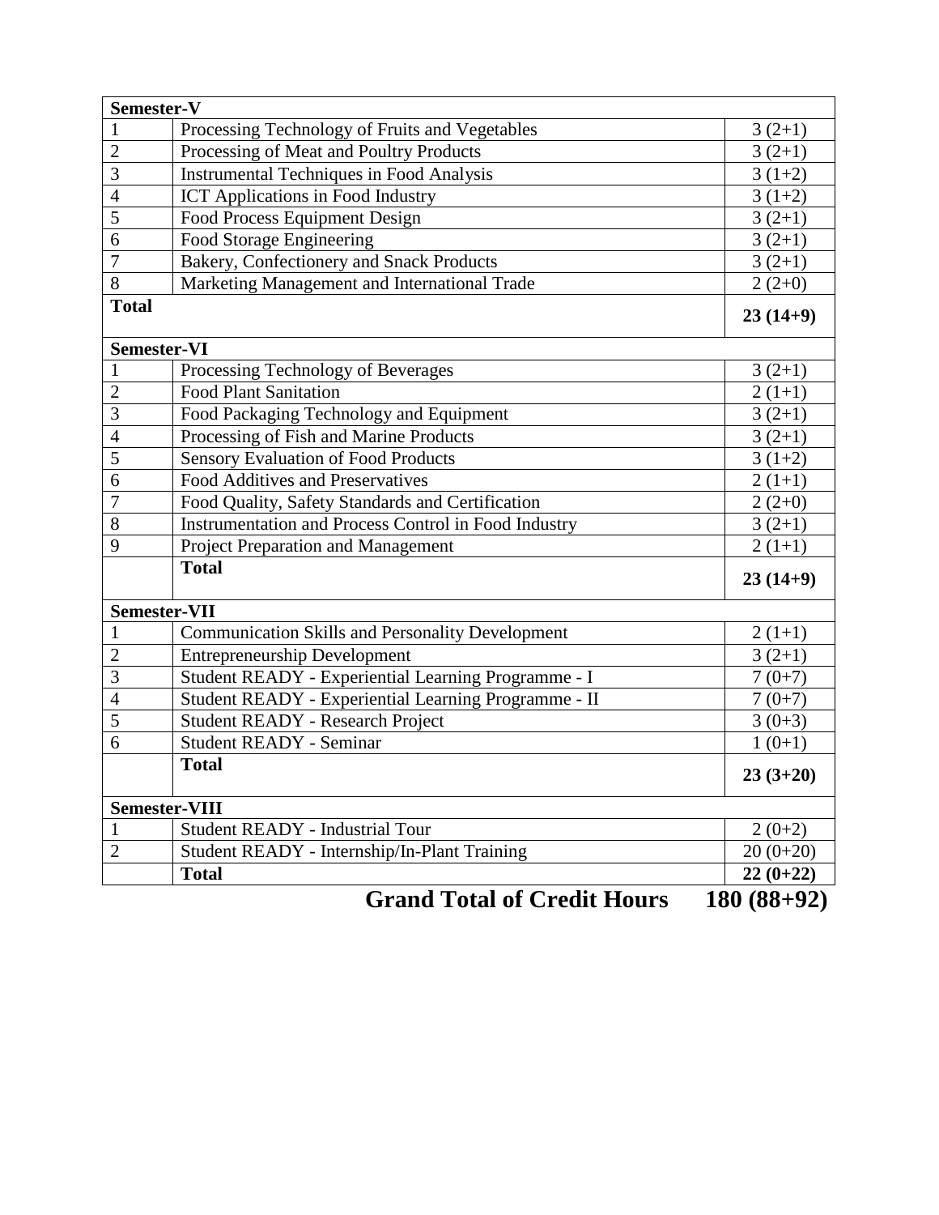| **Semester-V** | | |
|---|---|---|
| 1 | Processing Technology of Fruits and Vegetables | 3 (2+1) |
| 2 | Processing of Meat and Poultry Products | 3 (2+1) |
| 3 | Instrumental Techniques in Food Analysis | 3 (1+2) |
| 4 | ICT Applications in Food Industry | 3 (1+2) |
| 5 | Food Process Equipment Design | 3 (2+1) |
| 6 | Food Storage Engineering | 3 (2+1) |
| 7 | Bakery, Confectionery and Snack Products | 3 (2+1) |
| 8 | Marketing Management and International Trade | 2 (2+0) |
| **Total** | | **23 (14+9)** |
| **Semester-VI** | | |
| 1 | Processing Technology of Beverages | 3 (2+1) |
| 2 | Food Plant Sanitation | 2 (1+1) |
| 3 | Food Packaging Technology and Equipment | 3 (2+1) |
| 4 | Processing of Fish and Marine Products | 3 (2+1) |
| 5 | Sensory Evaluation of Food Products | 3 (1+2) |
| 6 | Food Additives and Preservatives | 2 (1+1) |
| 7 | Food Quality, Safety Standards and Certification | 2 (2+0) |
| 8 | Instrumentation and Process Control in Food Industry | 3 (2+1) |
| 9 | Project Preparation and Management | 2 (1+1) |
| | **Total** | **23 (14+9)** |
| **Semester-VII** | | |
| 1 | Communication Skills and Personality Development | 2 (1+1) |
| 2 | Entrepreneurship Development | 3 (2+1) |
| 3 | Student READY - Experiential Learning Programme - I | 7 (0+7) |
| 4 | Student READY - Experiential Learning Programme - II | 7 (0+7) |
| 5 | Student READY - Research Project | 3 (0+3) |
| 6 | Student READY - Seminar | 1 (0+1) |
| | **Total** | **23 (3+20)** |
| **Semester-VIII** | | |
| 1 | Student READY - Industrial Tour | 2 (0+2) |
| 2 | Student READY - Internship/In-Plant Training | 20 (0+20) |
| | **Total** | **22 (0+22)** |
| | **Grand Total of Credit Hours** | **180 (88+92)** |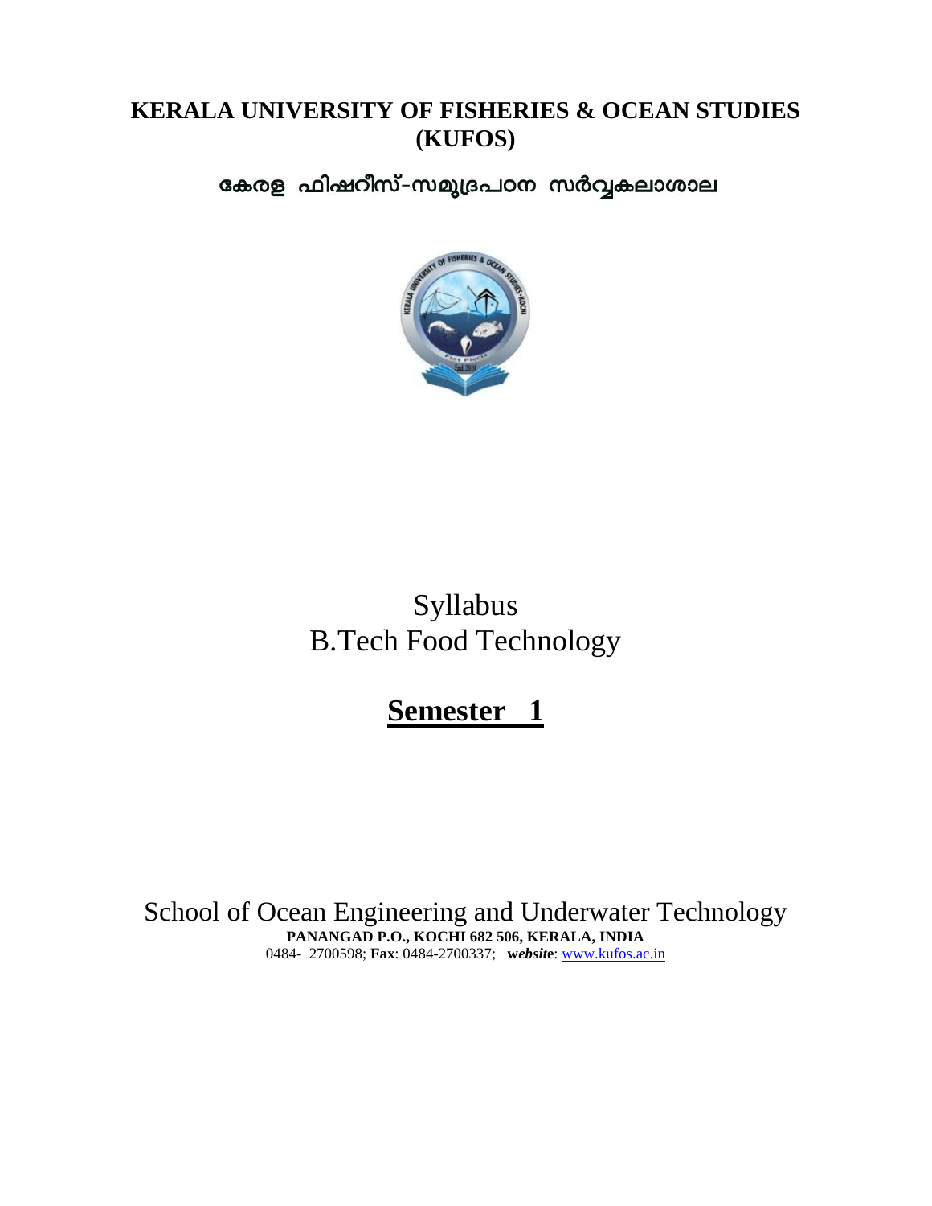# KERALA UNIVERSITY OF FISHERIES & OCEAN STUDIES (KUFOS)

## കേരള ഫിഷറീസ്-സമുദ്രപഠന സർവ്വകലാശാല

Syllabus

B.Tech Food Technology

# Semester 1

School of Ocean Engineering and Underwater Technology

**PANANGAD P.O., KOCHI 682 506, KERALA, INDIA**

0484- 2700598; **Fax**: 0484-2700337; **website**: www.kufos.ac.in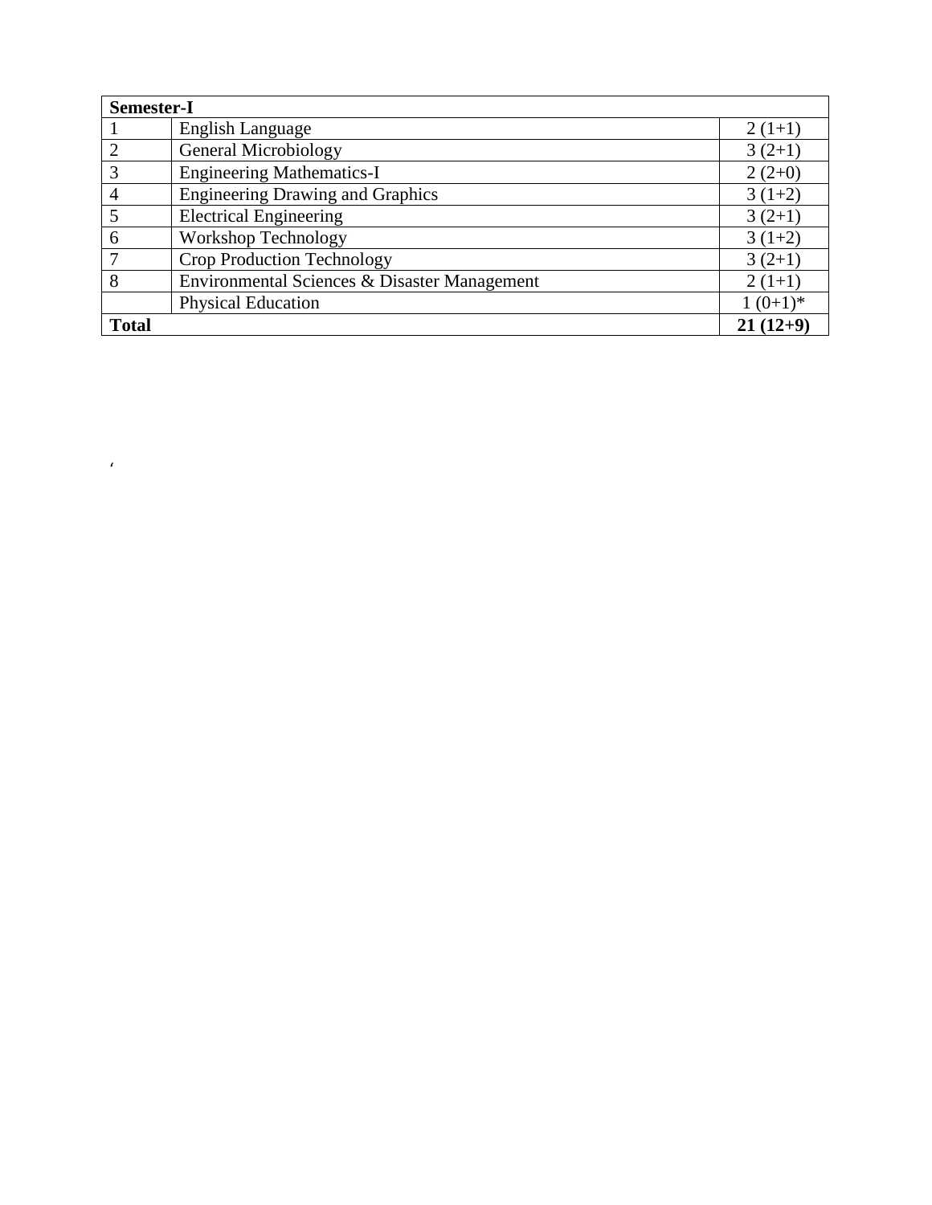| Semester-I | | |
|---|---|---|
| 1 | English Language | 2 (1+1) |
| 2 | General Microbiology | 3 (2+1) |
| 3 | Engineering Mathematics-I | 2 (2+0) |
| 4 | Engineering Drawing and Graphics | 3 (1+2) |
| 5 | Electrical Engineering | 3 (2+1) |
| 6 | Workshop Technology | 3 (1+2) |
| 7 | Crop Production Technology | 3 (2+1) |
| 8 | Environmental Sciences & Disaster Management | 2 (1+1) |
| | Physical Education | 1 (0+1)* |
| **Total** | | **21 (12+9)** |

‘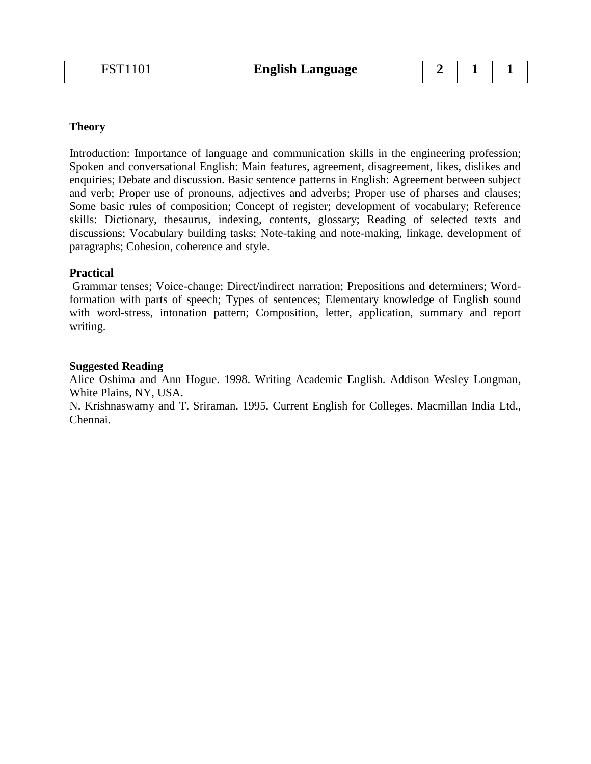| FST1101 | **English Language** | **2** | **1** | **1** |
|---|---|---|---|---|

**Theory**

Introduction: Importance of language and communication skills in the engineering profession; Spoken and conversational English: Main features, agreement, disagreement, likes, dislikes and enquiries; Debate and discussion. Basic sentence patterns in English: Agreement between subject and verb; Proper use of pronouns, adjectives and adverbs; Proper use of pharses and clauses; Some basic rules of composition; Concept of register; development of vocabulary; Reference skills: Dictionary, thesaurus, indexing, contents, glossary; Reading of selected texts and discussions; Vocabulary building tasks; Note-taking and note-making, linkage, development of paragraphs; Cohesion, coherence and style.

**Practical**

Grammar tenses; Voice-change; Direct/indirect narration; Prepositions and determiners; Word-formation with parts of speech; Types of sentences; Elementary knowledge of English sound with word-stress, intonation pattern; Composition, letter, application, summary and report writing.

**Suggested Reading**

Alice Oshima and Ann Hogue. 1998. Writing Academic English. Addison Wesley Longman, White Plains, NY, USA.

N. Krishnaswamy and T. Sriraman. 1995. Current English for Colleges. Macmillan India Ltd., Chennai.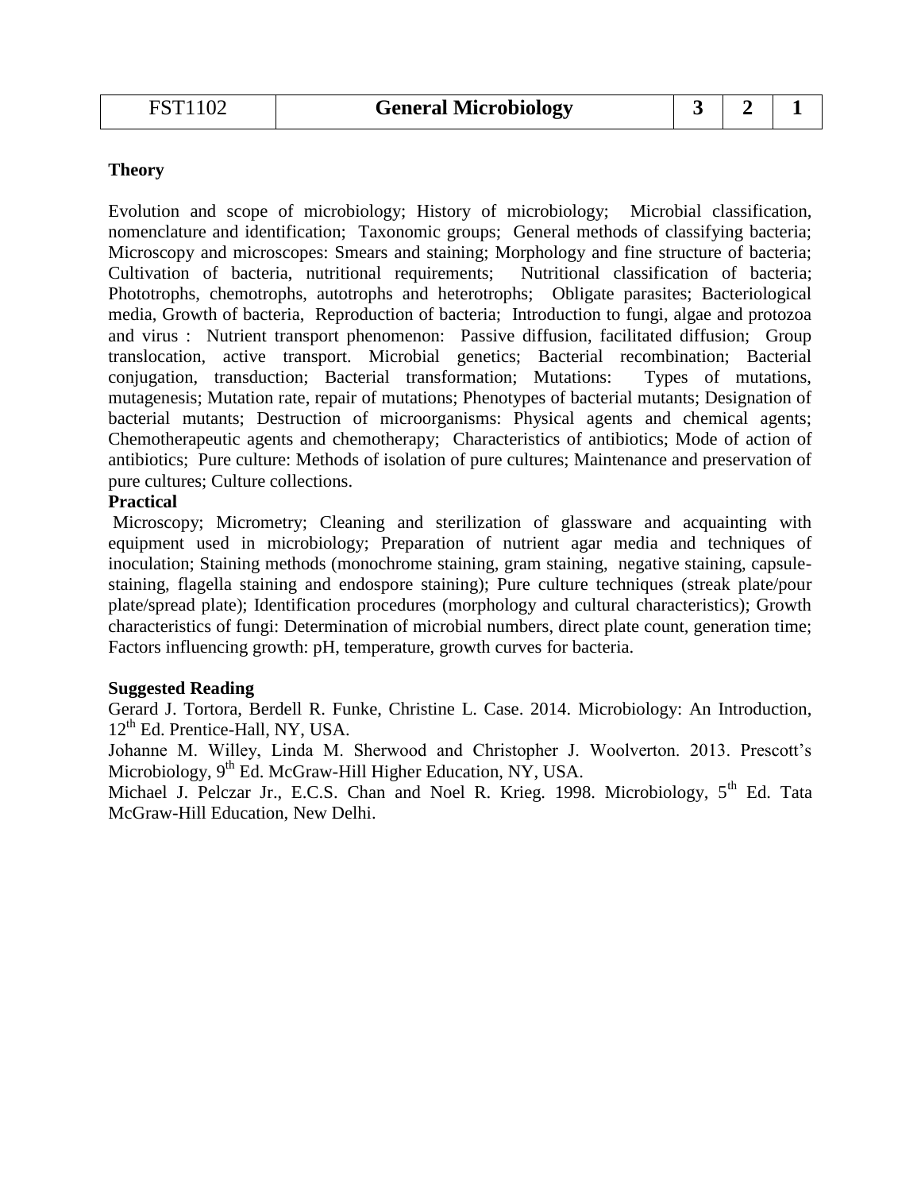| FST1102 | General Microbiology | 3 | 2 | 1 |
|---|---|---|---|---|

**Theory**

Evolution and scope of microbiology; History of microbiology; Microbial classification, nomenclature and identification; Taxonomic groups; General methods of classifying bacteria; Microscopy and microscopes: Smears and staining; Morphology and fine structure of bacteria; Cultivation of bacteria, nutritional requirements; Nutritional classification of bacteria; Phototrophs, chemotrophs, autotrophs and heterotrophs; Obligate parasites; Bacteriological media, Growth of bacteria, Reproduction of bacteria; Introduction to fungi, algae and protozoa and virus : Nutrient transport phenomenon: Passive diffusion, facilitated diffusion; Group translocation, active transport. Microbial genetics; Bacterial recombination; Bacterial conjugation, transduction; Bacterial transformation; Mutations: Types of mutations, mutagenesis; Mutation rate, repair of mutations; Phenotypes of bacterial mutants; Designation of bacterial mutants; Destruction of microorganisms: Physical agents and chemical agents; Chemotherapeutic agents and chemotherapy; Characteristics of antibiotics; Mode of action of antibiotics; Pure culture: Methods of isolation of pure cultures; Maintenance and preservation of pure cultures; Culture collections.

**Practical**

Microscopy; Micrometry; Cleaning and sterilization of glassware and acquainting with equipment used in microbiology; Preparation of nutrient agar media and techniques of inoculation; Staining methods (monochrome staining, gram staining, negative staining, capsule-staining, flagella staining and endospore staining); Pure culture techniques (streak plate/pour plate/spread plate); Identification procedures (morphology and cultural characteristics); Growth characteristics of fungi: Determination of microbial numbers, direct plate count, generation time; Factors influencing growth: pH, temperature, growth curves for bacteria.

**Suggested Reading**

Gerard J. Tortora, Berdell R. Funke, Christine L. Case. 2014. Microbiology: An Introduction, 12th Ed. Prentice-Hall, NY, USA.

Johanne M. Willey, Linda M. Sherwood and Christopher J. Woolverton. 2013. Prescott's Microbiology, 9th Ed. McGraw-Hill Higher Education, NY, USA.

Michael J. Pelczar Jr., E.C.S. Chan and Noel R. Krieg. 1998. Microbiology, 5th Ed. Tata McGraw-Hill Education, New Delhi.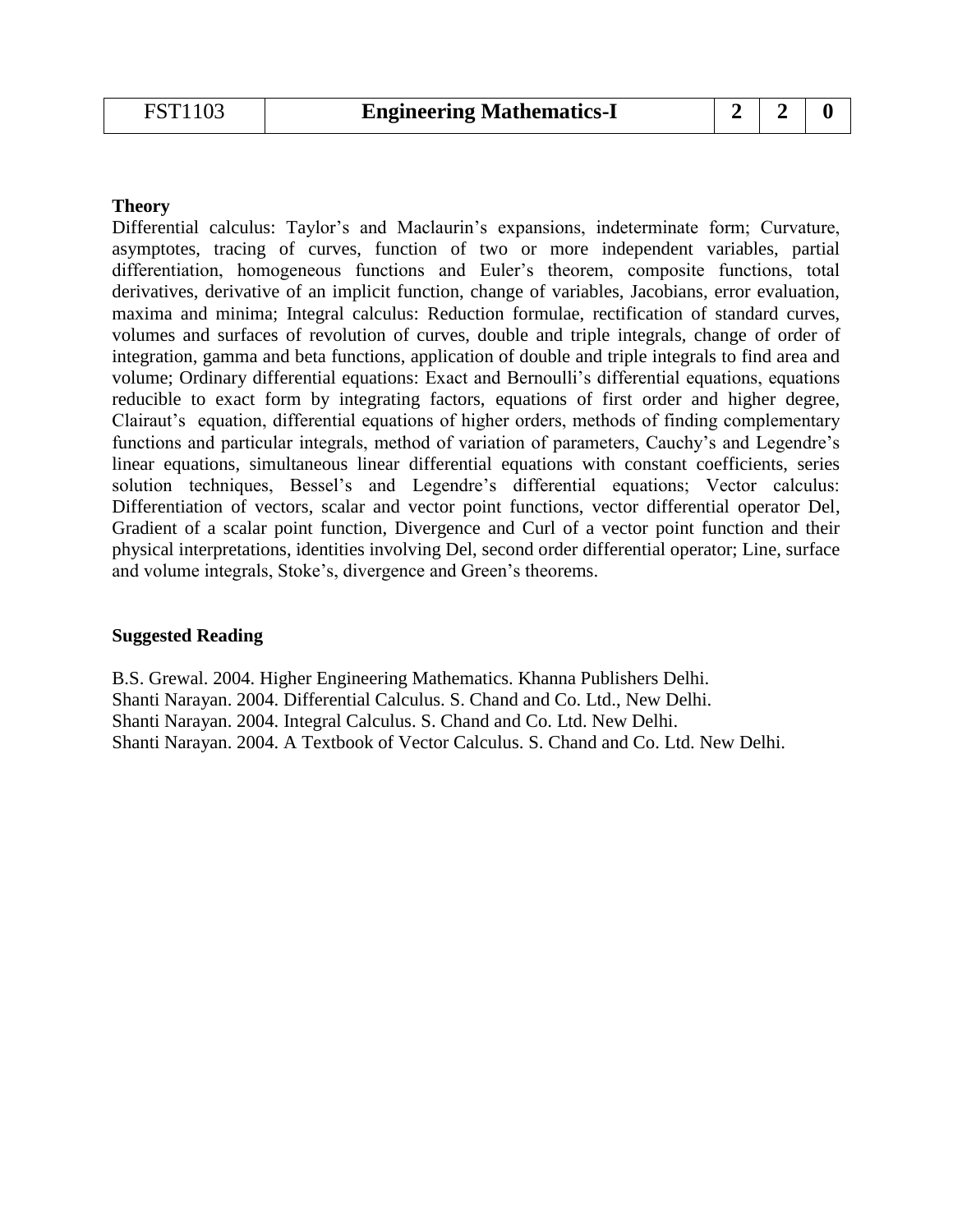| FST1103 | Engineering Mathematics-I | 2 | 2 | 0 |
|---|---|---|---|---|

**Theory**

Differential calculus: Taylor's and Maclaurin's expansions, indeterminate form; Curvature, asymptotes, tracing of curves, function of two or more independent variables, partial differentiation, homogeneous functions and Euler's theorem, composite functions, total derivatives, derivative of an implicit function, change of variables, Jacobians, error evaluation, maxima and minima; Integral calculus: Reduction formulae, rectification of standard curves, volumes and surfaces of revolution of curves, double and triple integrals, change of order of integration, gamma and beta functions, application of double and triple integrals to find area and volume; Ordinary differential equations: Exact and Bernoulli's differential equations, equations reducible to exact form by integrating factors, equations of first order and higher degree, Clairaut's equation, differential equations of higher orders, methods of finding complementary functions and particular integrals, method of variation of parameters, Cauchy's and Legendre's linear equations, simultaneous linear differential equations with constant coefficients, series solution techniques, Bessel's and Legendre's differential equations; Vector calculus: Differentiation of vectors, scalar and vector point functions, vector differential operator Del, Gradient of a scalar point function, Divergence and Curl of a vector point function and their physical interpretations, identities involving Del, second order differential operator; Line, surface and volume integrals, Stoke's, divergence and Green's theorems.

**Suggested Reading**

B.S. Grewal. 2004. Higher Engineering Mathematics. Khanna Publishers Delhi.
Shanti Narayan. 2004. Differential Calculus. S. Chand and Co. Ltd., New Delhi.
Shanti Narayan. 2004. Integral Calculus. S. Chand and Co. Ltd. New Delhi.
Shanti Narayan. 2004. A Textbook of Vector Calculus. S. Chand and Co. Ltd. New Delhi.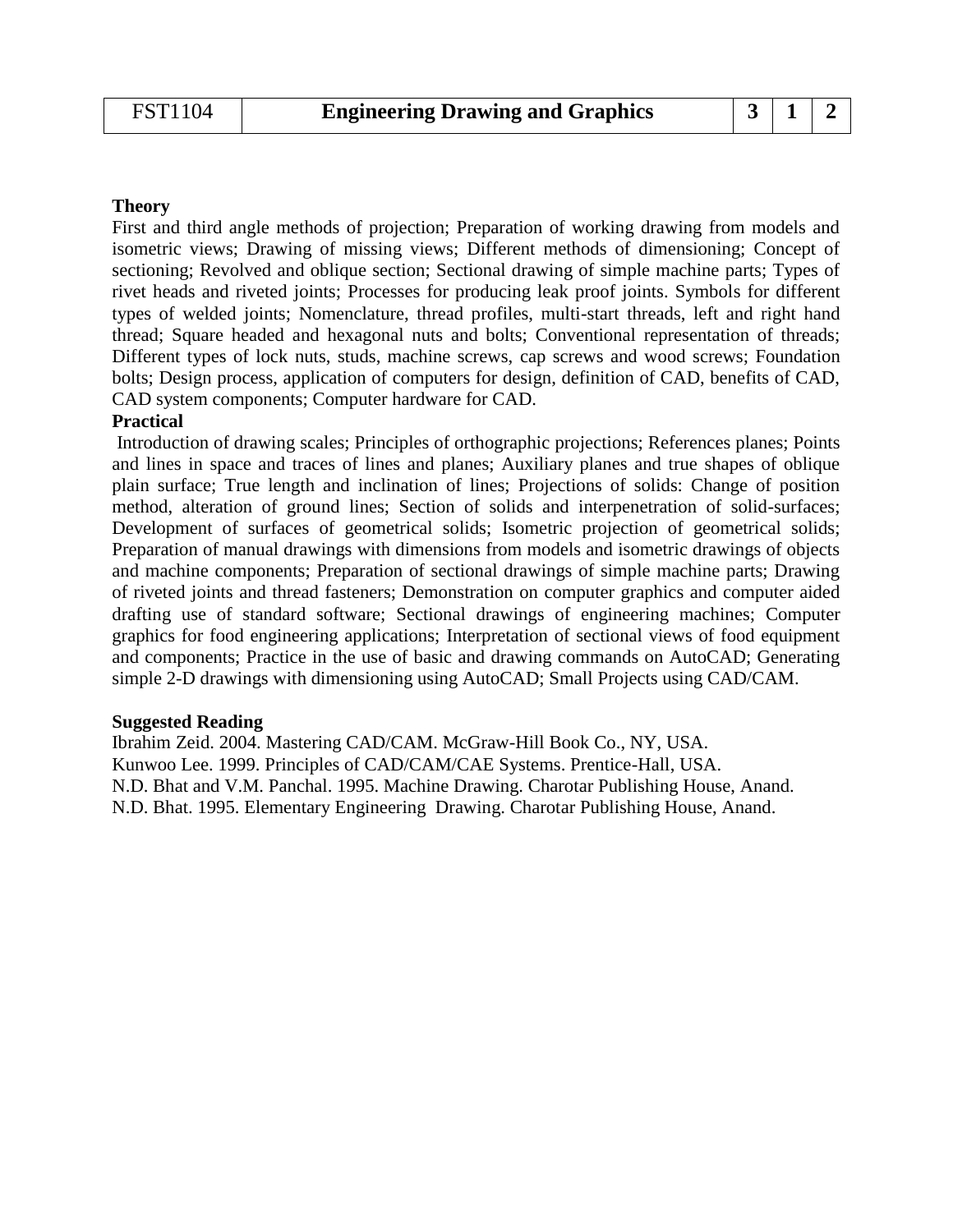| FST1104 | Engineering Drawing and Graphics | 3 | 1 | 2 |
|---|---|---|---|---|

**Theory**

First and third angle methods of projection; Preparation of working drawing from models and isometric views; Drawing of missing views; Different methods of dimensioning; Concept of sectioning; Revolved and oblique section; Sectional drawing of simple machine parts; Types of rivet heads and riveted joints; Processes for producing leak proof joints. Symbols for different types of welded joints; Nomenclature, thread profiles, multi-start threads, left and right hand thread; Square headed and hexagonal nuts and bolts; Conventional representation of threads; Different types of lock nuts, studs, machine screws, cap screws and wood screws; Foundation bolts; Design process, application of computers for design, definition of CAD, benefits of CAD, CAD system components; Computer hardware for CAD.

**Practical**

Introduction of drawing scales; Principles of orthographic projections; References planes; Points and lines in space and traces of lines and planes; Auxiliary planes and true shapes of oblique plain surface; True length and inclination of lines; Projections of solids: Change of position method, alteration of ground lines; Section of solids and interpenetration of solid-surfaces; Development of surfaces of geometrical solids; Isometric projection of geometrical solids; Preparation of manual drawings with dimensions from models and isometric drawings of objects and machine components; Preparation of sectional drawings of simple machine parts; Drawing of riveted joints and thread fasteners; Demonstration on computer graphics and computer aided drafting use of standard software; Sectional drawings of engineering machines; Computer graphics for food engineering applications; Interpretation of sectional views of food equipment and components; Practice in the use of basic and drawing commands on AutoCAD; Generating simple 2-D drawings with dimensioning using AutoCAD; Small Projects using CAD/CAM.

**Suggested Reading**

Ibrahim Zeid. 2004. Mastering CAD/CAM. McGraw-Hill Book Co., NY, USA.
Kunwoo Lee. 1999. Principles of CAD/CAM/CAE Systems. Prentice-Hall, USA.
N.D. Bhat and V.M. Panchal. 1995. Machine Drawing. Charotar Publishing House, Anand.
N.D. Bhat. 1995. Elementary Engineering Drawing. Charotar Publishing House, Anand.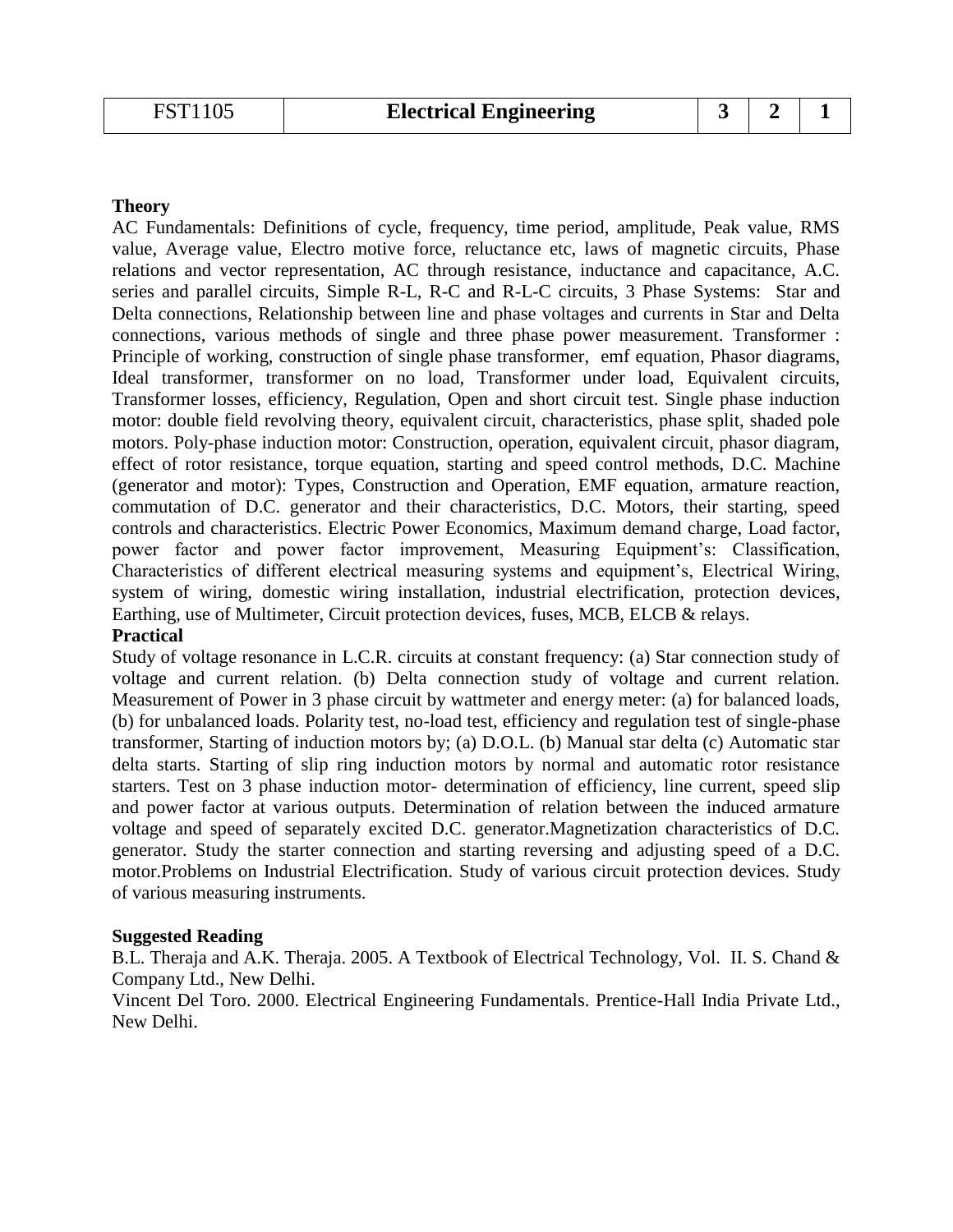| FST1105 | **Electrical Engineering** | **3** | **2** | **1** |
|---|---|---|---|---|

**Theory**

AC Fundamentals: Definitions of cycle, frequency, time period, amplitude, Peak value, RMS value, Average value, Electro motive force, reluctance etc, laws of magnetic circuits, Phase relations and vector representation, AC through resistance, inductance and capacitance, A.C. series and parallel circuits, Simple R-L, R-C and R-L-C circuits, 3 Phase Systems: Star and Delta connections, Relationship between line and phase voltages and currents in Star and Delta connections, various methods of single and three phase power measurement. Transformer : Principle of working, construction of single phase transformer, emf equation, Phasor diagrams, Ideal transformer, transformer on no load, Transformer under load, Equivalent circuits, Transformer losses, efficiency, Regulation, Open and short circuit test. Single phase induction motor: double field revolving theory, equivalent circuit, characteristics, phase split, shaded pole motors. Poly-phase induction motor: Construction, operation, equivalent circuit, phasor diagram, effect of rotor resistance, torque equation, starting and speed control methods, D.C. Machine (generator and motor): Types, Construction and Operation, EMF equation, armature reaction, commutation of D.C. generator and their characteristics, D.C. Motors, their starting, speed controls and characteristics. Electric Power Economics, Maximum demand charge, Load factor, power factor and power factor improvement, Measuring Equipment's: Classification, Characteristics of different electrical measuring systems and equipment's, Electrical Wiring, system of wiring, domestic wiring installation, industrial electrification, protection devices, Earthing, use of Multimeter, Circuit protection devices, fuses, MCB, ELCB & relays.

**Practical**

Study of voltage resonance in L.C.R. circuits at constant frequency: (a) Star connection study of voltage and current relation. (b) Delta connection study of voltage and current relation. Measurement of Power in 3 phase circuit by wattmeter and energy meter: (a) for balanced loads, (b) for unbalanced loads. Polarity test, no-load test, efficiency and regulation test of single-phase transformer, Starting of induction motors by; (a) D.O.L. (b) Manual star delta (c) Automatic star delta starts. Starting of slip ring induction motors by normal and automatic rotor resistance starters. Test on 3 phase induction motor- determination of efficiency, line current, speed slip and power factor at various outputs. Determination of relation between the induced armature voltage and speed of separately excited D.C. generator.Magnetization characteristics of D.C. generator. Study the starter connection and starting reversing and adjusting speed of a D.C. motor.Problems on Industrial Electrification. Study of various circuit protection devices. Study of various measuring instruments.

**Suggested Reading**

B.L. Theraja and A.K. Theraja. 2005. A Textbook of Electrical Technology, Vol. II. S. Chand & Company Ltd., New Delhi.

Vincent Del Toro. 2000. Electrical Engineering Fundamentals. Prentice-Hall India Private Ltd., New Delhi.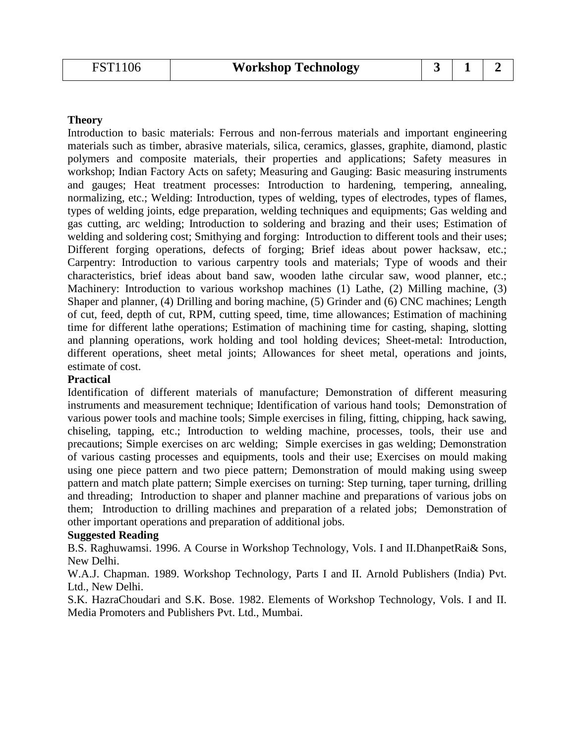| FST1106 | **Workshop Technology** | **3** | **1** | **2** |
|---|---|---|---|---|

**Theory**

Introduction to basic materials: Ferrous and non-ferrous materials and important engineering materials such as timber, abrasive materials, silica, ceramics, glasses, graphite, diamond, plastic polymers and composite materials, their properties and applications; Safety measures in workshop; Indian Factory Acts on safety; Measuring and Gauging: Basic measuring instruments and gauges; Heat treatment processes: Introduction to hardening, tempering, annealing, normalizing, etc.; Welding: Introduction, types of welding, types of electrodes, types of flames, types of welding joints, edge preparation, welding techniques and equipments; Gas welding and gas cutting, arc welding; Introduction to soldering and brazing and their uses; Estimation of welding and soldering cost; Smithying and forging: Introduction to different tools and their uses; Different forging operations, defects of forging; Brief ideas about power hacksaw, etc.; Carpentry: Introduction to various carpentry tools and materials; Type of woods and their characteristics, brief ideas about band saw, wooden lathe circular saw, wood planner, etc.; Machinery: Introduction to various workshop machines (1) Lathe, (2) Milling machine, (3) Shaper and planner, (4) Drilling and boring machine, (5) Grinder and (6) CNC machines; Length of cut, feed, depth of cut, RPM, cutting speed, time, time allowances; Estimation of machining time for different lathe operations; Estimation of machining time for casting, shaping, slotting and planning operations, work holding and tool holding devices; Sheet-metal: Introduction, different operations, sheet metal joints; Allowances for sheet metal, operations and joints, estimate of cost.

**Practical**

Identification of different materials of manufacture; Demonstration of different measuring instruments and measurement technique; Identification of various hand tools; Demonstration of various power tools and machine tools; Simple exercises in filing, fitting, chipping, hack sawing, chiseling, tapping, etc.; Introduction to welding machine, processes, tools, their use and precautions; Simple exercises on arc welding; Simple exercises in gas welding; Demonstration of various casting processes and equipments, tools and their use; Exercises on mould making using one piece pattern and two piece pattern; Demonstration of mould making using sweep pattern and match plate pattern; Simple exercises on turning: Step turning, taper turning, drilling and threading; Introduction to shaper and planner machine and preparations of various jobs on them; Introduction to drilling machines and preparation of a related jobs; Demonstration of other important operations and preparation of additional jobs.

**Suggested Reading**

B.S. Raghuwamsi. 1996. A Course in Workshop Technology, Vols. I and II.DhanpetRai& Sons, New Delhi.

W.A.J. Chapman. 1989. Workshop Technology, Parts I and II. Arnold Publishers (India) Pvt. Ltd., New Delhi.

S.K. HazraChoudari and S.K. Bose. 1982. Elements of Workshop Technology, Vols. I and II. Media Promoters and Publishers Pvt. Ltd., Mumbai.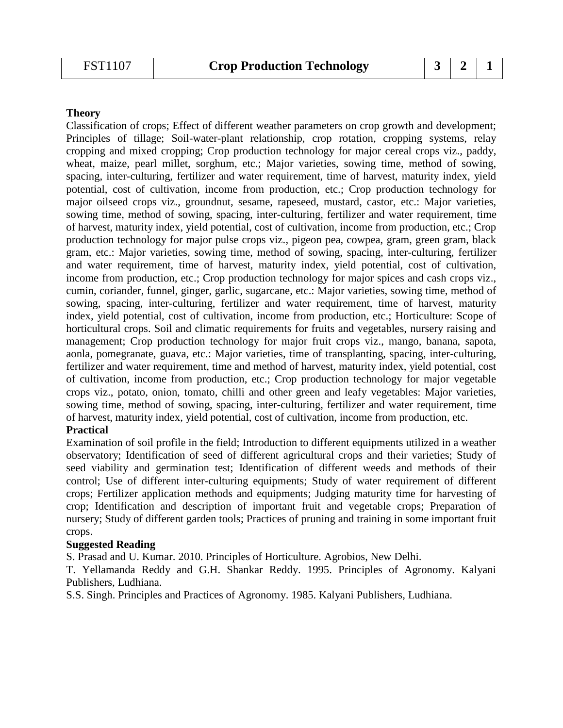| FST1107 | **Crop Production Technology** | **3** | **2** | **1** |
|---|---|---|---|---|

**Theory**

Classification of crops; Effect of different weather parameters on crop growth and development; Principles of tillage; Soil-water-plant relationship, crop rotation, cropping systems, relay cropping and mixed cropping; Crop production technology for major cereal crops viz., paddy, wheat, maize, pearl millet, sorghum, etc.; Major varieties, sowing time, method of sowing, spacing, inter-culturing, fertilizer and water requirement, time of harvest, maturity index, yield potential, cost of cultivation, income from production, etc.; Crop production technology for major oilseed crops viz., groundnut, sesame, rapeseed, mustard, castor, etc.: Major varieties, sowing time, method of sowing, spacing, inter-culturing, fertilizer and water requirement, time of harvest, maturity index, yield potential, cost of cultivation, income from production, etc.; Crop production technology for major pulse crops viz., pigeon pea, cowpea, gram, green gram, black gram, etc.: Major varieties, sowing time, method of sowing, spacing, inter-culturing, fertilizer and water requirement, time of harvest, maturity index, yield potential, cost of cultivation, income from production, etc.; Crop production technology for major spices and cash crops viz., cumin, coriander, funnel, ginger, garlic, sugarcane, etc.: Major varieties, sowing time, method of sowing, spacing, inter-culturing, fertilizer and water requirement, time of harvest, maturity index, yield potential, cost of cultivation, income from production, etc.; Horticulture: Scope of horticultural crops. Soil and climatic requirements for fruits and vegetables, nursery raising and management; Crop production technology for major fruit crops viz., mango, banana, sapota, aonla, pomegranate, guava, etc.: Major varieties, time of transplanting, spacing, inter-culturing, fertilizer and water requirement, time and method of harvest, maturity index, yield potential, cost of cultivation, income from production, etc.; Crop production technology for major vegetable crops viz., potato, onion, tomato, chilli and other green and leafy vegetables: Major varieties, sowing time, method of sowing, spacing, inter-culturing, fertilizer and water requirement, time of harvest, maturity index, yield potential, cost of cultivation, income from production, etc.

**Practical**

Examination of soil profile in the field; Introduction to different equipments utilized in a weather observatory; Identification of seed of different agricultural crops and their varieties; Study of seed viability and germination test; Identification of different weeds and methods of their control; Use of different inter-culturing equipments; Study of water requirement of different crops; Fertilizer application methods and equipments; Judging maturity time for harvesting of crop; Identification and description of important fruit and vegetable crops; Preparation of nursery; Study of different garden tools; Practices of pruning and training in some important fruit crops.

**Suggested Reading**

S. Prasad and U. Kumar. 2010. Principles of Horticulture. Agrobios, New Delhi.

T. Yellamanda Reddy and G.H. Shankar Reddy. 1995. Principles of Agronomy. Kalyani Publishers, Ludhiana.

S.S. Singh. Principles and Practices of Agronomy. 1985. Kalyani Publishers, Ludhiana.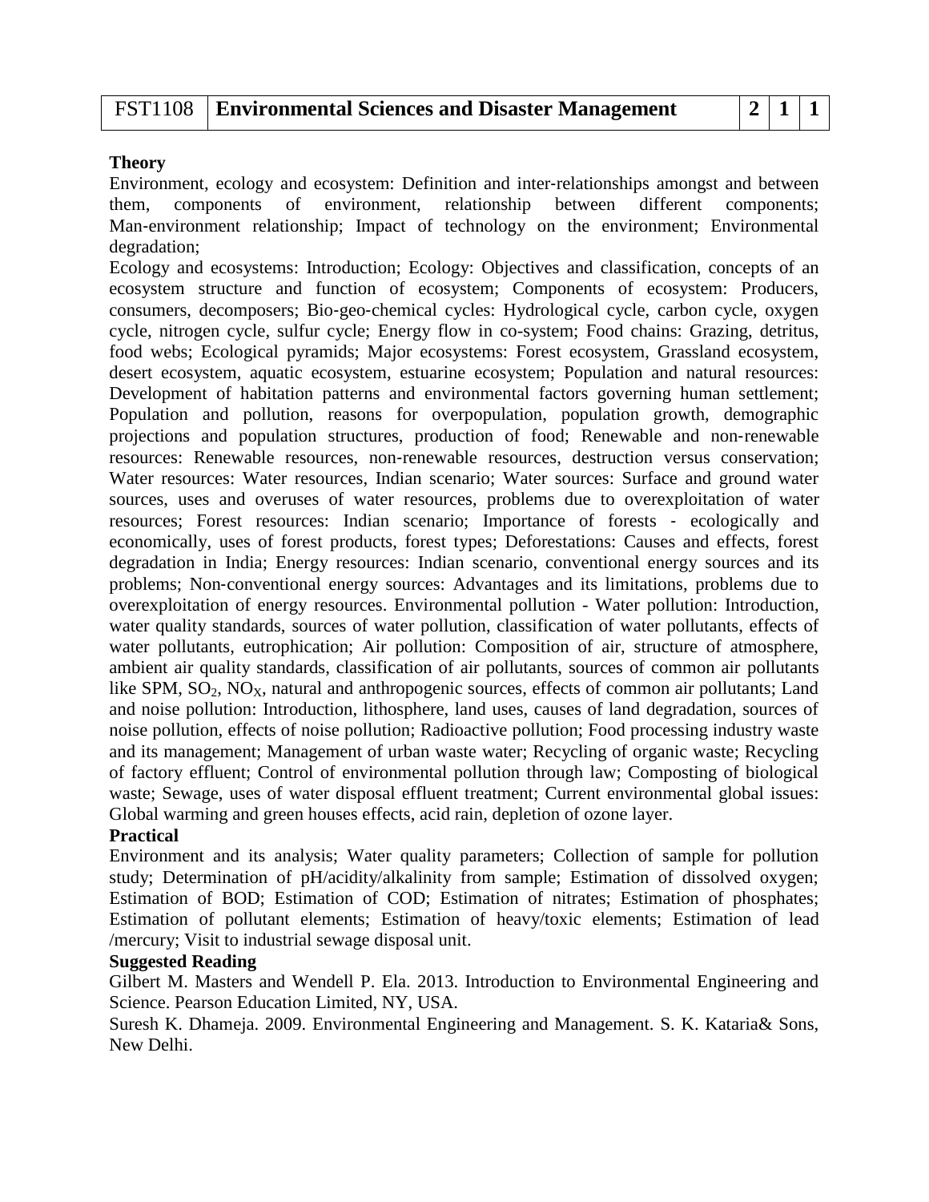| FST1108 | **Environmental Sciences and Disaster Management** | **2** | **1** | **1** |
|---|---|---|---|---|

**Theory**

Environment, ecology and ecosystem: Definition and inter-relationships amongst and between them, components of environment, relationship between different components; Man-environment relationship; Impact of technology on the environment; Environmental degradation;

Ecology and ecosystems: Introduction; Ecology: Objectives and classification, concepts of an ecosystem structure and function of ecosystem; Components of ecosystem: Producers, consumers, decomposers; Bio-geo-chemical cycles: Hydrological cycle, carbon cycle, oxygen cycle, nitrogen cycle, sulfur cycle; Energy flow in co-system; Food chains: Grazing, detritus, food webs; Ecological pyramids; Major ecosystems: Forest ecosystem, Grassland ecosystem, desert ecosystem, aquatic ecosystem, estuarine ecosystem; Population and natural resources: Development of habitation patterns and environmental factors governing human settlement; Population and pollution, reasons for overpopulation, population growth, demographic projections and population structures, production of food; Renewable and non-renewable resources: Renewable resources, non-renewable resources, destruction versus conservation; Water resources: Water resources, Indian scenario; Water sources: Surface and ground water sources, uses and overuses of water resources, problems due to overexploitation of water resources; Forest resources: Indian scenario; Importance of forests - ecologically and economically, uses of forest products, forest types; Deforestations: Causes and effects, forest degradation in India; Energy resources: Indian scenario, conventional energy sources and its problems; Non-conventional energy sources: Advantages and its limitations, problems due to overexploitation of energy resources. Environmental pollution - Water pollution: Introduction, water quality standards, sources of water pollution, classification of water pollutants, effects of water pollutants, eutrophication; Air pollution: Composition of air, structure of atmosphere, ambient air quality standards, classification of air pollutants, sources of common air pollutants like SPM, $SO_2$, $NO_X$, natural and anthropogenic sources, effects of common air pollutants; Land and noise pollution: Introduction, lithosphere, land uses, causes of land degradation, sources of noise pollution, effects of noise pollution; Radioactive pollution; Food processing industry waste and its management; Management of urban waste water; Recycling of organic waste; Recycling of factory effluent; Control of environmental pollution through law; Composting of biological waste; Sewage, uses of water disposal effluent treatment; Current environmental global issues: Global warming and green houses effects, acid rain, depletion of ozone layer.

**Practical**

Environment and its analysis; Water quality parameters; Collection of sample for pollution study; Determination of pH/acidity/alkalinity from sample; Estimation of dissolved oxygen; Estimation of BOD; Estimation of COD; Estimation of nitrates; Estimation of phosphates; Estimation of pollutant elements; Estimation of heavy/toxic elements; Estimation of lead /mercury; Visit to industrial sewage disposal unit.

**Suggested Reading**

Gilbert M. Masters and Wendell P. Ela. 2013. Introduction to Environmental Engineering and Science. Pearson Education Limited, NY, USA.

Suresh K. Dhameja. 2009. Environmental Engineering and Management. S. K. Kataria& Sons, New Delhi.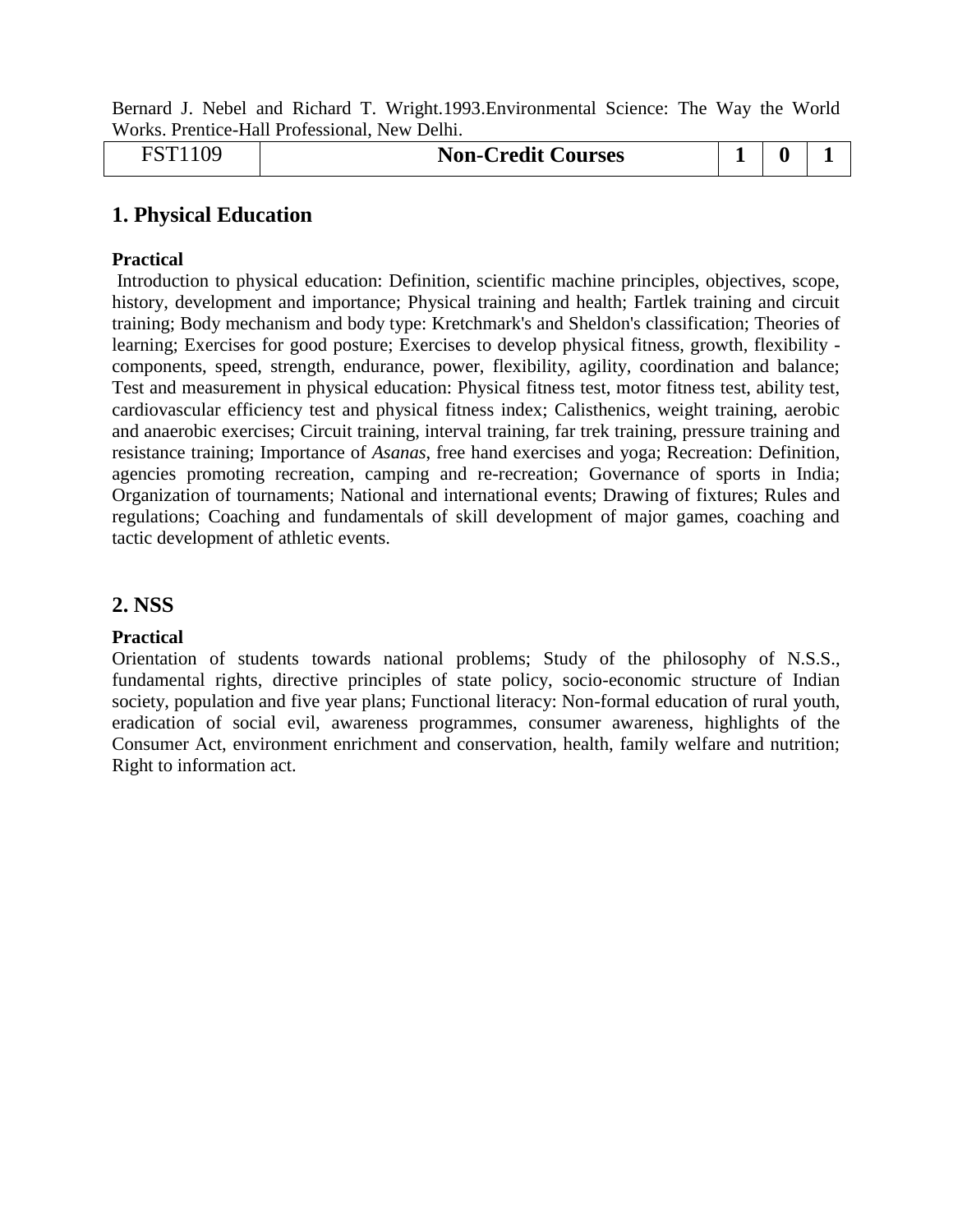Bernard J. Nebel and Richard T. Wright.1993.Environmental Science: The Way the World Works. Prentice-Hall Professional, New Delhi.

| FST1109 | **Non-Credit Courses** | **1** | **0** | **1** |
|---|---|---|---|---|

## 1. Physical Education

**Practical**

Introduction to physical education: Definition, scientific machine principles, objectives, scope, history, development and importance; Physical training and health; Fartlek training and circuit training; Body mechanism and body type: Kretchmark's and Sheldon's classification; Theories of learning; Exercises for good posture; Exercises to develop physical fitness, growth, flexibility - components, speed, strength, endurance, power, flexibility, agility, coordination and balance; Test and measurement in physical education: Physical fitness test, motor fitness test, ability test, cardiovascular efficiency test and physical fitness index; Calisthenics, weight training, aerobic and anaerobic exercises; Circuit training, interval training, far trek training, pressure training and resistance training; Importance of *Asanas*, free hand exercises and yoga; Recreation: Definition, agencies promoting recreation, camping and re-recreation; Governance of sports in India; Organization of tournaments; National and international events; Drawing of fixtures; Rules and regulations; Coaching and fundamentals of skill development of major games, coaching and tactic development of athletic events.

## 2. NSS

**Practical**

Orientation of students towards national problems; Study of the philosophy of N.S.S., fundamental rights, directive principles of state policy, socio-economic structure of Indian society, population and five year plans; Functional literacy: Non-formal education of rural youth, eradication of social evil, awareness programmes, consumer awareness, highlights of the Consumer Act, environment enrichment and conservation, health, family welfare and nutrition; Right to information act.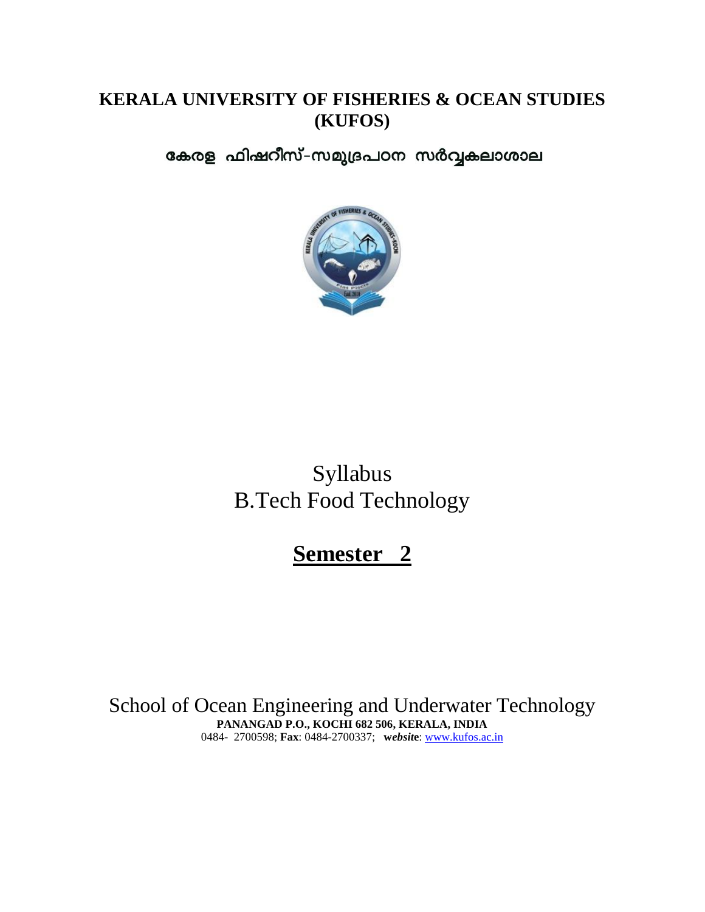# KERALA UNIVERSITY OF FISHERIES & OCEAN STUDIES (KUFOS)

**കേരള ഫിഷറീസ്-സമുദ്രപഠന സർവ്വകലാശാല**

Syllabus

B.Tech Food Technology

## Semester 2

School of Ocean Engineering and Underwater Technology

**PANANGAD P.O., KOCHI 682 506, KERALA, INDIA**

0484- 2700598; **Fax**: 0484-2700337; ***website***: www.kufos.ac.in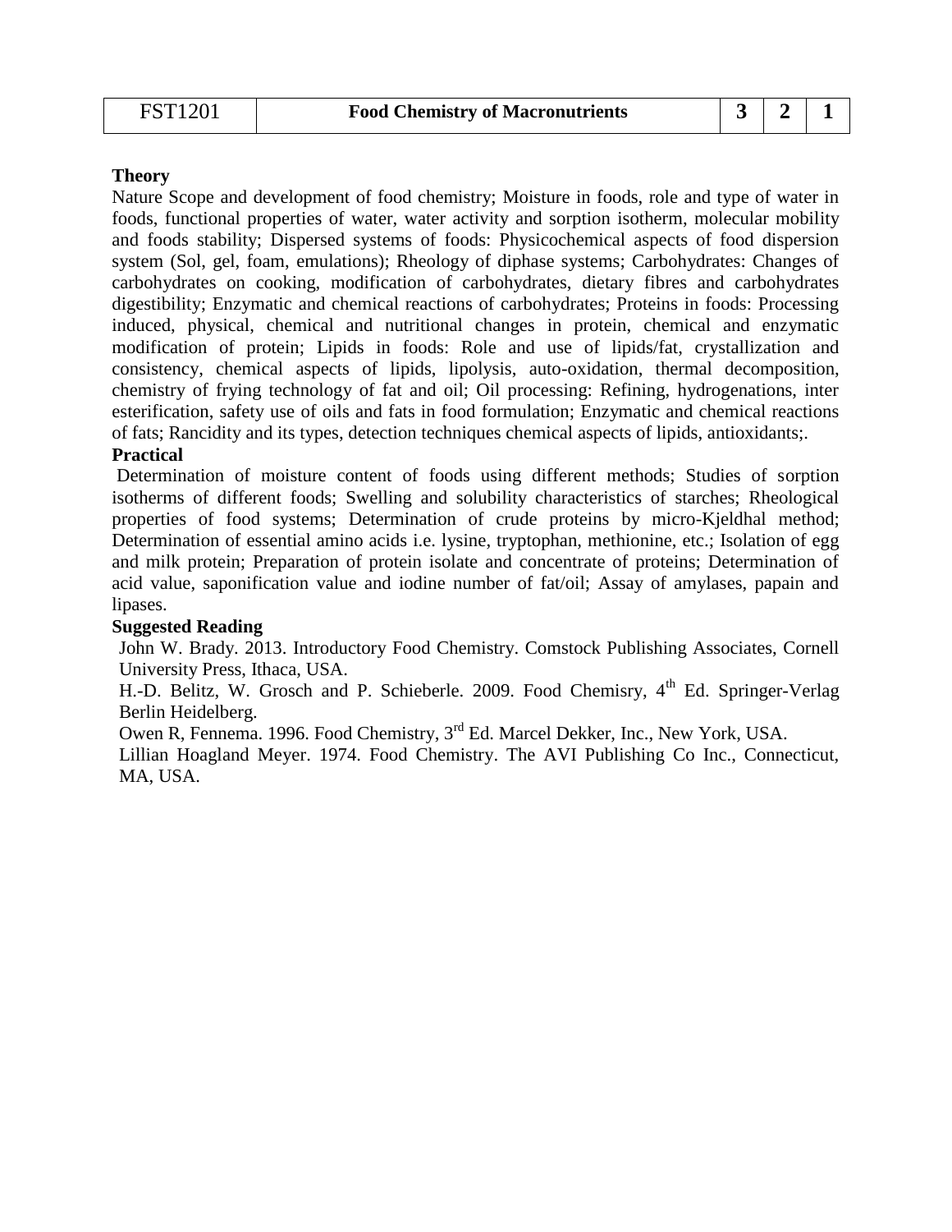| FST1201 | Food Chemistry of Macronutrients | 3 | 2 | 1 |
|---|---|---|---|---|

**Theory**

Nature Scope and development of food chemistry; Moisture in foods, role and type of water in foods, functional properties of water, water activity and sorption isotherm, molecular mobility and foods stability; Dispersed systems of foods: Physicochemical aspects of food dispersion system (Sol, gel, foam, emulations); Rheology of diphase systems; Carbohydrates: Changes of carbohydrates on cooking, modification of carbohydrates, dietary fibres and carbohydrates digestibility; Enzymatic and chemical reactions of carbohydrates; Proteins in foods: Processing induced, physical, chemical and nutritional changes in protein, chemical and enzymatic modification of protein; Lipids in foods: Role and use of lipids/fat, crystallization and consistency, chemical aspects of lipids, lipolysis, auto-oxidation, thermal decomposition, chemistry of frying technology of fat and oil; Oil processing: Refining, hydrogenations, inter esterification, safety use of oils and fats in food formulation; Enzymatic and chemical reactions of fats; Rancidity and its types, detection techniques chemical aspects of lipids, antioxidants;.

**Practical**

Determination of moisture content of foods using different methods; Studies of sorption isotherms of different foods; Swelling and solubility characteristics of starches; Rheological properties of food systems; Determination of crude proteins by micro-Kjeldhal method; Determination of essential amino acids i.e. lysine, tryptophan, methionine, etc.; Isolation of egg and milk protein; Preparation of protein isolate and concentrate of proteins; Determination of acid value, saponification value and iodine number of fat/oil; Assay of amylases, papain and lipases.

**Suggested Reading**

John W. Brady. 2013. Introductory Food Chemistry. Comstock Publishing Associates, Cornell University Press, Ithaca, USA.

H.-D. Belitz, W. Grosch and P. Schieberle. 2009. Food Chemisry, 4th Ed. Springer-Verlag Berlin Heidelberg.

Owen R, Fennema. 1996. Food Chemistry, 3rd Ed. Marcel Dekker, Inc., New York, USA.

Lillian Hoagland Meyer. 1974. Food Chemistry. The AVI Publishing Co Inc., Connecticut, MA, USA.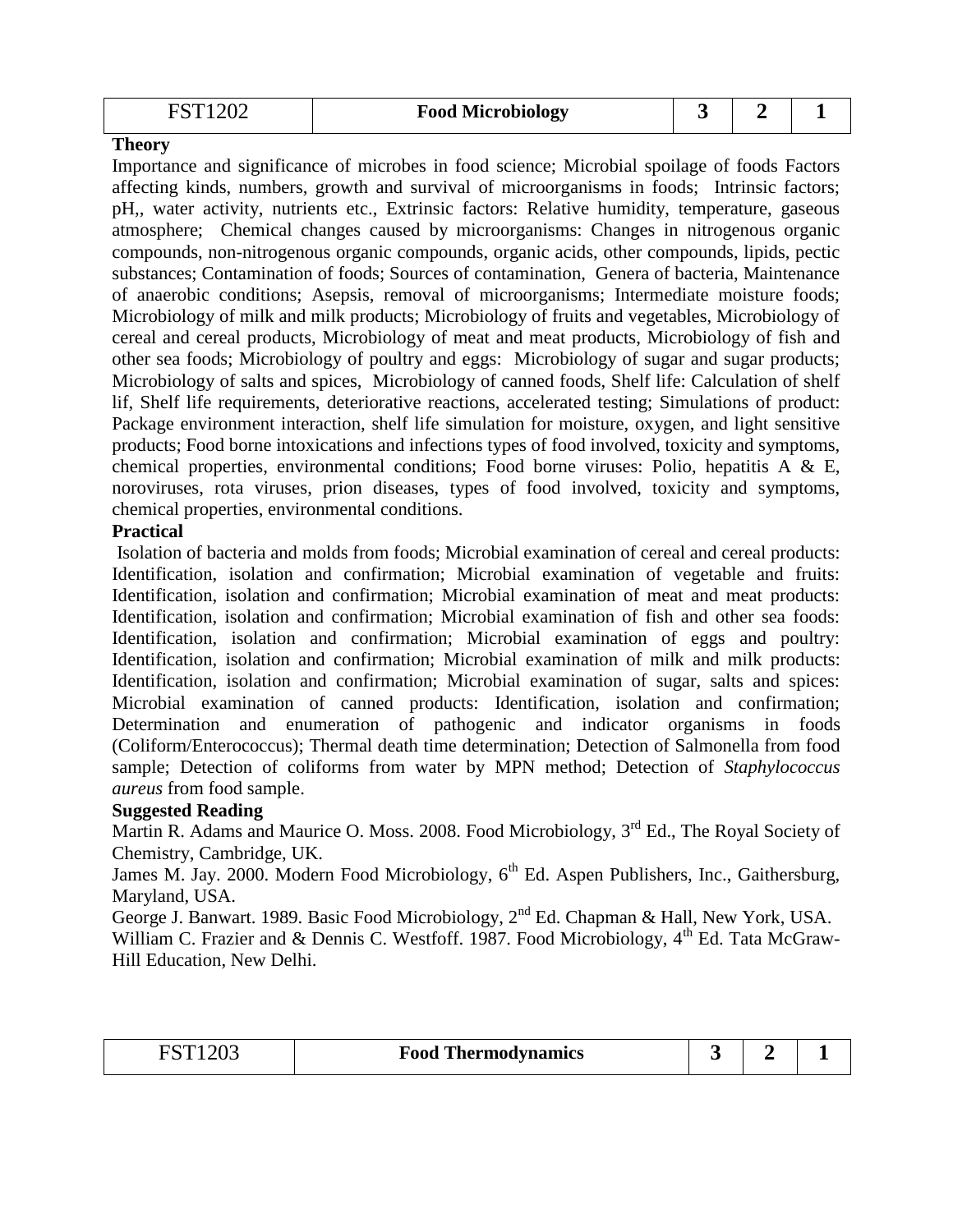| FST1202 | Food Microbiology | 3 | 2 | 1 |
|---|---|---|---|---|

**Theory**

Importance and significance of microbes in food science; Microbial spoilage of foods Factors affecting kinds, numbers, growth and survival of microorganisms in foods; Intrinsic factors; pH,, water activity, nutrients etc., Extrinsic factors: Relative humidity, temperature, gaseous atmosphere; Chemical changes caused by microorganisms: Changes in nitrogenous organic compounds, non-nitrogenous organic compounds, organic acids, other compounds, lipids, pectic substances; Contamination of foods; Sources of contamination, Genera of bacteria, Maintenance of anaerobic conditions; Asepsis, removal of microorganisms; Intermediate moisture foods; Microbiology of milk and milk products; Microbiology of fruits and vegetables, Microbiology of cereal and cereal products, Microbiology of meat and meat products, Microbiology of fish and other sea foods; Microbiology of poultry and eggs: Microbiology of sugar and sugar products; Microbiology of salts and spices, Microbiology of canned foods, Shelf life: Calculation of shelf lif, Shelf life requirements, deteriorative reactions, accelerated testing; Simulations of product: Package environment interaction, shelf life simulation for moisture, oxygen, and light sensitive products; Food borne intoxications and infections types of food involved, toxicity and symptoms, chemical properties, environmental conditions; Food borne viruses: Polio, hepatitis A & E, noroviruses, rota viruses, prion diseases, types of food involved, toxicity and symptoms, chemical properties, environmental conditions.

**Practical**

Isolation of bacteria and molds from foods; Microbial examination of cereal and cereal products: Identification, isolation and confirmation; Microbial examination of vegetable and fruits: Identification, isolation and confirmation; Microbial examination of meat and meat products: Identification, isolation and confirmation; Microbial examination of fish and other sea foods: Identification, isolation and confirmation; Microbial examination of eggs and poultry: Identification, isolation and confirmation; Microbial examination of milk and milk products: Identification, isolation and confirmation; Microbial examination of sugar, salts and spices: Microbial examination of canned products: Identification, isolation and confirmation; Determination and enumeration of pathogenic and indicator organisms in foods (Coliform/Enterococcus); Thermal death time determination; Detection of Salmonella from food sample; Detection of coliforms from water by MPN method; Detection of *Staphylococcus aureus* from food sample.

**Suggested Reading**

Martin R. Adams and Maurice O. Moss. 2008. Food Microbiology, 3rd Ed., The Royal Society of Chemistry, Cambridge, UK.

James M. Jay. 2000. Modern Food Microbiology, 6th Ed. Aspen Publishers, Inc., Gaithersburg, Maryland, USA.

George J. Banwart. 1989. Basic Food Microbiology, 2nd Ed. Chapman & Hall, New York, USA.

William C. Frazier and & Dennis C. Westfoff. 1987. Food Microbiology, 4th Ed. Tata McGraw-Hill Education, New Delhi.

| FST1203 | Food Thermodynamics | 3 | 2 | 1 |
|---|---|---|---|---|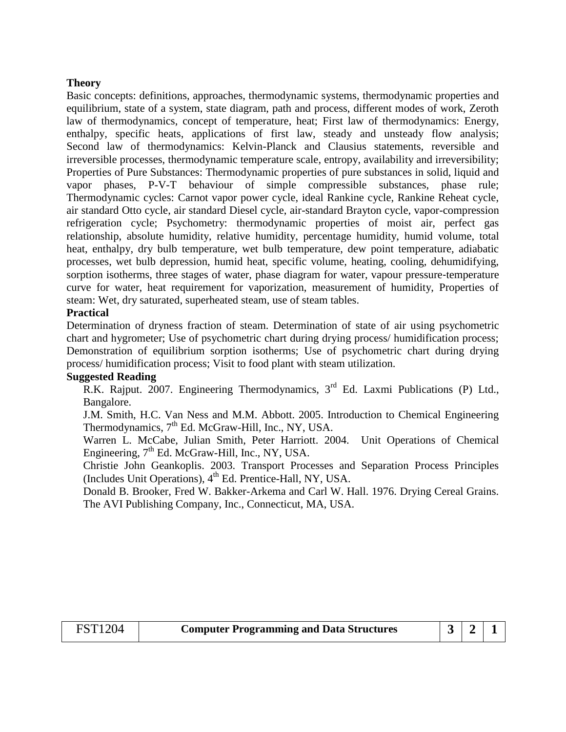**Theory**

Basic concepts: definitions, approaches, thermodynamic systems, thermodynamic properties and equilibrium, state of a system, state diagram, path and process, different modes of work, Zeroth law of thermodynamics, concept of temperature, heat; First law of thermodynamics: Energy, enthalpy, specific heats, applications of first law, steady and unsteady flow analysis; Second law of thermodynamics: Kelvin-Planck and Clausius statements, reversible and irreversible processes, thermodynamic temperature scale, entropy, availability and irreversibility; Properties of Pure Substances: Thermodynamic properties of pure substances in solid, liquid and vapor phases, P-V-T behaviour of simple compressible substances, phase rule; Thermodynamic cycles: Carnot vapor power cycle, ideal Rankine cycle, Rankine Reheat cycle, air standard Otto cycle, air standard Diesel cycle, air-standard Brayton cycle, vapor-compression refrigeration cycle; Psychometry: thermodynamic properties of moist air, perfect gas relationship, absolute humidity, relative humidity, percentage humidity, humid volume, total heat, enthalpy, dry bulb temperature, wet bulb temperature, dew point temperature, adiabatic processes, wet bulb depression, humid heat, specific volume, heating, cooling, dehumidifying, sorption isotherms, three stages of water, phase diagram for water, vapour pressure-temperature curve for water, heat requirement for vaporization, measurement of humidity, Properties of steam: Wet, dry saturated, superheated steam, use of steam tables.

**Practical**

Determination of dryness fraction of steam. Determination of state of air using psychometric chart and hygrometer; Use of psychometric chart during drying process/ humidification process; Demonstration of equilibrium sorption isotherms; Use of psychometric chart during drying process/ humidification process; Visit to food plant with steam utilization.

**Suggested Reading**

R.K. Rajput. 2007. Engineering Thermodynamics, 3rd Ed. Laxmi Publications (P) Ltd., Bangalore.

J.M. Smith, H.C. Van Ness and M.M. Abbott. 2005. Introduction to Chemical Engineering Thermodynamics, 7th Ed. McGraw-Hill, Inc., NY, USA.

Warren L. McCabe, Julian Smith, Peter Harriott. 2004. Unit Operations of Chemical Engineering, 7th Ed. McGraw-Hill, Inc., NY, USA.

Christie John Geankoplis. 2003. Transport Processes and Separation Process Principles (Includes Unit Operations), 4th Ed. Prentice-Hall, NY, USA.

Donald B. Brooker, Fred W. Bakker-Arkema and Carl W. Hall. 1976. Drying Cereal Grains. The AVI Publishing Company, Inc., Connecticut, MA, USA.

| FST1204 | **Computer Programming and Data Structures** | **3** | **2** | **1** |
|---|---|---|---|---|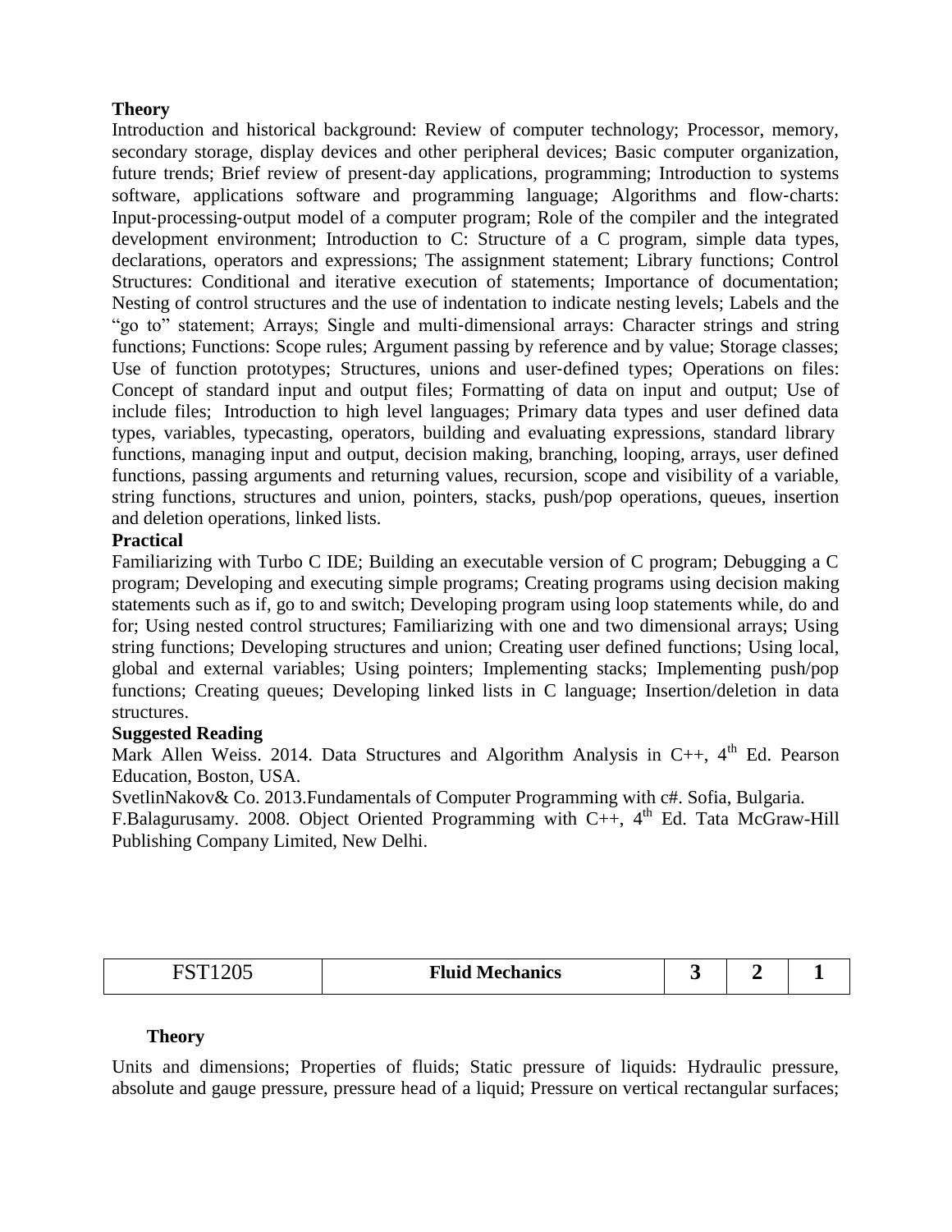**Theory**

Introduction and historical background: Review of computer technology; Processor, memory, secondary storage, display devices and other peripheral devices; Basic computer organization, future trends; Brief review of present-day applications, programming; Introduction to systems software, applications software and programming language; Algorithms and flow-charts: Input-processing-output model of a computer program; Role of the compiler and the integrated development environment; Introduction to C: Structure of a C program, simple data types, declarations, operators and expressions; The assignment statement; Library functions; Control Structures: Conditional and iterative execution of statements; Importance of documentation; Nesting of control structures and the use of indentation to indicate nesting levels; Labels and the "go to" statement; Arrays; Single and multi-dimensional arrays: Character strings and string functions; Functions: Scope rules; Argument passing by reference and by value; Storage classes; Use of function prototypes; Structures, unions and user-defined types; Operations on files: Concept of standard input and output files; Formatting of data on input and output; Use of include files; Introduction to high level languages; Primary data types and user defined data types, variables, typecasting, operators, building and evaluating expressions, standard library functions, managing input and output, decision making, branching, looping, arrays, user defined functions, passing arguments and returning values, recursion, scope and visibility of a variable, string functions, structures and union, pointers, stacks, push/pop operations, queues, insertion and deletion operations, linked lists.

**Practical**

Familiarizing with Turbo C IDE; Building an executable version of C program; Debugging a C program; Developing and executing simple programs; Creating programs using decision making statements such as if, go to and switch; Developing program using loop statements while, do and for; Using nested control structures; Familiarizing with one and two dimensional arrays; Using string functions; Developing structures and union; Creating user defined functions; Using local, global and external variables; Using pointers; Implementing stacks; Implementing push/pop functions; Creating queues; Developing linked lists in C language; Insertion/deletion in data structures.

**Suggested Reading**

Mark Allen Weiss. 2014. Data Structures and Algorithm Analysis in C++, 4th Ed. Pearson Education, Boston, USA.

SvetlinNakov& Co. 2013.Fundamentals of Computer Programming with c#. Sofia, Bulgaria.

F.Balagurusamy. 2008. Object Oriented Programming with C++, 4th Ed. Tata McGraw-Hill Publishing Company Limited, New Delhi.

| FST1205 | **Fluid Mechanics** | **3** | **2** | **1** |
|---|---|---|---|---|

**Theory**

Units and dimensions; Properties of fluids; Static pressure of liquids: Hydraulic pressure, absolute and gauge pressure, pressure head of a liquid; Pressure on vertical rectangular surfaces;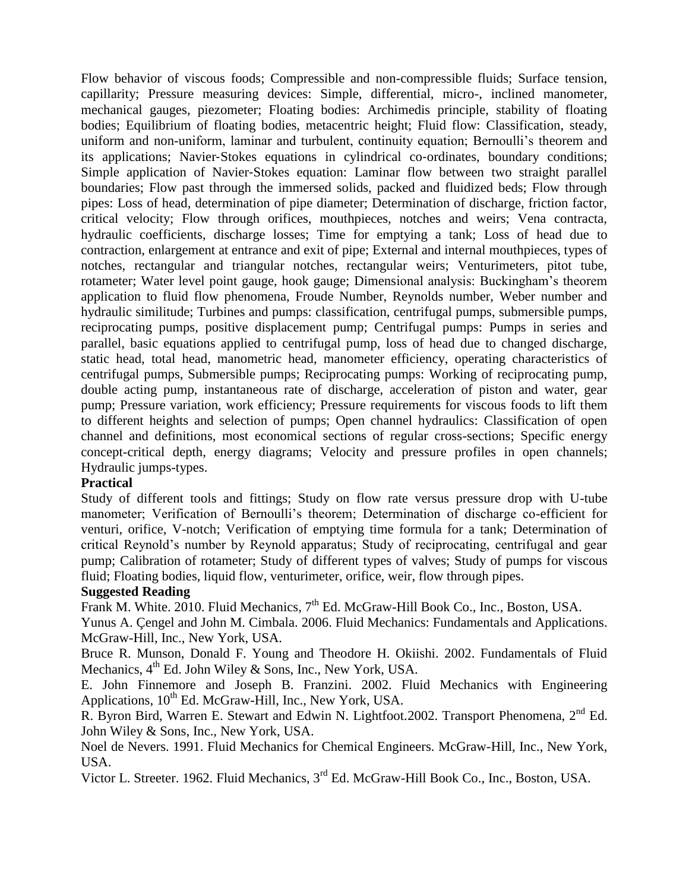Flow behavior of viscous foods; Compressible and non-compressible fluids; Surface tension, capillarity; Pressure measuring devices: Simple, differential, micro-, inclined manometer, mechanical gauges, piezometer; Floating bodies: Archimedis principle, stability of floating bodies; Equilibrium of floating bodies, metacentric height; Fluid flow: Classification, steady, uniform and non-uniform, laminar and turbulent, continuity equation; Bernoulli's theorem and its applications; Navier-Stokes equations in cylindrical co-ordinates, boundary conditions; Simple application of Navier-Stokes equation: Laminar flow between two straight parallel boundaries; Flow past through the immersed solids, packed and fluidized beds; Flow through pipes: Loss of head, determination of pipe diameter; Determination of discharge, friction factor, critical velocity; Flow through orifices, mouthpieces, notches and weirs; Vena contracta, hydraulic coefficients, discharge losses; Time for emptying a tank; Loss of head due to contraction, enlargement at entrance and exit of pipe; External and internal mouthpieces, types of notches, rectangular and triangular notches, rectangular weirs; Venturimeters, pitot tube, rotameter; Water level point gauge, hook gauge; Dimensional analysis: Buckingham's theorem application to fluid flow phenomena, Froude Number, Reynolds number, Weber number and hydraulic similitude; Turbines and pumps: classification, centrifugal pumps, submersible pumps, reciprocating pumps, positive displacement pump; Centrifugal pumps: Pumps in series and parallel, basic equations applied to centrifugal pump, loss of head due to changed discharge, static head, total head, manometric head, manometer efficiency, operating characteristics of centrifugal pumps, Submersible pumps; Reciprocating pumps: Working of reciprocating pump, double acting pump, instantaneous rate of discharge, acceleration of piston and water, gear pump; Pressure variation, work efficiency; Pressure requirements for viscous foods to lift them to different heights and selection of pumps; Open channel hydraulics: Classification of open channel and definitions, most economical sections of regular cross-sections; Specific energy concept-critical depth, energy diagrams; Velocity and pressure profiles in open channels; Hydraulic jumps-types.

**Practical**

Study of different tools and fittings; Study on flow rate versus pressure drop with U-tube manometer; Verification of Bernoulli's theorem; Determination of discharge co-efficient for venturi, orifice, V-notch; Verification of emptying time formula for a tank; Determination of critical Reynold's number by Reynold apparatus; Study of reciprocating, centrifugal and gear pump; Calibration of rotameter; Study of different types of valves; Study of pumps for viscous fluid; Floating bodies, liquid flow, venturimeter, orifice, weir, flow through pipes.

**Suggested Reading**

Frank M. White. 2010. Fluid Mechanics, 7th Ed. McGraw-Hill Book Co., Inc., Boston, USA.

Yunus A. Çengel and John M. Cimbala. 2006. Fluid Mechanics: Fundamentals and Applications. McGraw-Hill, Inc., New York, USA.

Bruce R. Munson, Donald F. Young and Theodore H. Okiishi. 2002. Fundamentals of Fluid Mechanics, 4th Ed. John Wiley & Sons, Inc., New York, USA.

E. John Finnemore and Joseph B. Franzini. 2002. Fluid Mechanics with Engineering Applications, 10th Ed. McGraw-Hill, Inc., New York, USA.

R. Byron Bird, Warren E. Stewart and Edwin N. Lightfoot.2002. Transport Phenomena, 2nd Ed. John Wiley & Sons, Inc., New York, USA.

Noel de Nevers. 1991. Fluid Mechanics for Chemical Engineers. McGraw-Hill, Inc., New York, USA.

Victor L. Streeter. 1962. Fluid Mechanics, 3rd Ed. McGraw-Hill Book Co., Inc., Boston, USA.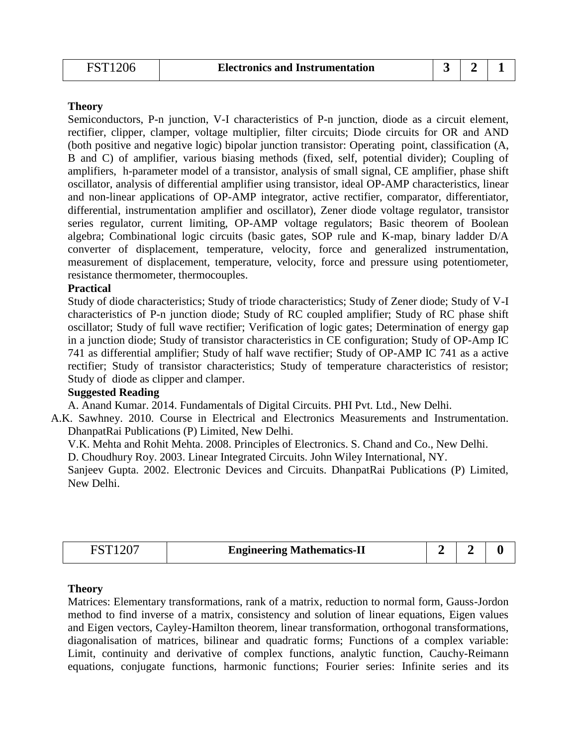| FST1206 | Electronics and Instrumentation | 3 | 2 | 1 |
|---|---|---|---|---|

**Theory**

Semiconductors, P-n junction, V-I characteristics of P-n junction, diode as a circuit element, rectifier, clipper, clamper, voltage multiplier, filter circuits; Diode circuits for OR and AND (both positive and negative logic) bipolar junction transistor: Operating point, classification (A, B and C) of amplifier, various biasing methods (fixed, self, potential divider); Coupling of amplifiers, h-parameter model of a transistor, analysis of small signal, CE amplifier, phase shift oscillator, analysis of differential amplifier using transistor, ideal OP-AMP characteristics, linear and non-linear applications of OP-AMP integrator, active rectifier, comparator, differentiator, differential, instrumentation amplifier and oscillator), Zener diode voltage regulator, transistor series regulator, current limiting, OP-AMP voltage regulators; Basic theorem of Boolean algebra; Combinational logic circuits (basic gates, SOP rule and K-map, binary ladder D/A converter of displacement, temperature, velocity, force and generalized instrumentation, measurement of displacement, temperature, velocity, force and pressure using potentiometer, resistance thermometer, thermocouples.

**Practical**

Study of diode characteristics; Study of triode characteristics; Study of Zener diode; Study of V-I characteristics of P-n junction diode; Study of RC coupled amplifier; Study of RC phase shift oscillator; Study of full wave rectifier; Verification of logic gates; Determination of energy gap in a junction diode; Study of transistor characteristics in CE configuration; Study of OP-Amp IC 741 as differential amplifier; Study of half wave rectifier; Study of OP-AMP IC 741 as a active rectifier; Study of transistor characteristics; Study of temperature characteristics of resistor; Study of diode as clipper and clamper.

**Suggested Reading**

A. Anand Kumar. 2014. Fundamentals of Digital Circuits. PHI Pvt. Ltd., New Delhi.

A.K. Sawhney. 2010. Course in Electrical and Electronics Measurements and Instrumentation. DhanpatRai Publications (P) Limited, New Delhi.

V.K. Mehta and Rohit Mehta. 2008. Principles of Electronics. S. Chand and Co., New Delhi.

D. Choudhury Roy. 2003. Linear Integrated Circuits. John Wiley International, NY.

Sanjeev Gupta. 2002. Electronic Devices and Circuits. DhanpatRai Publications (P) Limited, New Delhi.

| FST1207 | Engineering Mathematics-II | 2 | 2 | 0 |
|---|---|---|---|---|

**Theory**

Matrices: Elementary transformations, rank of a matrix, reduction to normal form, Gauss-Jordon method to find inverse of a matrix, consistency and solution of linear equations, Eigen values and Eigen vectors, Cayley-Hamilton theorem, linear transformation, orthogonal transformations, diagonalisation of matrices, bilinear and quadratic forms; Functions of a complex variable: Limit, continuity and derivative of complex functions, analytic function, Cauchy-Reimann equations, conjugate functions, harmonic functions; Fourier series: Infinite series and its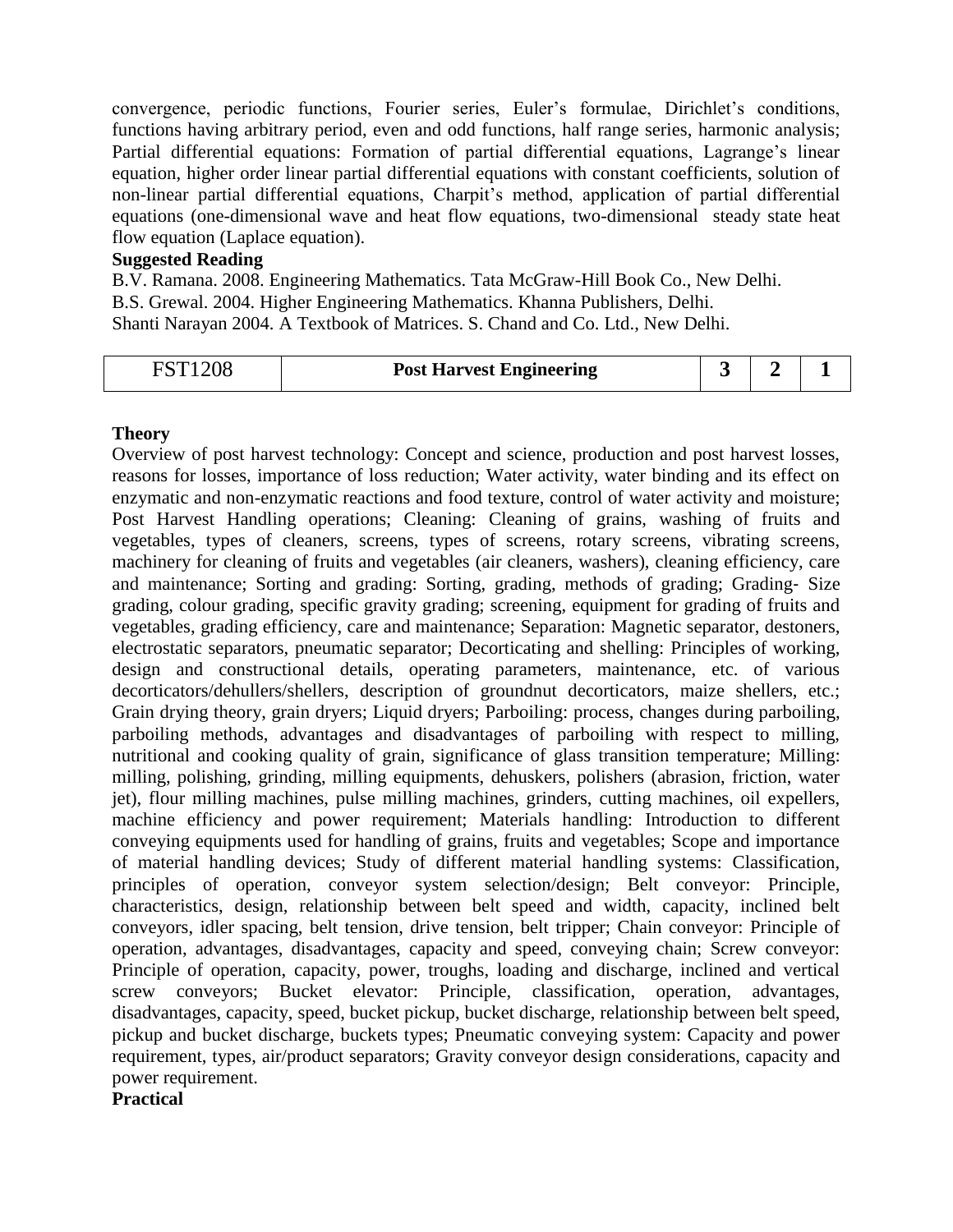convergence, periodic functions, Fourier series, Euler's formulae, Dirichlet's conditions, functions having arbitrary period, even and odd functions, half range series, harmonic analysis; Partial differential equations: Formation of partial differential equations, Lagrange's linear equation, higher order linear partial differential equations with constant coefficients, solution of non-linear partial differential equations, Charpit's method, application of partial differential equations (one-dimensional wave and heat flow equations, two-dimensional steady state heat flow equation (Laplace equation).

**Suggested Reading**

B.V. Ramana. 2008. Engineering Mathematics. Tata McGraw-Hill Book Co., New Delhi.
B.S. Grewal. 2004. Higher Engineering Mathematics. Khanna Publishers, Delhi.
Shanti Narayan 2004. A Textbook of Matrices. S. Chand and Co. Ltd., New Delhi.

| FST1208 | **Post Harvest Engineering** | **3** | **2** | **1** |
|---|---|---|---|---|

**Theory**

Overview of post harvest technology: Concept and science, production and post harvest losses, reasons for losses, importance of loss reduction; Water activity, water binding and its effect on enzymatic and non-enzymatic reactions and food texture, control of water activity and moisture; Post Harvest Handling operations; Cleaning: Cleaning of grains, washing of fruits and vegetables, types of cleaners, screens, types of screens, rotary screens, vibrating screens, machinery for cleaning of fruits and vegetables (air cleaners, washers), cleaning efficiency, care and maintenance; Sorting and grading: Sorting, grading, methods of grading; Grading- Size grading, colour grading, specific gravity grading; screening, equipment for grading of fruits and vegetables, grading efficiency, care and maintenance; Separation: Magnetic separator, destoners, electrostatic separators, pneumatic separator; Decorticating and shelling: Principles of working, design and constructional details, operating parameters, maintenance, etc. of various decorticators/dehullers/shellers, description of groundnut decorticators, maize shellers, etc.; Grain drying theory, grain dryers; Liquid dryers; Parboiling: process, changes during parboiling, parboiling methods, advantages and disadvantages of parboiling with respect to milling, nutritional and cooking quality of grain, significance of glass transition temperature; Milling: milling, polishing, grinding, milling equipments, dehuskers, polishers (abrasion, friction, water jet), flour milling machines, pulse milling machines, grinders, cutting machines, oil expellers, machine efficiency and power requirement; Materials handling: Introduction to different conveying equipments used for handling of grains, fruits and vegetables; Scope and importance of material handling devices; Study of different material handling systems: Classification, principles of operation, conveyor system selection/design; Belt conveyor: Principle, characteristics, design, relationship between belt speed and width, capacity, inclined belt conveyors, idler spacing, belt tension, drive tension, belt tripper; Chain conveyor: Principle of operation, advantages, disadvantages, capacity and speed, conveying chain; Screw conveyor: Principle of operation, capacity, power, troughs, loading and discharge, inclined and vertical screw conveyors; Bucket elevator: Principle, classification, operation, advantages, disadvantages, capacity, speed, bucket pickup, bucket discharge, relationship between belt speed, pickup and bucket discharge, buckets types; Pneumatic conveying system: Capacity and power requirement, types, air/product separators; Gravity conveyor design considerations, capacity and power requirement.

**Practical**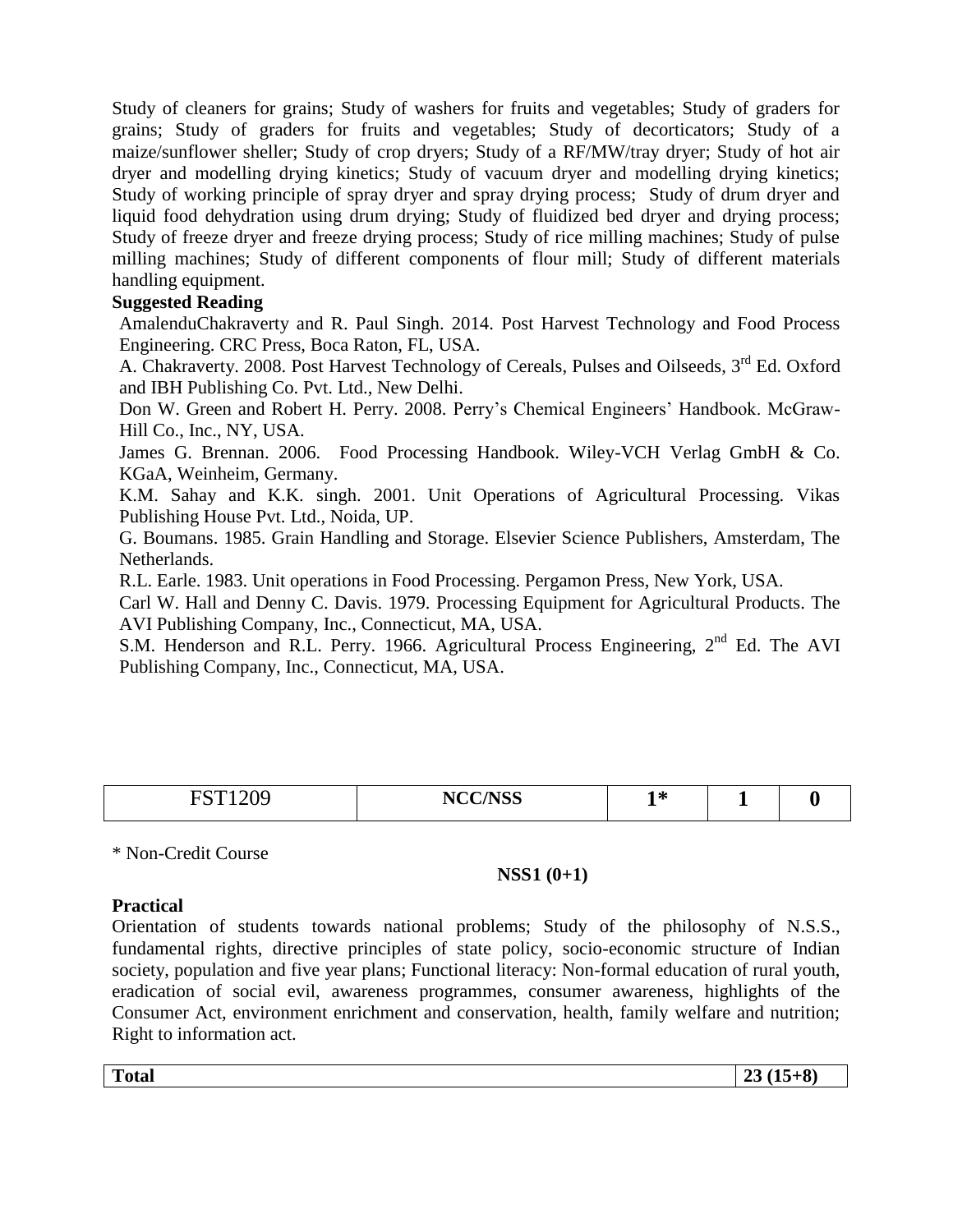Study of cleaners for grains; Study of washers for fruits and vegetables; Study of graders for grains; Study of graders for fruits and vegetables; Study of decorticators; Study of a maize/sunflower sheller; Study of crop dryers; Study of a RF/MW/tray dryer; Study of hot air dryer and modelling drying kinetics; Study of vacuum dryer and modelling drying kinetics; Study of working principle of spray dryer and spray drying process; Study of drum dryer and liquid food dehydration using drum drying; Study of fluidized bed dryer and drying process; Study of freeze dryer and freeze drying process; Study of rice milling machines; Study of pulse milling machines; Study of different components of flour mill; Study of different materials handling equipment.

**Suggested Reading**

AmalenduChakraverty and R. Paul Singh. 2014. Post Harvest Technology and Food Process Engineering. CRC Press, Boca Raton, FL, USA.

A. Chakraverty. 2008. Post Harvest Technology of Cereals, Pulses and Oilseeds, 3rd Ed. Oxford and IBH Publishing Co. Pvt. Ltd., New Delhi.

Don W. Green and Robert H. Perry. 2008. Perry's Chemical Engineers' Handbook. McGraw-Hill Co., Inc., NY, USA.

James G. Brennan. 2006. Food Processing Handbook. Wiley-VCH Verlag GmbH & Co. KGaA, Weinheim, Germany.

K.M. Sahay and K.K. singh. 2001. Unit Operations of Agricultural Processing. Vikas Publishing House Pvt. Ltd., Noida, UP.

G. Boumans. 1985. Grain Handling and Storage. Elsevier Science Publishers, Amsterdam, The Netherlands.

R.L. Earle. 1983. Unit operations in Food Processing. Pergamon Press, New York, USA.

Carl W. Hall and Denny C. Davis. 1979. Processing Equipment for Agricultural Products. The AVI Publishing Company, Inc., Connecticut, MA, USA.

S.M. Henderson and R.L. Perry. 1966. Agricultural Process Engineering, 2nd Ed. The AVI Publishing Company, Inc., Connecticut, MA, USA.

| FST1209 | **NCC/NSS** | **1*** | **1** | **0** |
|---|---|---|---|---|

\* Non-Credit Course

**NSS1 (0+1)**

**Practical**

Orientation of students towards national problems; Study of the philosophy of N.S.S., fundamental rights, directive principles of state policy, socio-economic structure of Indian society, population and five year plans; Functional literacy: Non-formal education of rural youth, eradication of social evil, awareness programmes, consumer awareness, highlights of the Consumer Act, environment enrichment and conservation, health, family welfare and nutrition; Right to information act.

| **Total** | **23 (15+8)** |
|---|---|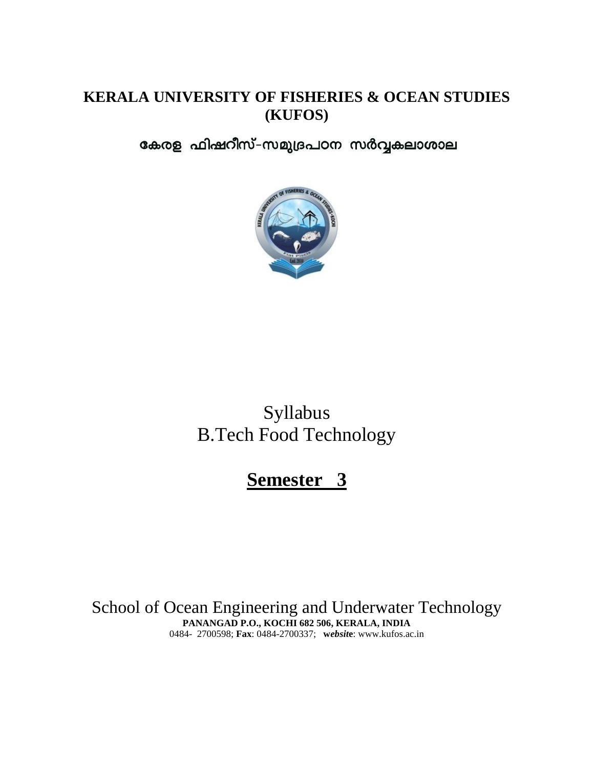**KERALA UNIVERSITY OF FISHERIES & OCEAN STUDIES (KUFOS)**

**കേരള ഫിഷറീസ്-സമുദ്രപഠന സർവ്വകലാശാല**

Syllabus
B.Tech Food Technology

# **Semester 3**

School of Ocean Engineering and Underwater Technology
**PANANGAD P.O., KOCHI 682 506, KERALA, INDIA**
0484- 2700598; **Fax**: 0484-2700337; ***website***: www.kufos.ac.in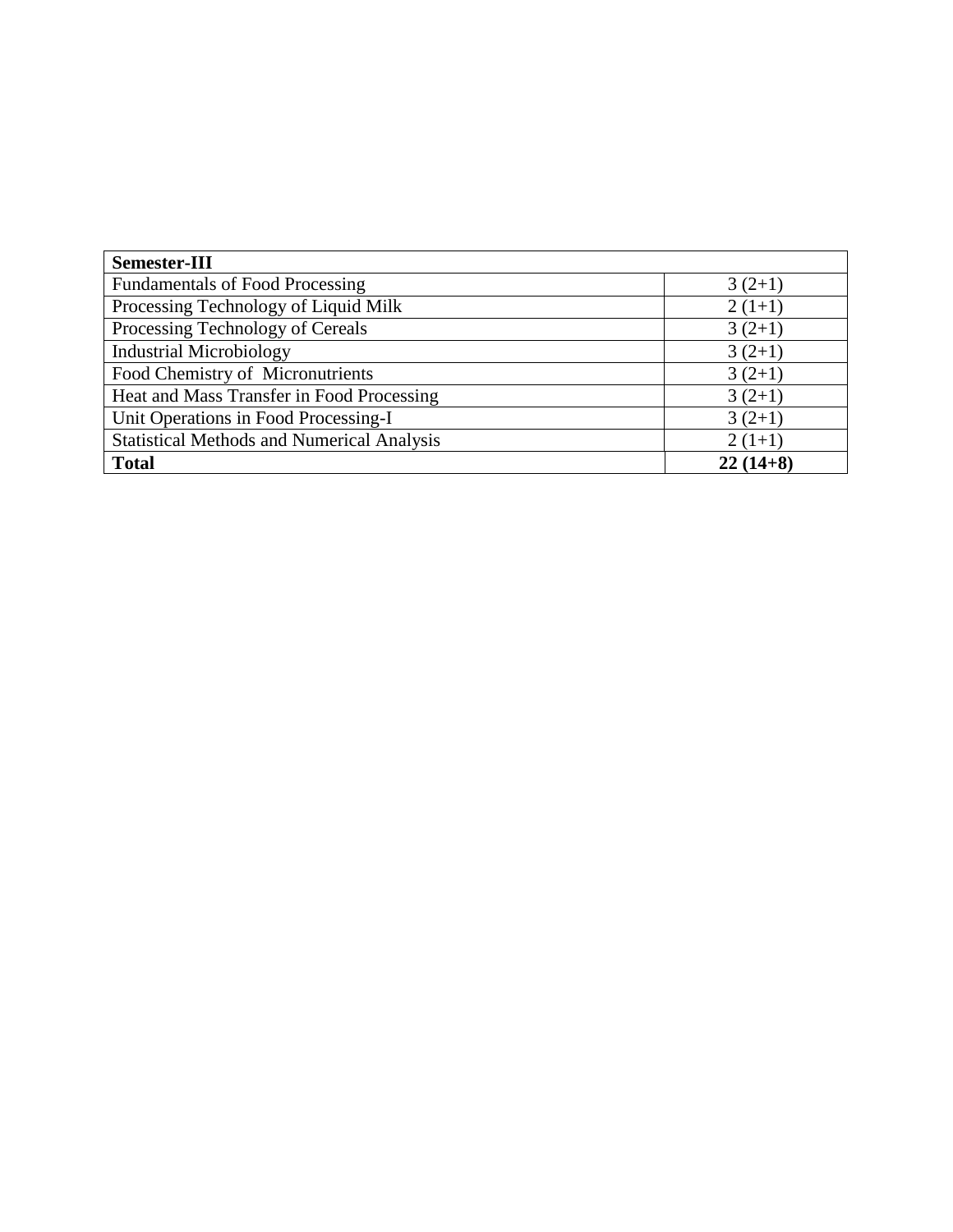| Semester-III | |
|---|---|
| Fundamentals of Food Processing | 3 (2+1) |
| Processing Technology of Liquid Milk | 2 (1+1) |
| Processing Technology of Cereals | 3 (2+1) |
| Industrial Microbiology | 3 (2+1) |
| Food Chemistry of Micronutrients | 3 (2+1) |
| Heat and Mass Transfer in Food Processing | 3 (2+1) |
| Unit Operations in Food Processing-I | 3 (2+1) |
| Statistical Methods and Numerical Analysis | 2 (1+1) |
| **Total** | **22 (14+8)** |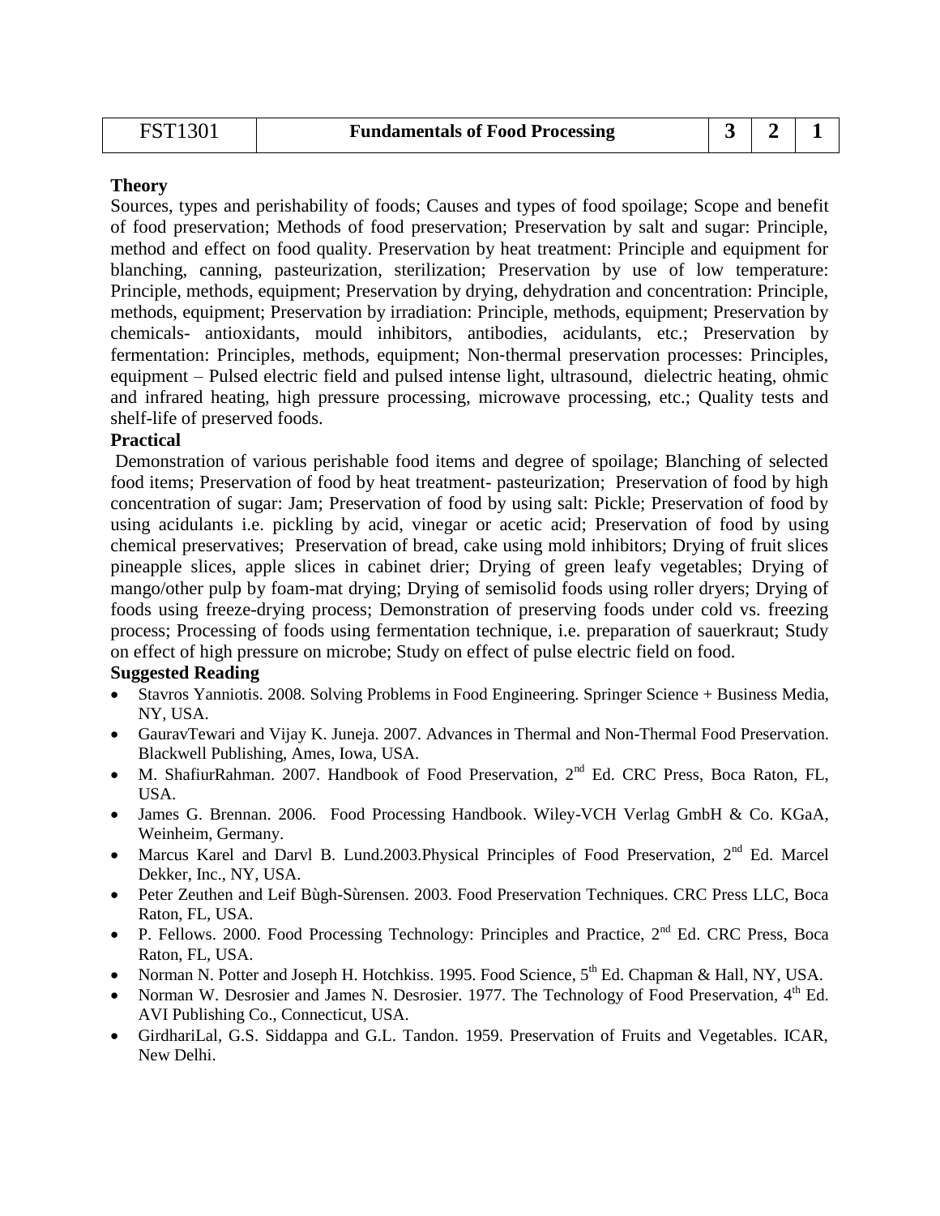| FST1301 | Fundamentals of Food Processing | 3 | 2 | 1 |
|---|---|---|---|---|

**Theory**

Sources, types and perishability of foods; Causes and types of food spoilage; Scope and benefit of food preservation; Methods of food preservation; Preservation by salt and sugar: Principle, method and effect on food quality. Preservation by heat treatment: Principle and equipment for blanching, canning, pasteurization, sterilization; Preservation by use of low temperature: Principle, methods, equipment; Preservation by drying, dehydration and concentration: Principle, methods, equipment; Preservation by irradiation: Principle, methods, equipment; Preservation by chemicals- antioxidants, mould inhibitors, antibodies, acidulants, etc.; Preservation by fermentation: Principles, methods, equipment; Non-thermal preservation processes: Principles, equipment – Pulsed electric field and pulsed intense light, ultrasound, dielectric heating, ohmic and infrared heating, high pressure processing, microwave processing, etc.; Quality tests and shelf-life of preserved foods.

**Practical**

Demonstration of various perishable food items and degree of spoilage; Blanching of selected food items; Preservation of food by heat treatment- pasteurization; Preservation of food by high concentration of sugar: Jam; Preservation of food by using salt: Pickle; Preservation of food by using acidulants i.e. pickling by acid, vinegar or acetic acid; Preservation of food by using chemical preservatives; Preservation of bread, cake using mold inhibitors; Drying of fruit slices pineapple slices, apple slices in cabinet drier; Drying of green leafy vegetables; Drying of mango/other pulp by foam-mat drying; Drying of semisolid foods using roller dryers; Drying of foods using freeze-drying process; Demonstration of preserving foods under cold vs. freezing process; Processing of foods using fermentation technique, i.e. preparation of sauerkraut; Study on effect of high pressure on microbe; Study on effect of pulse electric field on food.

**Suggested Reading**

- Stavros Yanniotis. 2008. Solving Problems in Food Engineering. Springer Science + Business Media, NY, USA.
- GauravTewari and Vijay K. Juneja. 2007. Advances in Thermal and Non-Thermal Food Preservation. Blackwell Publishing, Ames, Iowa, USA.
- M. ShafiurRahman. 2007. Handbook of Food Preservation, 2nd Ed. CRC Press, Boca Raton, FL, USA.
- James G. Brennan. 2006. Food Processing Handbook. Wiley-VCH Verlag GmbH & Co. KGaA, Weinheim, Germany.
- Marcus Karel and Darvl B. Lund.2003.Physical Principles of Food Preservation, 2nd Ed. Marcel Dekker, Inc., NY, USA.
- Peter Zeuthen and Leif Bùgh-Sùrensen. 2003. Food Preservation Techniques. CRC Press LLC, Boca Raton, FL, USA.
- P. Fellows. 2000. Food Processing Technology: Principles and Practice, 2nd Ed. CRC Press, Boca Raton, FL, USA.
- Norman N. Potter and Joseph H. Hotchkiss. 1995. Food Science, 5th Ed. Chapman & Hall, NY, USA.
- Norman W. Desrosier and James N. Desrosier. 1977. The Technology of Food Preservation, 4th Ed. AVI Publishing Co., Connecticut, USA.
- GirdhariLal, G.S. Siddappa and G.L. Tandon. 1959. Preservation of Fruits and Vegetables. ICAR, New Delhi.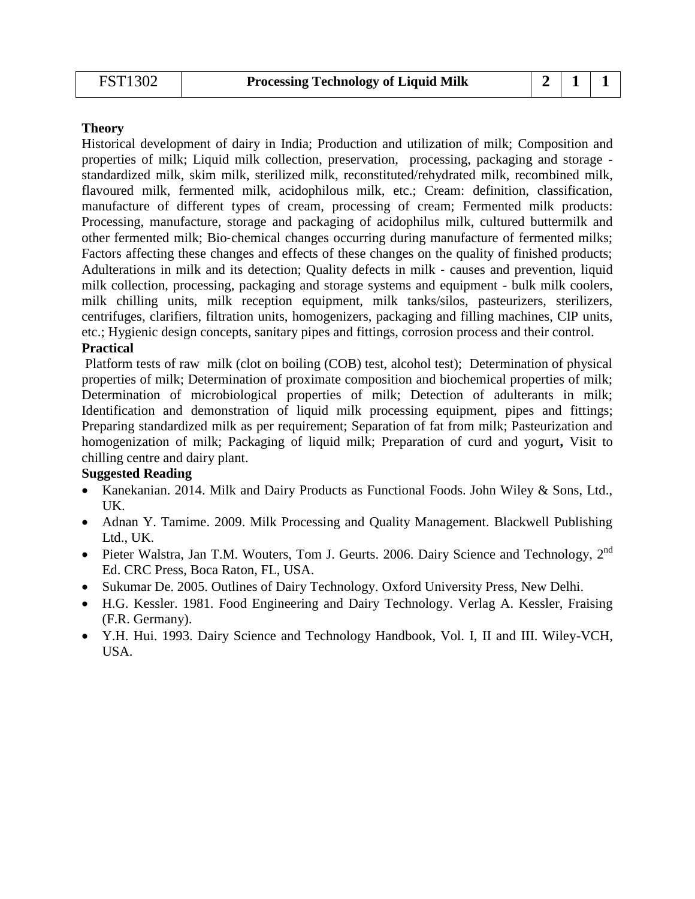| FST1302 | **Processing Technology of Liquid Milk** | **2** | **1** | **1** |
|---|---|---|---|---|

**Theory**

Historical development of dairy in India; Production and utilization of milk; Composition and properties of milk; Liquid milk collection, preservation, processing, packaging and storage - standardized milk, skim milk, sterilized milk, reconstituted/rehydrated milk, recombined milk, flavoured milk, fermented milk, acidophilous milk, etc.; Cream: definition, classification, manufacture of different types of cream, processing of cream; Fermented milk products: Processing, manufacture, storage and packaging of acidophilus milk, cultured buttermilk and other fermented milk; Bio-chemical changes occurring during manufacture of fermented milks; Factors affecting these changes and effects of these changes on the quality of finished products; Adulterations in milk and its detection; Quality defects in milk - causes and prevention, liquid milk collection, processing, packaging and storage systems and equipment - bulk milk coolers, milk chilling units, milk reception equipment, milk tanks/silos, pasteurizers, sterilizers, centrifuges, clarifiers, filtration units, homogenizers, packaging and filling machines, CIP units, etc.; Hygienic design concepts, sanitary pipes and fittings, corrosion process and their control.

**Practical**

Platform tests of raw milk (clot on boiling (COB) test, alcohol test); Determination of physical properties of milk; Determination of proximate composition and biochemical properties of milk; Determination of microbiological properties of milk; Detection of adulterants in milk; Identification and demonstration of liquid milk processing equipment, pipes and fittings; Preparing standardized milk as per requirement; Separation of fat from milk; Pasteurization and homogenization of milk; Packaging of liquid milk; Preparation of curd and yogurt**,** Visit to chilling centre and dairy plant.

**Suggested Reading**

- Kanekanian. 2014. Milk and Dairy Products as Functional Foods. John Wiley & Sons, Ltd., UK.
- Adnan Y. Tamime. 2009. Milk Processing and Quality Management. Blackwell Publishing Ltd., UK.
- Pieter Walstra, Jan T.M. Wouters, Tom J. Geurts. 2006. Dairy Science and Technology, 2nd Ed. CRC Press, Boca Raton, FL, USA.
- Sukumar De. 2005. Outlines of Dairy Technology. Oxford University Press, New Delhi.
- H.G. Kessler. 1981. Food Engineering and Dairy Technology. Verlag A. Kessler, Fraising (F.R. Germany).
- Y.H. Hui. 1993. Dairy Science and Technology Handbook, Vol. I, II and III. Wiley-VCH, USA.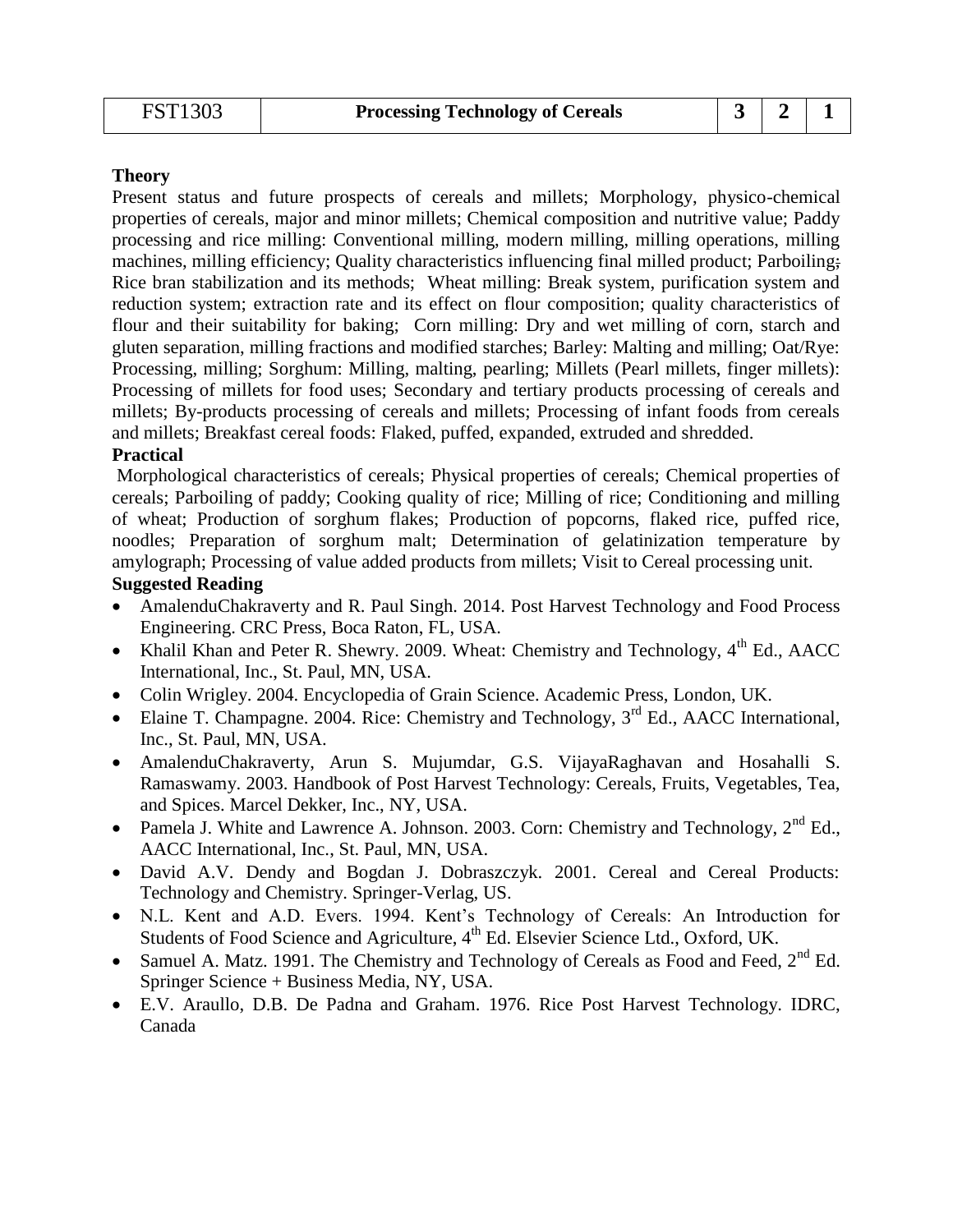| FST1303 | **Processing Technology of Cereals** | **3** | **2** | **1** |
|---|---|---|---|---|

**Theory**

Present status and future prospects of cereals and millets; Morphology, physico-chemical properties of cereals, major and minor millets; Chemical composition and nutritive value; Paddy processing and rice milling: Conventional milling, modern milling, milling operations, milling machines, milling efficiency; Quality characteristics influencing final milled product; Parboiling; Rice bran stabilization and its methods; Wheat milling: Break system, purification system and reduction system; extraction rate and its effect on flour composition; quality characteristics of flour and their suitability for baking; Corn milling: Dry and wet milling of corn, starch and gluten separation, milling fractions and modified starches; Barley: Malting and milling; Oat/Rye: Processing, milling; Sorghum: Milling, malting, pearling; Millets (Pearl millets, finger millets): Processing of millets for food uses; Secondary and tertiary products processing of cereals and millets; By-products processing of cereals and millets; Processing of infant foods from cereals and millets; Breakfast cereal foods: Flaked, puffed, expanded, extruded and shredded.

**Practical**

Morphological characteristics of cereals; Physical properties of cereals; Chemical properties of cereals; Parboiling of paddy; Cooking quality of rice; Milling of rice; Conditioning and milling of wheat; Production of sorghum flakes; Production of popcorns, flaked rice, puffed rice, noodles; Preparation of sorghum malt; Determination of gelatinization temperature by amylograph; Processing of value added products from millets; Visit to Cereal processing unit.

**Suggested Reading**

- AmalenduChakraverty and R. Paul Singh. 2014. Post Harvest Technology and Food Process Engineering. CRC Press, Boca Raton, FL, USA.
- Khalil Khan and Peter R. Shewry. 2009. Wheat: Chemistry and Technology, 4th Ed., AACC International, Inc., St. Paul, MN, USA.
- Colin Wrigley. 2004. Encyclopedia of Grain Science. Academic Press, London, UK.
- Elaine T. Champagne. 2004. Rice: Chemistry and Technology, 3rd Ed., AACC International, Inc., St. Paul, MN, USA.
- AmalenduChakraverty, Arun S. Mujumdar, G.S. VijayaRaghavan and Hosahalli S. Ramaswamy. 2003. Handbook of Post Harvest Technology: Cereals, Fruits, Vegetables, Tea, and Spices. Marcel Dekker, Inc., NY, USA.
- Pamela J. White and Lawrence A. Johnson. 2003. Corn: Chemistry and Technology, 2nd Ed., AACC International, Inc., St. Paul, MN, USA.
- David A.V. Dendy and Bogdan J. Dobraszczyk. 2001. Cereal and Cereal Products: Technology and Chemistry. Springer-Verlag, US.
- N.L. Kent and A.D. Evers. 1994. Kent's Technology of Cereals: An Introduction for Students of Food Science and Agriculture, 4th Ed. Elsevier Science Ltd., Oxford, UK.
- Samuel A. Matz. 1991. The Chemistry and Technology of Cereals as Food and Feed, 2nd Ed. Springer Science + Business Media, NY, USA.
- E.V. Araullo, D.B. De Padna and Graham. 1976. Rice Post Harvest Technology. IDRC, Canada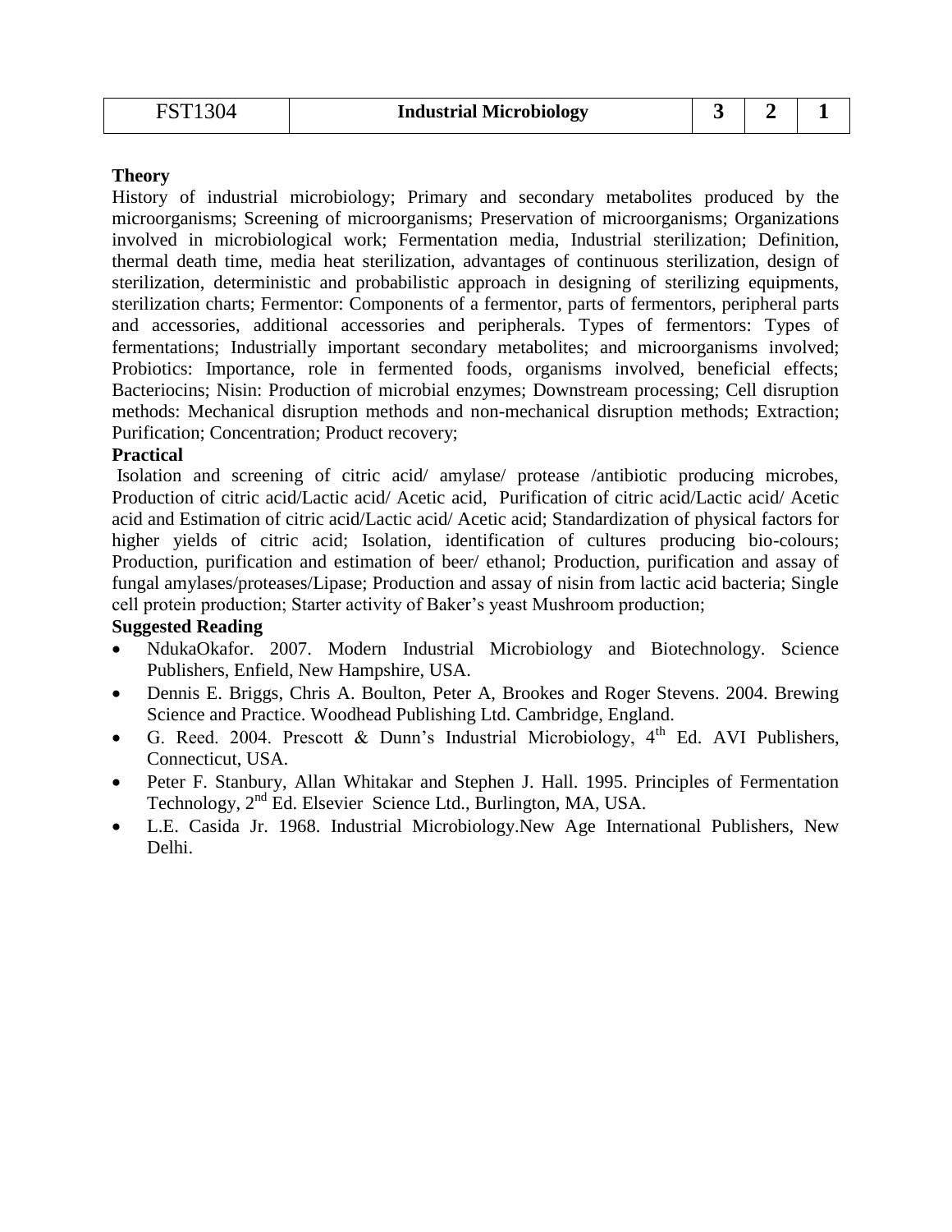| FST1304 | Industrial Microbiology | 3 | 2 | 1 |
|---|---|---|---|---|

**Theory**

History of industrial microbiology; Primary and secondary metabolites produced by the microorganisms; Screening of microorganisms; Preservation of microorganisms; Organizations involved in microbiological work; Fermentation media, Industrial sterilization; Definition, thermal death time, media heat sterilization, advantages of continuous sterilization, design of sterilization, deterministic and probabilistic approach in designing of sterilizing equipments, sterilization charts; Fermentor: Components of a fermentor, parts of fermentors, peripheral parts and accessories, additional accessories and peripherals. Types of fermentors: Types of fermentations; Industrially important secondary metabolites; and microorganisms involved; Probiotics: Importance, role in fermented foods, organisms involved, beneficial effects; Bacteriocins; Nisin: Production of microbial enzymes; Downstream processing; Cell disruption methods: Mechanical disruption methods and non-mechanical disruption methods; Extraction; Purification; Concentration; Product recovery;

**Practical**

Isolation and screening of citric acid/ amylase/ protease /antibiotic producing microbes, Production of citric acid/Lactic acid/ Acetic acid, Purification of citric acid/Lactic acid/ Acetic acid and Estimation of citric acid/Lactic acid/ Acetic acid; Standardization of physical factors for higher yields of citric acid; Isolation, identification of cultures producing bio-colours; Production, purification and estimation of beer/ ethanol; Production, purification and assay of fungal amylases/proteases/Lipase; Production and assay of nisin from lactic acid bacteria; Single cell protein production; Starter activity of Baker's yeast Mushroom production;

**Suggested Reading**

- NdukaOkafor. 2007. Modern Industrial Microbiology and Biotechnology. Science Publishers, Enfield, New Hampshire, USA.
- Dennis E. Briggs, Chris A. Boulton, Peter A, Brookes and Roger Stevens. 2004. Brewing Science and Practice. Woodhead Publishing Ltd. Cambridge, England.
- G. Reed. 2004. Prescott & Dunn's Industrial Microbiology, 4th Ed. AVI Publishers, Connecticut, USA.
- Peter F. Stanbury, Allan Whitakar and Stephen J. Hall. 1995. Principles of Fermentation Technology, 2nd Ed. Elsevier Science Ltd., Burlington, MA, USA.
- L.E. Casida Jr. 1968. Industrial Microbiology.New Age International Publishers, New Delhi.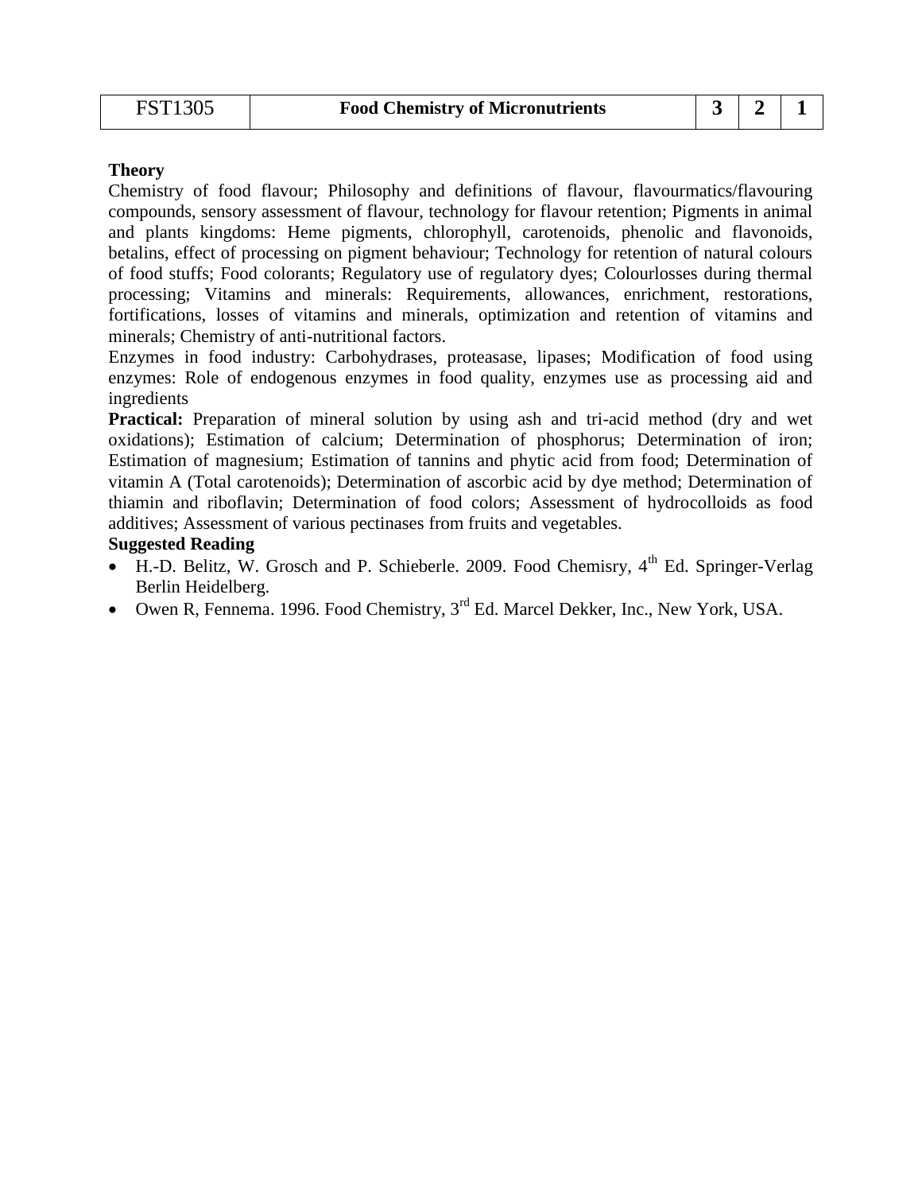| FST1305 | **Food Chemistry of Micronutrients** | **3** | **2** | **1** |
|---|---|---|---|---|

**Theory**

Chemistry of food flavour; Philosophy and definitions of flavour, flavourmatics/flavouring compounds, sensory assessment of flavour, technology for flavour retention; Pigments in animal and plants kingdoms: Heme pigments, chlorophyll, carotenoids, phenolic and flavonoids, betalins, effect of processing on pigment behaviour; Technology for retention of natural colours of food stuffs; Food colorants; Regulatory use of regulatory dyes; Colourlosses during thermal processing; Vitamins and minerals: Requirements, allowances, enrichment, restorations, fortifications, losses of vitamins and minerals, optimization and retention of vitamins and minerals; Chemistry of anti-nutritional factors.

Enzymes in food industry: Carbohydrases, proteasase, lipases; Modification of food using enzymes: Role of endogenous enzymes in food quality, enzymes use as processing aid and ingredients

**Practical:** Preparation of mineral solution by using ash and tri-acid method (dry and wet oxidations); Estimation of calcium; Determination of phosphorus; Determination of iron; Estimation of magnesium; Estimation of tannins and phytic acid from food; Determination of vitamin A (Total carotenoids); Determination of ascorbic acid by dye method; Determination of thiamin and riboflavin; Determination of food colors; Assessment of hydrocolloids as food additives; Assessment of various pectinases from fruits and vegetables.

**Suggested Reading**

- H.-D. Belitz, W. Grosch and P. Schieberle. 2009. Food Chemisry, 4th Ed. Springer-Verlag Berlin Heidelberg.
- Owen R, Fennema. 1996. Food Chemistry, 3rd Ed. Marcel Dekker, Inc., New York, USA.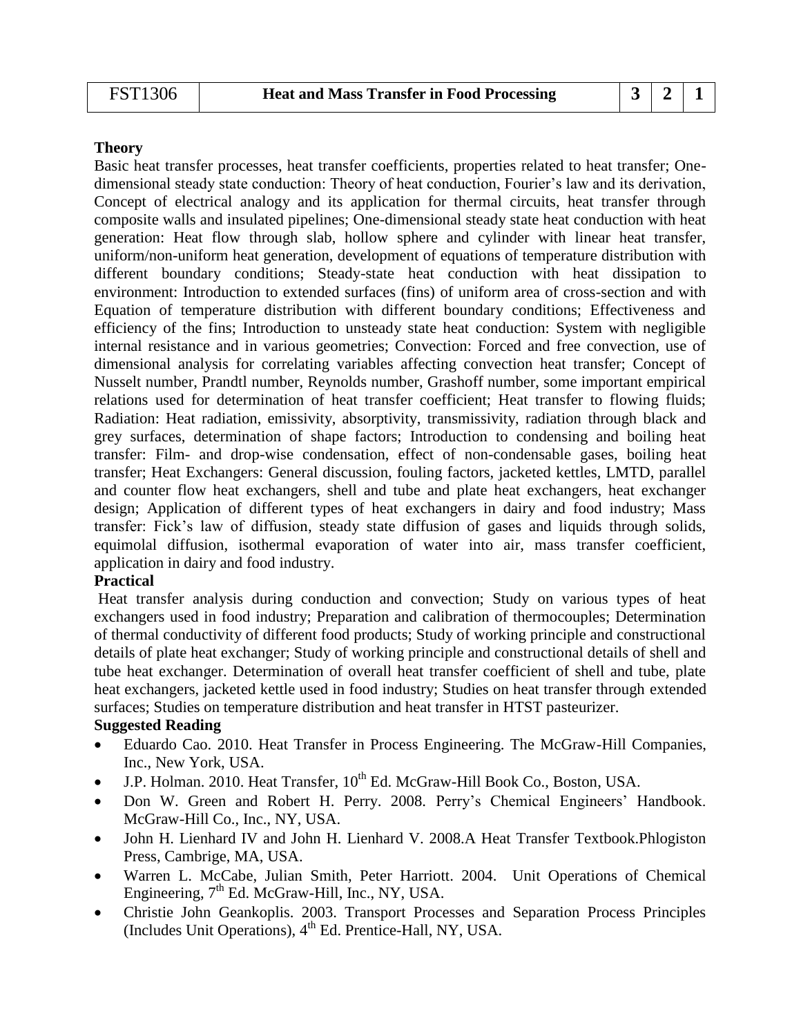| FST1306 | Heat and Mass Transfer in Food Processing | 3 | 2 | 1 |
|---|---|---|---|---|

**Theory**

Basic heat transfer processes, heat transfer coefficients, properties related to heat transfer; One-dimensional steady state conduction: Theory of heat conduction, Fourier's law and its derivation, Concept of electrical analogy and its application for thermal circuits, heat transfer through composite walls and insulated pipelines; One-dimensional steady state heat conduction with heat generation: Heat flow through slab, hollow sphere and cylinder with linear heat transfer, uniform/non-uniform heat generation, development of equations of temperature distribution with different boundary conditions; Steady-state heat conduction with heat dissipation to environment: Introduction to extended surfaces (fins) of uniform area of cross-section and with Equation of temperature distribution with different boundary conditions; Effectiveness and efficiency of the fins; Introduction to unsteady state heat conduction: System with negligible internal resistance and in various geometries; Convection: Forced and free convection, use of dimensional analysis for correlating variables affecting convection heat transfer; Concept of Nusselt number, Prandtl number, Reynolds number, Grashoff number, some important empirical relations used for determination of heat transfer coefficient; Heat transfer to flowing fluids; Radiation: Heat radiation, emissivity, absorptivity, transmissivity, radiation through black and grey surfaces, determination of shape factors; Introduction to condensing and boiling heat transfer: Film- and drop-wise condensation, effect of non-condensable gases, boiling heat transfer; Heat Exchangers: General discussion, fouling factors, jacketed kettles, LMTD, parallel and counter flow heat exchangers, shell and tube and plate heat exchangers, heat exchanger design; Application of different types of heat exchangers in dairy and food industry; Mass transfer: Fick's law of diffusion, steady state diffusion of gases and liquids through solids, equimolal diffusion, isothermal evaporation of water into air, mass transfer coefficient, application in dairy and food industry.

**Practical**

Heat transfer analysis during conduction and convection; Study on various types of heat exchangers used in food industry; Preparation and calibration of thermocouples; Determination of thermal conductivity of different food products; Study of working principle and constructional details of plate heat exchanger; Study of working principle and constructional details of shell and tube heat exchanger. Determination of overall heat transfer coefficient of shell and tube, plate heat exchangers, jacketed kettle used in food industry; Studies on heat transfer through extended surfaces; Studies on temperature distribution and heat transfer in HTST pasteurizer.

**Suggested Reading**

- Eduardo Cao. 2010. Heat Transfer in Process Engineering. The McGraw-Hill Companies, Inc., New York, USA.
- J.P. Holman. 2010. Heat Transfer, 10th Ed. McGraw-Hill Book Co., Boston, USA.
- Don W. Green and Robert H. Perry. 2008. Perry's Chemical Engineers' Handbook. McGraw-Hill Co., Inc., NY, USA.
- John H. Lienhard IV and John H. Lienhard V. 2008.A Heat Transfer Textbook.Phlogiston Press, Cambrige, MA, USA.
- Warren L. McCabe, Julian Smith, Peter Harriott. 2004. Unit Operations of Chemical Engineering, 7th Ed. McGraw-Hill, Inc., NY, USA.
- Christie John Geankoplis. 2003. Transport Processes and Separation Process Principles (Includes Unit Operations), 4th Ed. Prentice-Hall, NY, USA.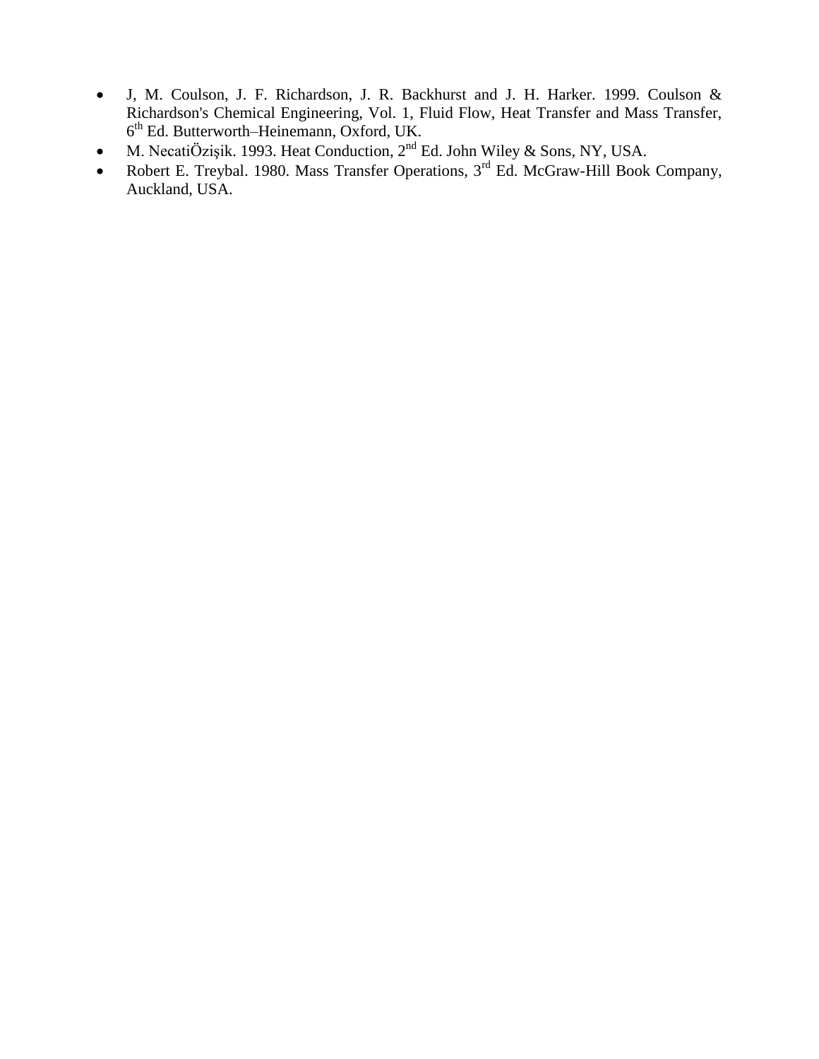- J, M. Coulson, J. F. Richardson, J. R. Backhurst and J. H. Harker. 1999. Coulson & Richardson's Chemical Engineering, Vol. 1, Fluid Flow, Heat Transfer and Mass Transfer, 6th Ed. Butterworth–Heinemann, Oxford, UK.
- M. NecatiÖzişik. 1993. Heat Conduction, 2nd Ed. John Wiley & Sons, NY, USA.
- Robert E. Treybal. 1980. Mass Transfer Operations, 3rd Ed. McGraw-Hill Book Company, Auckland, USA.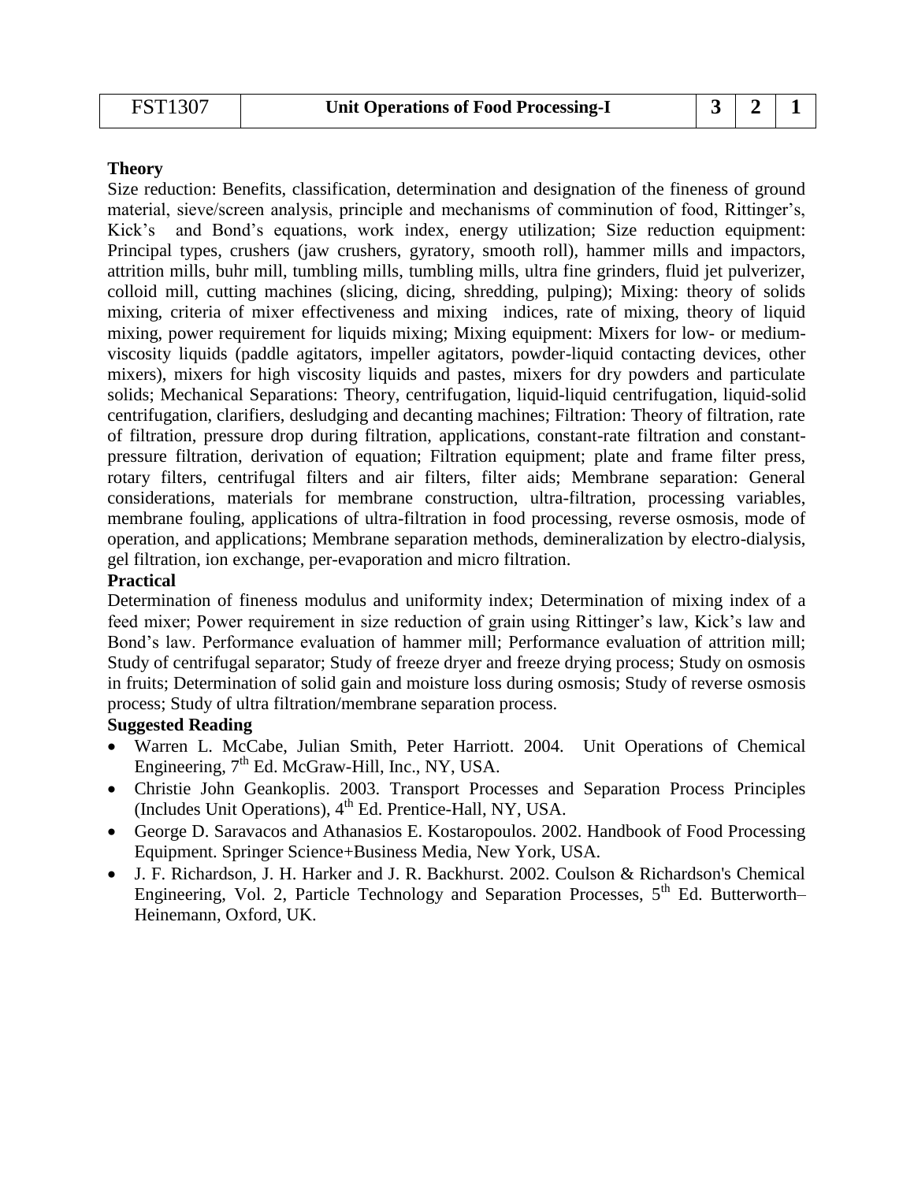| FST1307 | **Unit Operations of Food Processing-I** | **3** | **2** | **1** |
|---|---|---|---|---|

**Theory**

Size reduction: Benefits, classification, determination and designation of the fineness of ground material, sieve/screen analysis, principle and mechanisms of comminution of food, Rittinger's, Kick's and Bond's equations, work index, energy utilization; Size reduction equipment: Principal types, crushers (jaw crushers, gyratory, smooth roll), hammer mills and impactors, attrition mills, buhr mill, tumbling mills, tumbling mills, ultra fine grinders, fluid jet pulverizer, colloid mill, cutting machines (slicing, dicing, shredding, pulping); Mixing: theory of solids mixing, criteria of mixer effectiveness and mixing indices, rate of mixing, theory of liquid mixing, power requirement for liquids mixing; Mixing equipment: Mixers for low- or medium-viscosity liquids (paddle agitators, impeller agitators, powder-liquid contacting devices, other mixers), mixers for high viscosity liquids and pastes, mixers for dry powders and particulate solids; Mechanical Separations: Theory, centrifugation, liquid-liquid centrifugation, liquid-solid centrifugation, clarifiers, desludging and decanting machines; Filtration: Theory of filtration, rate of filtration, pressure drop during filtration, applications, constant-rate filtration and constant-pressure filtration, derivation of equation; Filtration equipment; plate and frame filter press, rotary filters, centrifugal filters and air filters, filter aids; Membrane separation: General considerations, materials for membrane construction, ultra-filtration, processing variables, membrane fouling, applications of ultra-filtration in food processing, reverse osmosis, mode of operation, and applications; Membrane separation methods, demineralization by electro-dialysis, gel filtration, ion exchange, per-evaporation and micro filtration.

**Practical**

Determination of fineness modulus and uniformity index; Determination of mixing index of a feed mixer; Power requirement in size reduction of grain using Rittinger's law, Kick's law and Bond's law. Performance evaluation of hammer mill; Performance evaluation of attrition mill; Study of centrifugal separator; Study of freeze dryer and freeze drying process; Study on osmosis in fruits; Determination of solid gain and moisture loss during osmosis; Study of reverse osmosis process; Study of ultra filtration/membrane separation process.

**Suggested Reading**

- Warren L. McCabe, Julian Smith, Peter Harriott. 2004. Unit Operations of Chemical Engineering, 7th Ed. McGraw-Hill, Inc., NY, USA.
- Christie John Geankoplis. 2003. Transport Processes and Separation Process Principles (Includes Unit Operations), 4th Ed. Prentice-Hall, NY, USA.
- George D. Saravacos and Athanasios E. Kostaropoulos. 2002. Handbook of Food Processing Equipment. Springer Science+Business Media, New York, USA.
- J. F. Richardson, J. H. Harker and J. R. Backhurst. 2002. Coulson & Richardson's Chemical Engineering, Vol. 2, Particle Technology and Separation Processes, 5th Ed. Butterworth–Heinemann, Oxford, UK.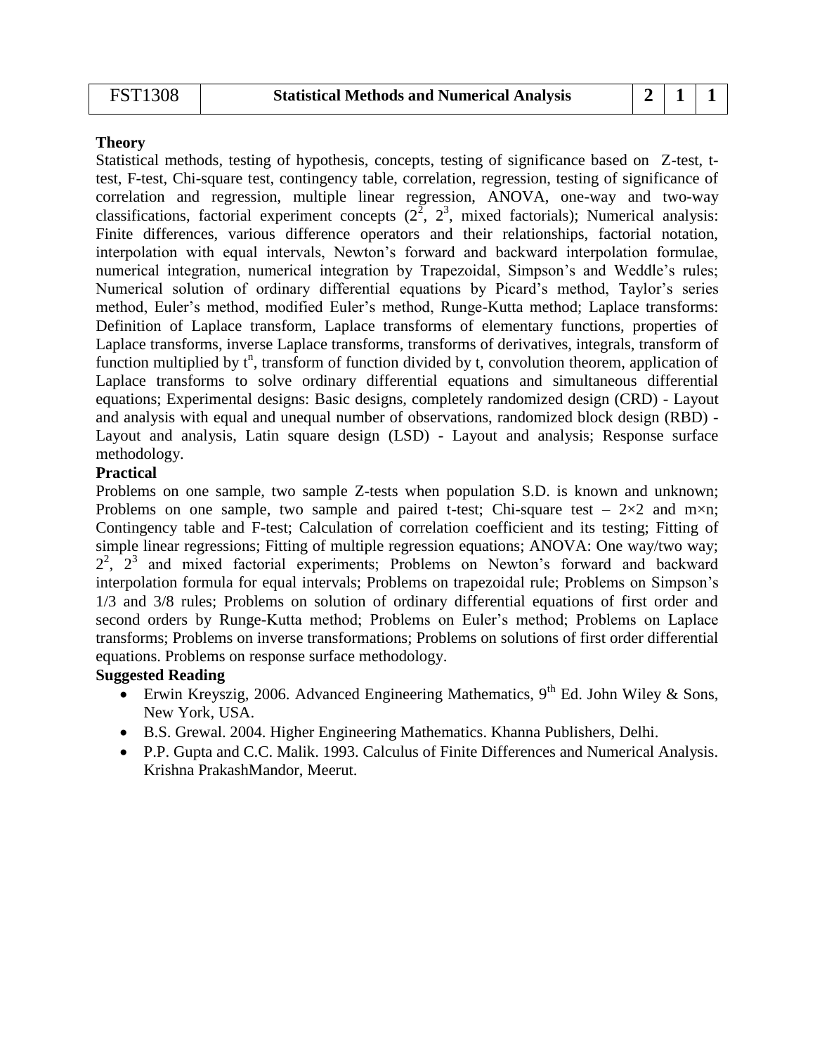| FST1308 | Statistical Methods and Numerical Analysis | 2 | 1 | 1 |
|---|---|---|---|---|

**Theory**

Statistical methods, testing of hypothesis, concepts, testing of significance based on Z-test, t-test, F-test, Chi-square test, contingency table, correlation, regression, testing of significance of correlation and regression, multiple linear regression, ANOVA, one-way and two-way classifications, factorial experiment concepts ($2^2$, $2^3$, mixed factorials); Numerical analysis: Finite differences, various difference operators and their relationships, factorial notation, interpolation with equal intervals, Newton's forward and backward interpolation formulae, numerical integration, numerical integration by Trapezoidal, Simpson's and Weddle's rules; Numerical solution of ordinary differential equations by Picard's method, Taylor's series method, Euler's method, modified Euler's method, Runge-Kutta method; Laplace transforms: Definition of Laplace transform, Laplace transforms of elementary functions, properties of Laplace transforms, inverse Laplace transforms, transforms of derivatives, integrals, transform of function multiplied by $t^n$, transform of function divided by t, convolution theorem, application of Laplace transforms to solve ordinary differential equations and simultaneous differential equations; Experimental designs: Basic designs, completely randomized design (CRD) - Layout and analysis with equal and unequal number of observations, randomized block design (RBD) - Layout and analysis, Latin square design (LSD) - Layout and analysis; Response surface methodology.

**Practical**

Problems on one sample, two sample Z-tests when population S.D. is known and unknown; Problems on one sample, two sample and paired t-test; Chi-square test – $2\times2$ and $m\times n$; Contingency table and F-test; Calculation of correlation coefficient and its testing; Fitting of simple linear regressions; Fitting of multiple regression equations; ANOVA: One way/two way; $2^2$, $2^3$ and mixed factorial experiments; Problems on Newton's forward and backward interpolation formula for equal intervals; Problems on trapezoidal rule; Problems on Simpson's 1/3 and 3/8 rules; Problems on solution of ordinary differential equations of first order and second orders by Runge-Kutta method; Problems on Euler's method; Problems on Laplace transforms; Problems on inverse transformations; Problems on solutions of first order differential equations. Problems on response surface methodology.

**Suggested Reading**

- Erwin Kreyszig, 2006. Advanced Engineering Mathematics, 9th Ed. John Wiley & Sons, New York, USA.
- B.S. Grewal. 2004. Higher Engineering Mathematics. Khanna Publishers, Delhi.
- P.P. Gupta and C.C. Malik. 1993. Calculus of Finite Differences and Numerical Analysis. Krishna PrakashMandor, Meerut.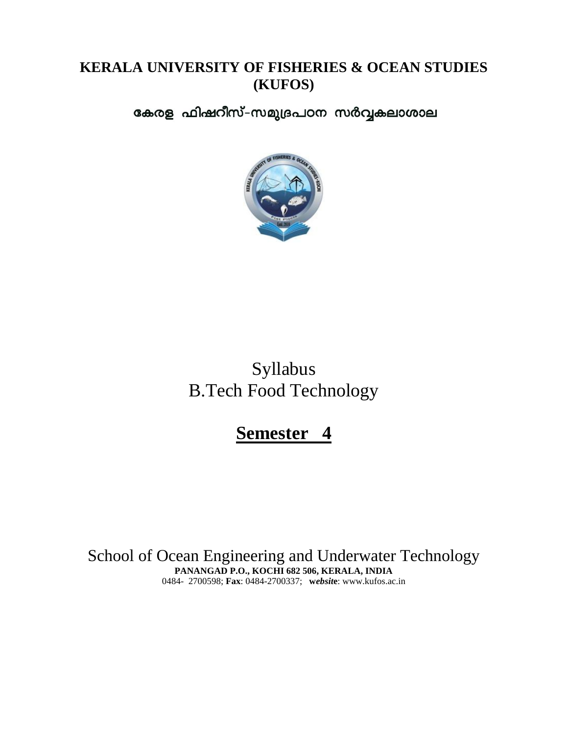**KERALA UNIVERSITY OF FISHERIES & OCEAN STUDIES (KUFOS)**

**കേരള ഫിഷറീസ്-സമുദ്രപഠന സർവ്വകലാശാല**

Syllabus

B.Tech Food Technology

## **Semester 4**

School of Ocean Engineering and Underwater Technology

**PANANGAD P.O., KOCHI 682 506, KERALA, INDIA**

0484- 2700598; **Fax**: 0484-2700337; ***website***: www.kufos.ac.in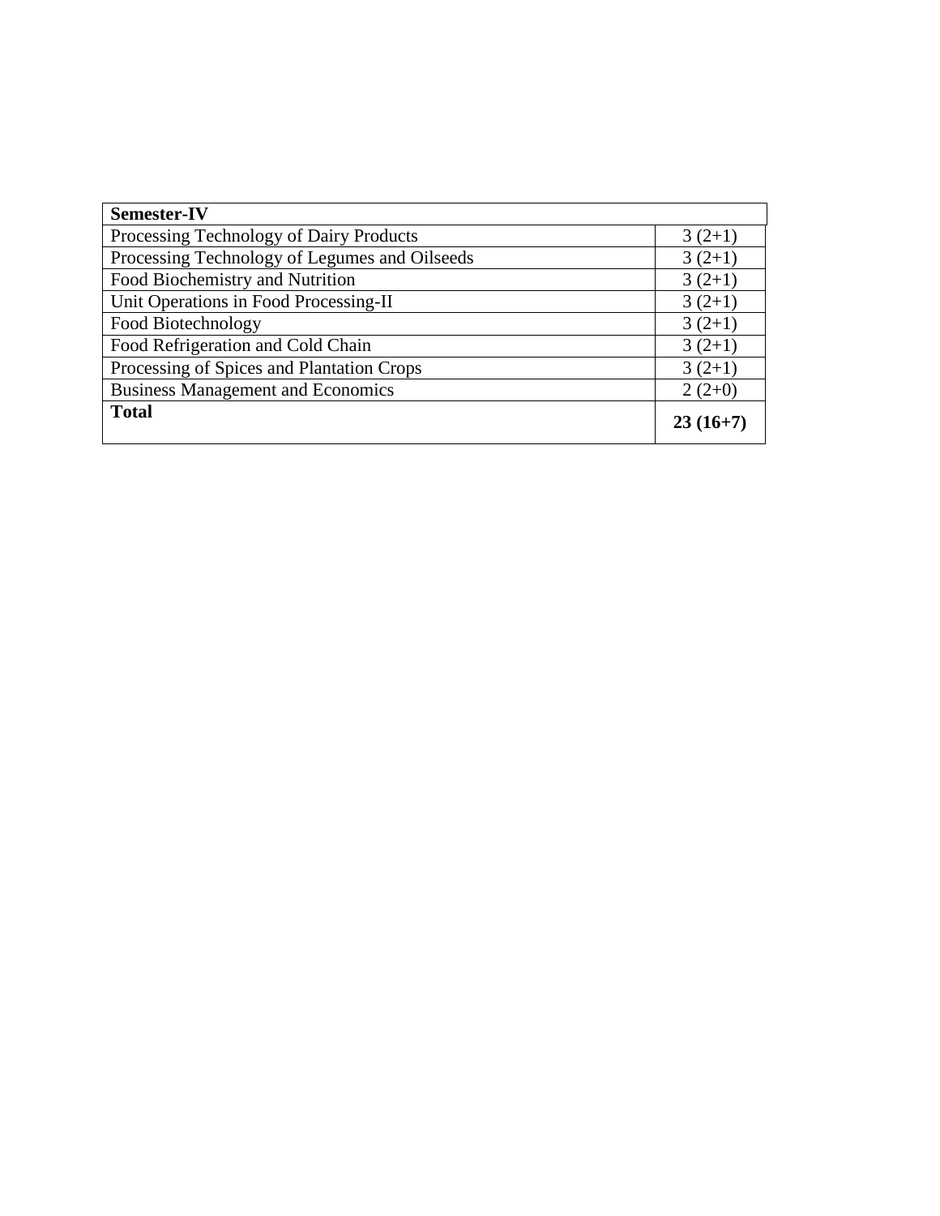| **Semester-IV** | |
|---|---|
| Processing Technology of Dairy Products | 3 (2+1) |
| Processing Technology of Legumes and Oilseeds | 3 (2+1) |
| Food Biochemistry and Nutrition | 3 (2+1) |
| Unit Operations in Food Processing-II | 3 (2+1) |
| Food Biotechnology | 3 (2+1) |
| Food Refrigeration and Cold Chain | 3 (2+1) |
| Processing of Spices and Plantation Crops | 3 (2+1) |
| Business Management and Economics | 2 (2+0) |
| **Total** | **23 (16+7)** |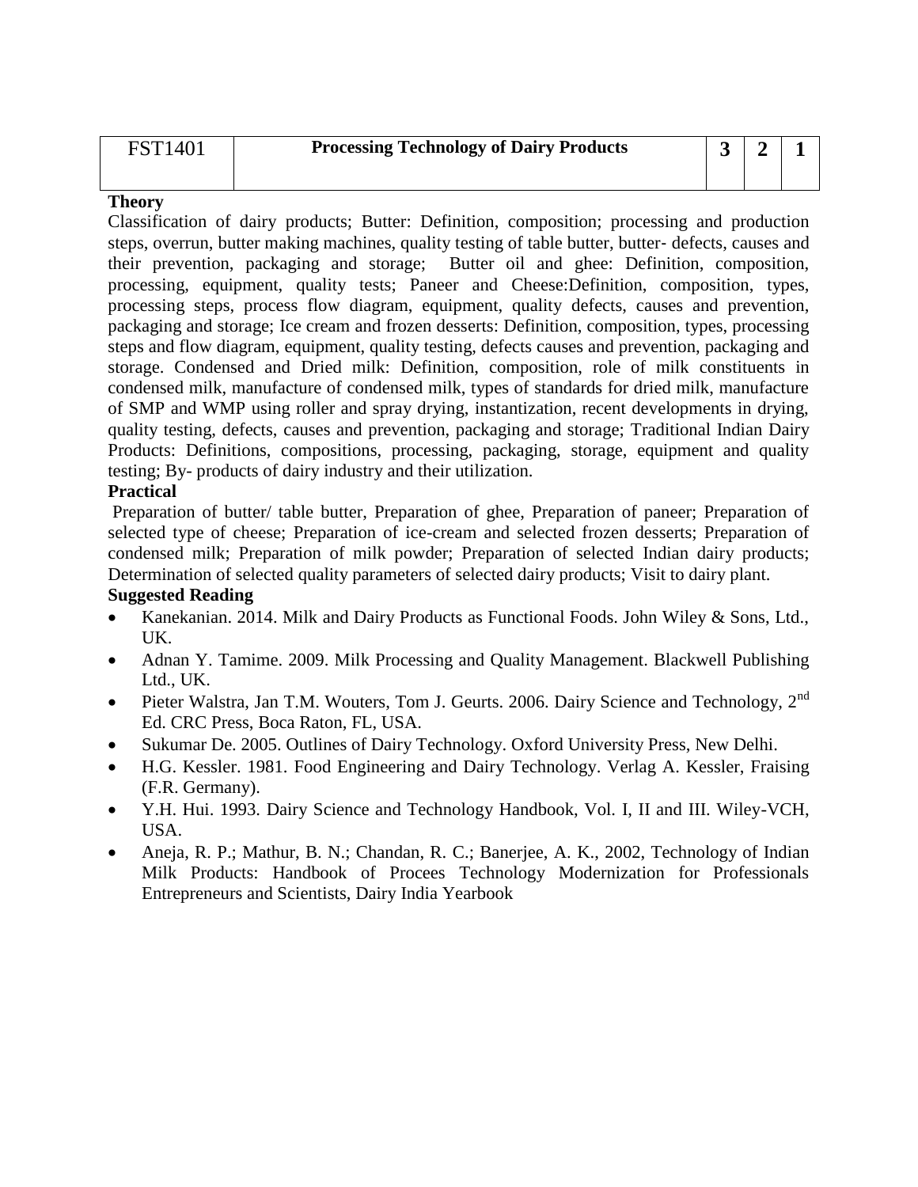| FST1401 | **Processing Technology of Dairy Products** | **3** | **2** | **1** |
|---|---|---|---|---|

**Theory**

Classification of dairy products; Butter: Definition, composition; processing and production steps, overrun, butter making machines, quality testing of table butter, butter- defects, causes and their prevention, packaging and storage; Butter oil and ghee: Definition, composition, processing, equipment, quality tests; Paneer and Cheese:Definition, composition, types, processing steps, process flow diagram, equipment, quality defects, causes and prevention, packaging and storage; Ice cream and frozen desserts: Definition, composition, types, processing steps and flow diagram, equipment, quality testing, defects causes and prevention, packaging and storage. Condensed and Dried milk: Definition, composition, role of milk constituents in condensed milk, manufacture of condensed milk, types of standards for dried milk, manufacture of SMP and WMP using roller and spray drying, instantization, recent developments in drying, quality testing, defects, causes and prevention, packaging and storage; Traditional Indian Dairy Products: Definitions, compositions, processing, packaging, storage, equipment and quality testing; By- products of dairy industry and their utilization.

**Practical**

Preparation of butter/ table butter, Preparation of ghee, Preparation of paneer; Preparation of selected type of cheese; Preparation of ice-cream and selected frozen desserts; Preparation of condensed milk; Preparation of milk powder; Preparation of selected Indian dairy products; Determination of selected quality parameters of selected dairy products; Visit to dairy plant.

**Suggested Reading**

- Kanekanian. 2014. Milk and Dairy Products as Functional Foods. John Wiley & Sons, Ltd., UK.
- Adnan Y. Tamime. 2009. Milk Processing and Quality Management. Blackwell Publishing Ltd., UK.
- Pieter Walstra, Jan T.M. Wouters, Tom J. Geurts. 2006. Dairy Science and Technology, 2nd Ed. CRC Press, Boca Raton, FL, USA.
- Sukumar De. 2005. Outlines of Dairy Technology. Oxford University Press, New Delhi.
- H.G. Kessler. 1981. Food Engineering and Dairy Technology. Verlag A. Kessler, Fraising (F.R. Germany).
- Y.H. Hui. 1993. Dairy Science and Technology Handbook, Vol. I, II and III. Wiley-VCH, USA.
- Aneja, R. P.; Mathur, B. N.; Chandan, R. C.; Banerjee, A. K., 2002, Technology of Indian Milk Products: Handbook of Procees Technology Modernization for Professionals Entrepreneurs and Scientists, Dairy India Yearbook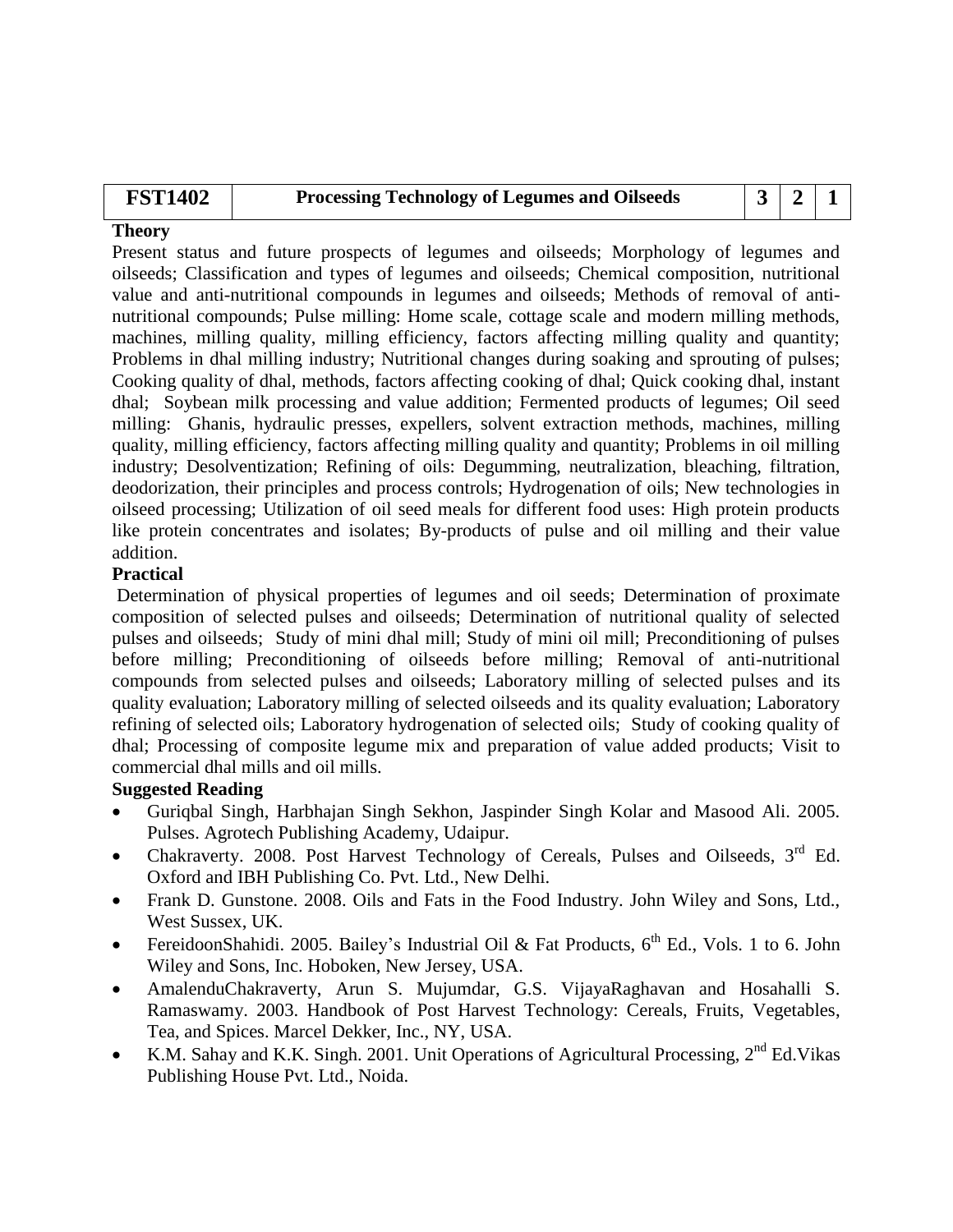| FST1402 | Processing Technology of Legumes and Oilseeds | 3 | 2 | 1 |
|---|---|---|---|---|

**Theory**

Present status and future prospects of legumes and oilseeds; Morphology of legumes and oilseeds; Classification and types of legumes and oilseeds; Chemical composition, nutritional value and anti-nutritional compounds in legumes and oilseeds; Methods of removal of anti-nutritional compounds; Pulse milling: Home scale, cottage scale and modern milling methods, machines, milling quality, milling efficiency, factors affecting milling quality and quantity; Problems in dhal milling industry; Nutritional changes during soaking and sprouting of pulses; Cooking quality of dhal, methods, factors affecting cooking of dhal; Quick cooking dhal, instant dhal; Soybean milk processing and value addition; Fermented products of legumes; Oil seed milling: Ghanis, hydraulic presses, expellers, solvent extraction methods, machines, milling quality, milling efficiency, factors affecting milling quality and quantity; Problems in oil milling industry; Desolventization; Refining of oils: Degumming, neutralization, bleaching, filtration, deodorization, their principles and process controls; Hydrogenation of oils; New technologies in oilseed processing; Utilization of oil seed meals for different food uses: High protein products like protein concentrates and isolates; By-products of pulse and oil milling and their value addition.

**Practical**

Determination of physical properties of legumes and oil seeds; Determination of proximate composition of selected pulses and oilseeds; Determination of nutritional quality of selected pulses and oilseeds; Study of mini dhal mill; Study of mini oil mill; Preconditioning of pulses before milling; Preconditioning of oilseeds before milling; Removal of anti-nutritional compounds from selected pulses and oilseeds; Laboratory milling of selected pulses and its quality evaluation; Laboratory milling of selected oilseeds and its quality evaluation; Laboratory refining of selected oils; Laboratory hydrogenation of selected oils; Study of cooking quality of dhal; Processing of composite legume mix and preparation of value added products; Visit to commercial dhal mills and oil mills.

**Suggested Reading**

- Guriqbal Singh, Harbhajan Singh Sekhon, Jaspinder Singh Kolar and Masood Ali. 2005. Pulses. Agrotech Publishing Academy, Udaipur.
- Chakraverty. 2008. Post Harvest Technology of Cereals, Pulses and Oilseeds, 3rd Ed. Oxford and IBH Publishing Co. Pvt. Ltd., New Delhi.
- Frank D. Gunstone. 2008. Oils and Fats in the Food Industry. John Wiley and Sons, Ltd., West Sussex, UK.
- FereidoonShahidi. 2005. Bailey's Industrial Oil & Fat Products, 6th Ed., Vols. 1 to 6. John Wiley and Sons, Inc. Hoboken, New Jersey, USA.
- AmalenduChakraverty, Arun S. Mujumdar, G.S. VijayaRaghavan and Hosahalli S. Ramaswamy. 2003. Handbook of Post Harvest Technology: Cereals, Fruits, Vegetables, Tea, and Spices. Marcel Dekker, Inc., NY, USA.
- K.M. Sahay and K.K. Singh. 2001. Unit Operations of Agricultural Processing, 2nd Ed.Vikas Publishing House Pvt. Ltd., Noida.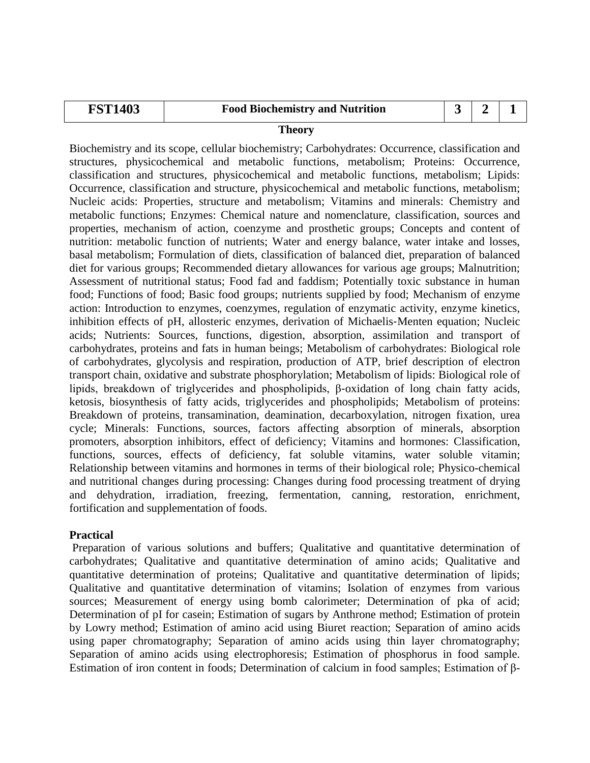| FST1403 | Food Biochemistry and Nutrition | 3 | 2 | 1 |
|---|---|---|---|---|

**Theory**

Biochemistry and its scope, cellular biochemistry; Carbohydrates: Occurrence, classification and structures, physicochemical and metabolic functions, metabolism; Proteins: Occurrence, classification and structures, physicochemical and metabolic functions, metabolism; Lipids: Occurrence, classification and structure, physicochemical and metabolic functions, metabolism; Nucleic acids: Properties, structure and metabolism; Vitamins and minerals: Chemistry and metabolic functions; Enzymes: Chemical nature and nomenclature, classification, sources and properties, mechanism of action, coenzyme and prosthetic groups; Concepts and content of nutrition: metabolic function of nutrients; Water and energy balance, water intake and losses, basal metabolism; Formulation of diets, classification of balanced diet, preparation of balanced diet for various groups; Recommended dietary allowances for various age groups; Malnutrition; Assessment of nutritional status; Food fad and faddism; Potentially toxic substance in human food; Functions of food; Basic food groups; nutrients supplied by food; Mechanism of enzyme action: Introduction to enzymes, coenzymes, regulation of enzymatic activity, enzyme kinetics, inhibition effects of pH, allosteric enzymes, derivation of Michaelis-Menten equation; Nucleic acids; Nutrients: Sources, functions, digestion, absorption, assimilation and transport of carbohydrates, proteins and fats in human beings; Metabolism of carbohydrates: Biological role of carbohydrates, glycolysis and respiration, production of ATP, brief description of electron transport chain, oxidative and substrate phosphorylation; Metabolism of lipids: Biological role of lipids, breakdown of triglycerides and phospholipids, β-oxidation of long chain fatty acids, ketosis, biosynthesis of fatty acids, triglycerides and phospholipids; Metabolism of proteins: Breakdown of proteins, transamination, deamination, decarboxylation, nitrogen fixation, urea cycle; Minerals: Functions, sources, factors affecting absorption of minerals, absorption promoters, absorption inhibitors, effect of deficiency; Vitamins and hormones: Classification, functions, sources, effects of deficiency, fat soluble vitamins, water soluble vitamin; Relationship between vitamins and hormones in terms of their biological role; Physico-chemical and nutritional changes during processing: Changes during food processing treatment of drying and dehydration, irradiation, freezing, fermentation, canning, restoration, enrichment, fortification and supplementation of foods.

**Practical**

Preparation of various solutions and buffers; Qualitative and quantitative determination of carbohydrates; Qualitative and quantitative determination of amino acids; Qualitative and quantitative determination of proteins; Qualitative and quantitative determination of lipids; Qualitative and quantitative determination of vitamins; Isolation of enzymes from various sources; Measurement of energy using bomb calorimeter; Determination of pka of acid; Determination of pI for casein; Estimation of sugars by Anthrone method; Estimation of protein by Lowry method; Estimation of amino acid using Biuret reaction; Separation of amino acids using paper chromatography; Separation of amino acids using thin layer chromatography; Separation of amino acids using electrophoresis; Estimation of phosphorus in food sample. Estimation of iron content in foods; Determination of calcium in food samples; Estimation of β-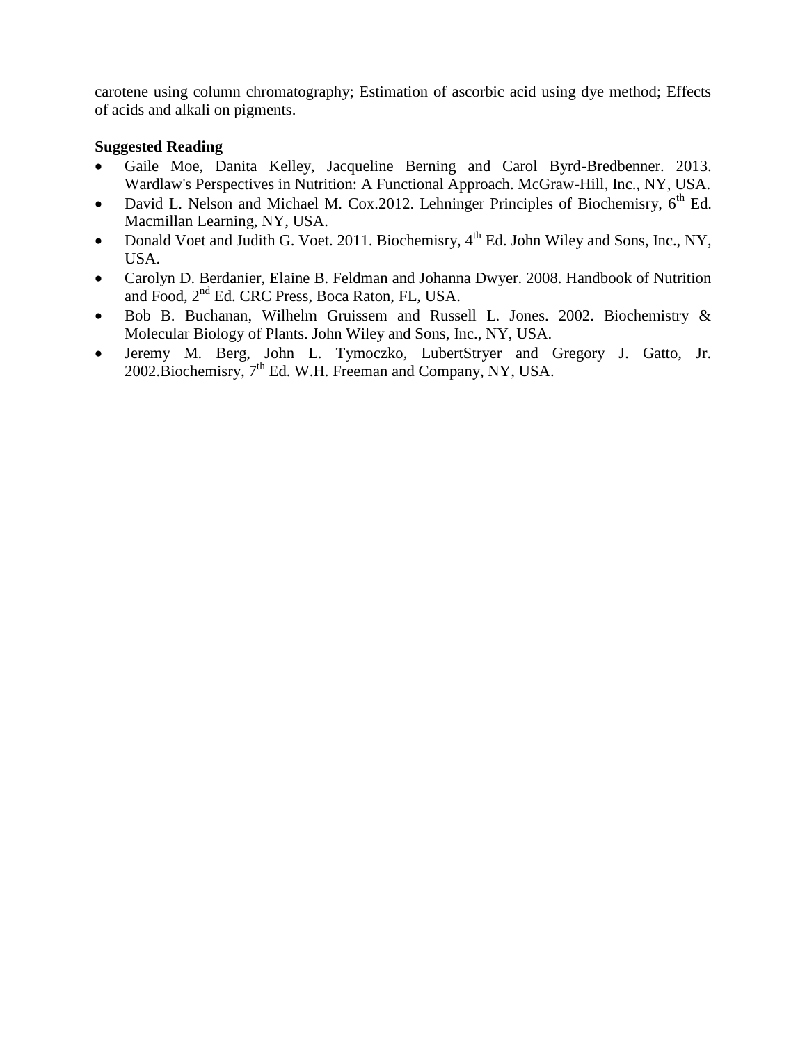carotene using column chromatography; Estimation of ascorbic acid using dye method; Effects of acids and alkali on pigments.

**Suggested Reading**

- Gaile Moe, Danita Kelley, Jacqueline Berning and Carol Byrd-Bredbenner. 2013. Wardlaw's Perspectives in Nutrition: A Functional Approach. McGraw-Hill, Inc., NY, USA.
- David L. Nelson and Michael M. Cox.2012. Lehninger Principles of Biochemisry, 6th Ed. Macmillan Learning, NY, USA.
- Donald Voet and Judith G. Voet. 2011. Biochemisry, 4th Ed. John Wiley and Sons, Inc., NY, USA.
- Carolyn D. Berdanier, Elaine B. Feldman and Johanna Dwyer. 2008. Handbook of Nutrition and Food, 2nd Ed. CRC Press, Boca Raton, FL, USA.
- Bob B. Buchanan, Wilhelm Gruissem and Russell L. Jones. 2002. Biochemistry & Molecular Biology of Plants. John Wiley and Sons, Inc., NY, USA.
- Jeremy M. Berg, John L. Tymoczko, LubertStryer and Gregory J. Gatto, Jr. 2002.Biochemisry, 7th Ed. W.H. Freeman and Company, NY, USA.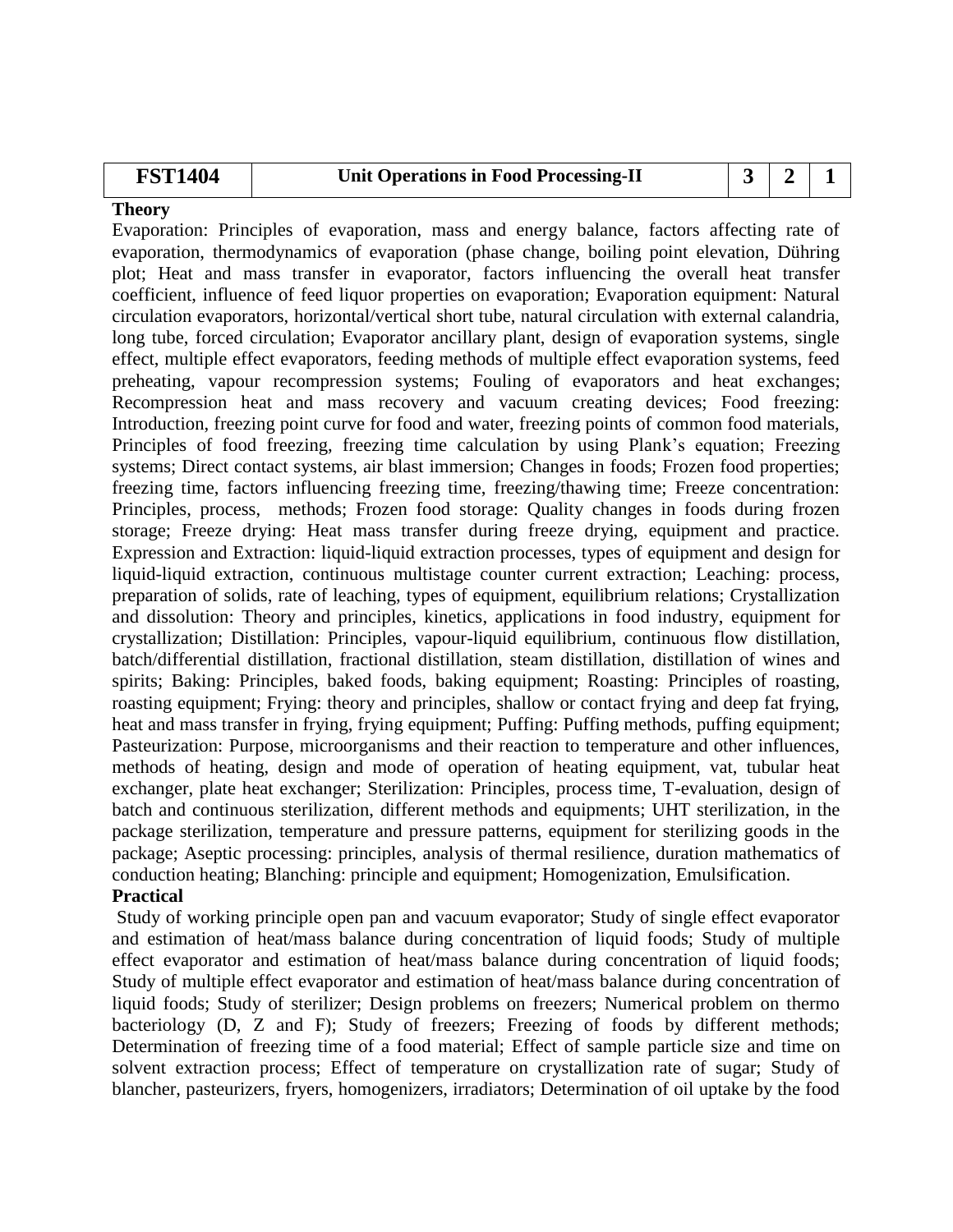| FST1404 | Unit Operations in Food Processing-II | 3 | 2 | 1 |
|---|---|---|---|---|

**Theory**

Evaporation: Principles of evaporation, mass and energy balance, factors affecting rate of evaporation, thermodynamics of evaporation (phase change, boiling point elevation, Dühring plot; Heat and mass transfer in evaporator, factors influencing the overall heat transfer coefficient, influence of feed liquor properties on evaporation; Evaporation equipment: Natural circulation evaporators, horizontal/vertical short tube, natural circulation with external calandria, long tube, forced circulation; Evaporator ancillary plant, design of evaporation systems, single effect, multiple effect evaporators, feeding methods of multiple effect evaporation systems, feed preheating, vapour recompression systems; Fouling of evaporators and heat exchanges; Recompression heat and mass recovery and vacuum creating devices; Food freezing: Introduction, freezing point curve for food and water, freezing points of common food materials, Principles of food freezing, freezing time calculation by using Plank's equation; Freezing systems; Direct contact systems, air blast immersion; Changes in foods; Frozen food properties; freezing time, factors influencing freezing time, freezing/thawing time; Freeze concentration: Principles, process, methods; Frozen food storage: Quality changes in foods during frozen storage; Freeze drying: Heat mass transfer during freeze drying, equipment and practice. Expression and Extraction: liquid-liquid extraction processes, types of equipment and design for liquid-liquid extraction, continuous multistage counter current extraction; Leaching: process, preparation of solids, rate of leaching, types of equipment, equilibrium relations; Crystallization and dissolution: Theory and principles, kinetics, applications in food industry, equipment for crystallization; Distillation: Principles, vapour-liquid equilibrium, continuous flow distillation, batch/differential distillation, fractional distillation, steam distillation, distillation of wines and spirits; Baking: Principles, baked foods, baking equipment; Roasting: Principles of roasting, roasting equipment; Frying: theory and principles, shallow or contact frying and deep fat frying, heat and mass transfer in frying, frying equipment; Puffing: Puffing methods, puffing equipment; Pasteurization: Purpose, microorganisms and their reaction to temperature and other influences, methods of heating, design and mode of operation of heating equipment, vat, tubular heat exchanger, plate heat exchanger; Sterilization: Principles, process time, T-evaluation, design of batch and continuous sterilization, different methods and equipments; UHT sterilization, in the package sterilization, temperature and pressure patterns, equipment for sterilizing goods in the package; Aseptic processing: principles, analysis of thermal resilience, duration mathematics of conduction heating; Blanching: principle and equipment; Homogenization, Emulsification.

**Practical**

Study of working principle open pan and vacuum evaporator; Study of single effect evaporator and estimation of heat/mass balance during concentration of liquid foods; Study of multiple effect evaporator and estimation of heat/mass balance during concentration of liquid foods; Study of multiple effect evaporator and estimation of heat/mass balance during concentration of liquid foods; Study of sterilizer; Design problems on freezers; Numerical problem on thermo bacteriology (D, Z and F); Study of freezers; Freezing of foods by different methods; Determination of freezing time of a food material; Effect of sample particle size and time on solvent extraction process; Effect of temperature on crystallization rate of sugar; Study of blancher, pasteurizers, fryers, homogenizers, irradiators; Determination of oil uptake by the food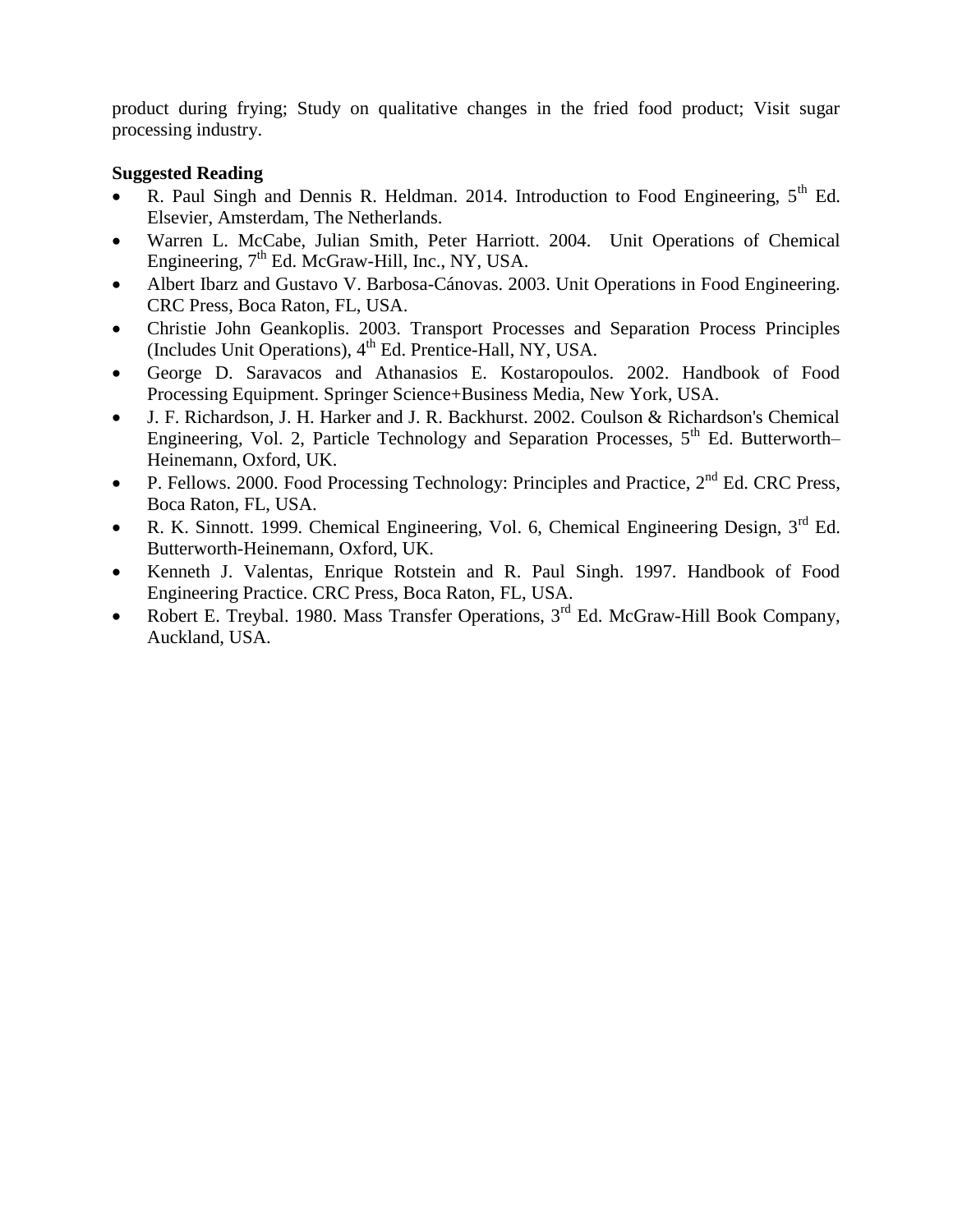product during frying; Study on qualitative changes in the fried food product; Visit sugar processing industry.

**Suggested Reading**

- R. Paul Singh and Dennis R. Heldman. 2014. Introduction to Food Engineering, 5th Ed. Elsevier, Amsterdam, The Netherlands.
- Warren L. McCabe, Julian Smith, Peter Harriott. 2004. Unit Operations of Chemical Engineering, 7th Ed. McGraw-Hill, Inc., NY, USA.
- Albert Ibarz and Gustavo V. Barbosa-Cánovas. 2003. Unit Operations in Food Engineering. CRC Press, Boca Raton, FL, USA.
- Christie John Geankoplis. 2003. Transport Processes and Separation Process Principles (Includes Unit Operations), 4th Ed. Prentice-Hall, NY, USA.
- George D. Saravacos and Athanasios E. Kostaropoulos. 2002. Handbook of Food Processing Equipment. Springer Science+Business Media, New York, USA.
- J. F. Richardson, J. H. Harker and J. R. Backhurst. 2002. Coulson & Richardson's Chemical Engineering, Vol. 2, Particle Technology and Separation Processes, 5th Ed. Butterworth–Heinemann, Oxford, UK.
- P. Fellows. 2000. Food Processing Technology: Principles and Practice, 2nd Ed. CRC Press, Boca Raton, FL, USA.
- R. K. Sinnott. 1999. Chemical Engineering, Vol. 6, Chemical Engineering Design, 3rd Ed. Butterworth-Heinemann, Oxford, UK.
- Kenneth J. Valentas, Enrique Rotstein and R. Paul Singh. 1997. Handbook of Food Engineering Practice. CRC Press, Boca Raton, FL, USA.
- Robert E. Treybal. 1980. Mass Transfer Operations, 3rd Ed. McGraw-Hill Book Company, Auckland, USA.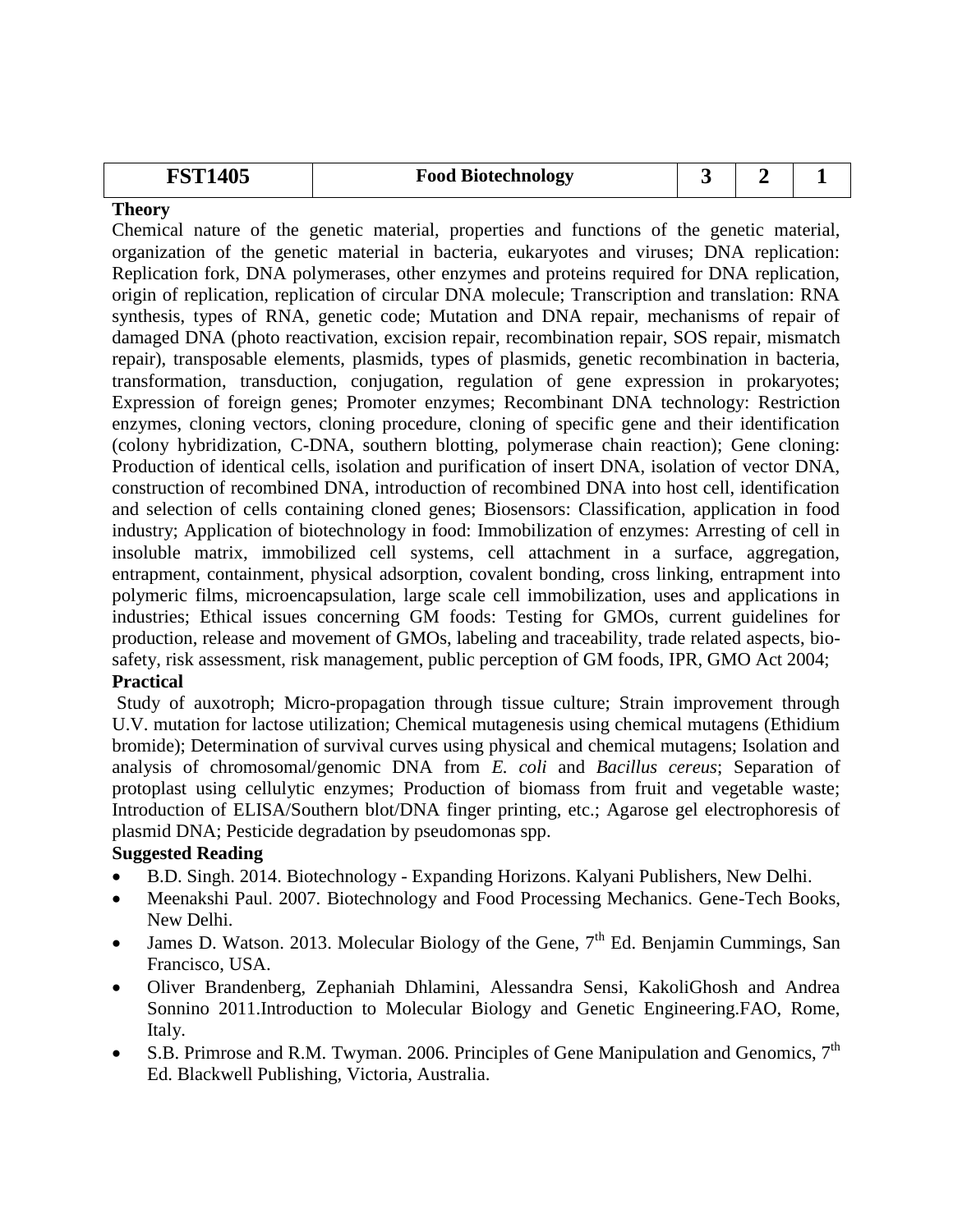| FST1405 | Food Biotechnology | 3 | 2 | 1 |
|---|---|---|---|---|

**Theory**

Chemical nature of the genetic material, properties and functions of the genetic material, organization of the genetic material in bacteria, eukaryotes and viruses; DNA replication: Replication fork, DNA polymerases, other enzymes and proteins required for DNA replication, origin of replication, replication of circular DNA molecule; Transcription and translation: RNA synthesis, types of RNA, genetic code; Mutation and DNA repair, mechanisms of repair of damaged DNA (photo reactivation, excision repair, recombination repair, SOS repair, mismatch repair), transposable elements, plasmids, types of plasmids, genetic recombination in bacteria, transformation, transduction, conjugation, regulation of gene expression in prokaryotes; Expression of foreign genes; Promoter enzymes; Recombinant DNA technology: Restriction enzymes, cloning vectors, cloning procedure, cloning of specific gene and their identification (colony hybridization, C-DNA, southern blotting, polymerase chain reaction); Gene cloning: Production of identical cells, isolation and purification of insert DNA, isolation of vector DNA, construction of recombined DNA, introduction of recombined DNA into host cell, identification and selection of cells containing cloned genes; Biosensors: Classification, application in food industry; Application of biotechnology in food: Immobilization of enzymes: Arresting of cell in insoluble matrix, immobilized cell systems, cell attachment in a surface, aggregation, entrapment, containment, physical adsorption, covalent bonding, cross linking, entrapment into polymeric films, microencapsulation, large scale cell immobilization, uses and applications in industries; Ethical issues concerning GM foods: Testing for GMOs, current guidelines for production, release and movement of GMOs, labeling and traceability, trade related aspects, bio-safety, risk assessment, risk management, public perception of GM foods, IPR, GMO Act 2004;

**Practical**

Study of auxotroph; Micro-propagation through tissue culture; Strain improvement through U.V. mutation for lactose utilization; Chemical mutagenesis using chemical mutagens (Ethidium bromide); Determination of survival curves using physical and chemical mutagens; Isolation and analysis of chromosomal/genomic DNA from *E. coli* and *Bacillus cereus*; Separation of protoplast using cellulytic enzymes; Production of biomass from fruit and vegetable waste; Introduction of ELISA/Southern blot/DNA finger printing, etc.; Agarose gel electrophoresis of plasmid DNA; Pesticide degradation by pseudomonas spp.

**Suggested Reading**

- B.D. Singh. 2014. Biotechnology - Expanding Horizons. Kalyani Publishers, New Delhi.
- Meenakshi Paul. 2007. Biotechnology and Food Processing Mechanics. Gene-Tech Books, New Delhi.
- James D. Watson. 2013. Molecular Biology of the Gene, 7th Ed. Benjamin Cummings, San Francisco, USA.
- Oliver Brandenberg, Zephaniah Dhlamini, Alessandra Sensi, KakoliGhosh and Andrea Sonnino 2011.Introduction to Molecular Biology and Genetic Engineering.FAO, Rome, Italy.
- S.B. Primrose and R.M. Twyman. 2006. Principles of Gene Manipulation and Genomics, 7th Ed. Blackwell Publishing, Victoria, Australia.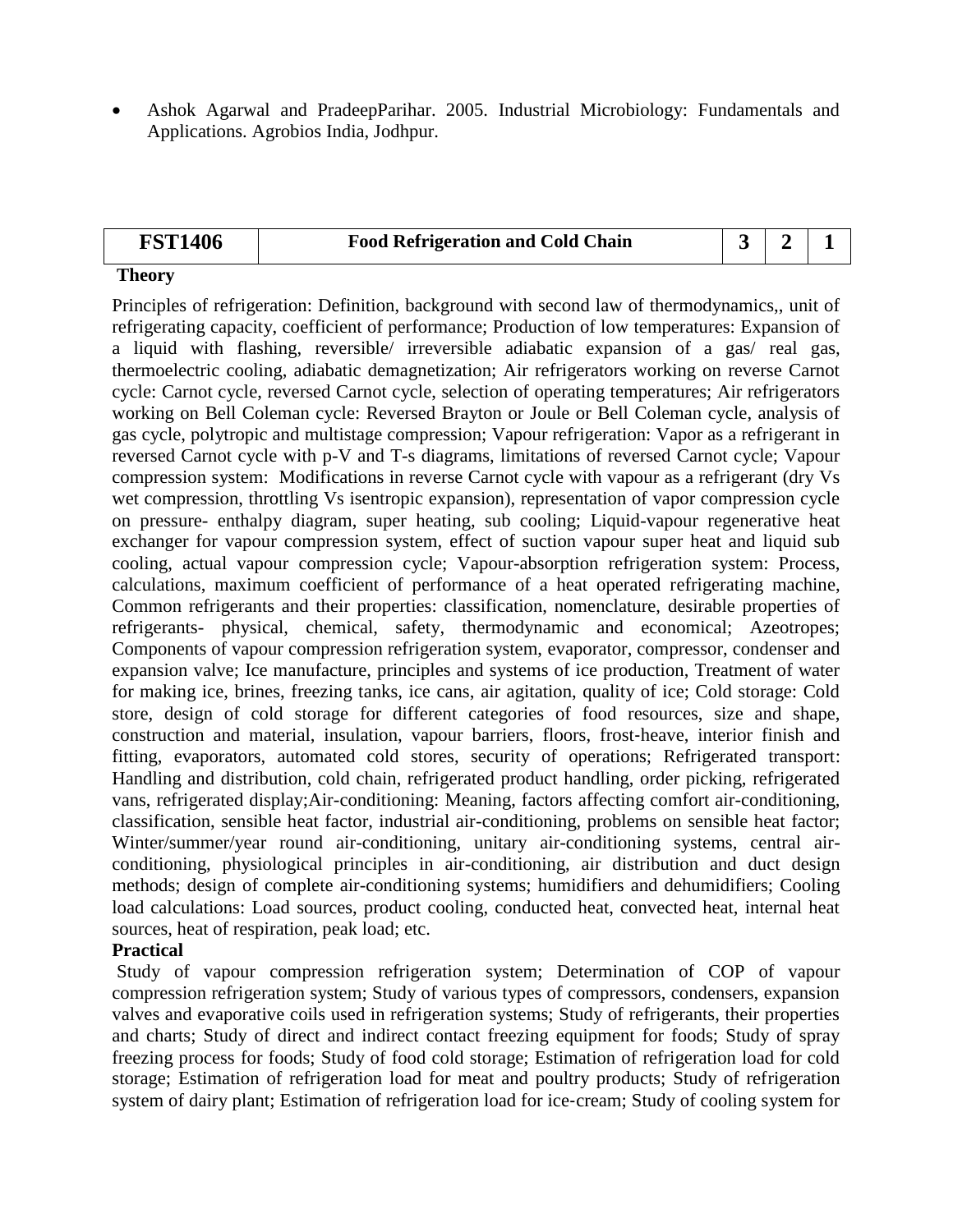- Ashok Agarwal and PradeepParihar. 2005. Industrial Microbiology: Fundamentals and Applications. Agrobios India, Jodhpur.

| FST1406 | Food Refrigeration and Cold Chain | 3 | 2 | 1 |
|---|---|---|---|---|

**Theory**

Principles of refrigeration: Definition, background with second law of thermodynamics,, unit of refrigerating capacity, coefficient of performance; Production of low temperatures: Expansion of a liquid with flashing, reversible/ irreversible adiabatic expansion of a gas/ real gas, thermoelectric cooling, adiabatic demagnetization; Air refrigerators working on reverse Carnot cycle: Carnot cycle, reversed Carnot cycle, selection of operating temperatures; Air refrigerators working on Bell Coleman cycle: Reversed Brayton or Joule or Bell Coleman cycle, analysis of gas cycle, polytropic and multistage compression; Vapour refrigeration: Vapor as a refrigerant in reversed Carnot cycle with p-V and T-s diagrams, limitations of reversed Carnot cycle; Vapour compression system: Modifications in reverse Carnot cycle with vapour as a refrigerant (dry Vs wet compression, throttling Vs isentropic expansion), representation of vapor compression cycle on pressure- enthalpy diagram, super heating, sub cooling; Liquid-vapour regenerative heat exchanger for vapour compression system, effect of suction vapour super heat and liquid sub cooling, actual vapour compression cycle; Vapour-absorption refrigeration system: Process, calculations, maximum coefficient of performance of a heat operated refrigerating machine, Common refrigerants and their properties: classification, nomenclature, desirable properties of refrigerants- physical, chemical, safety, thermodynamic and economical; Azeotropes; Components of vapour compression refrigeration system, evaporator, compressor, condenser and expansion valve; Ice manufacture, principles and systems of ice production, Treatment of water for making ice, brines, freezing tanks, ice cans, air agitation, quality of ice; Cold storage: Cold store, design of cold storage for different categories of food resources, size and shape, construction and material, insulation, vapour barriers, floors, frost-heave, interior finish and fitting, evaporators, automated cold stores, security of operations; Refrigerated transport: Handling and distribution, cold chain, refrigerated product handling, order picking, refrigerated vans, refrigerated display;Air-conditioning: Meaning, factors affecting comfort air-conditioning, classification, sensible heat factor, industrial air-conditioning, problems on sensible heat factor; Winter/summer/year round air-conditioning, unitary air-conditioning systems, central air-conditioning, physiological principles in air-conditioning, air distribution and duct design methods; design of complete air-conditioning systems; humidifiers and dehumidifiers; Cooling load calculations: Load sources, product cooling, conducted heat, convected heat, internal heat sources, heat of respiration, peak load; etc.

**Practical**

Study of vapour compression refrigeration system; Determination of COP of vapour compression refrigeration system; Study of various types of compressors, condensers, expansion valves and evaporative coils used in refrigeration systems; Study of refrigerants, their properties and charts; Study of direct and indirect contact freezing equipment for foods; Study of spray freezing process for foods; Study of food cold storage; Estimation of refrigeration load for cold storage; Estimation of refrigeration load for meat and poultry products; Study of refrigeration system of dairy plant; Estimation of refrigeration load for ice-cream; Study of cooling system for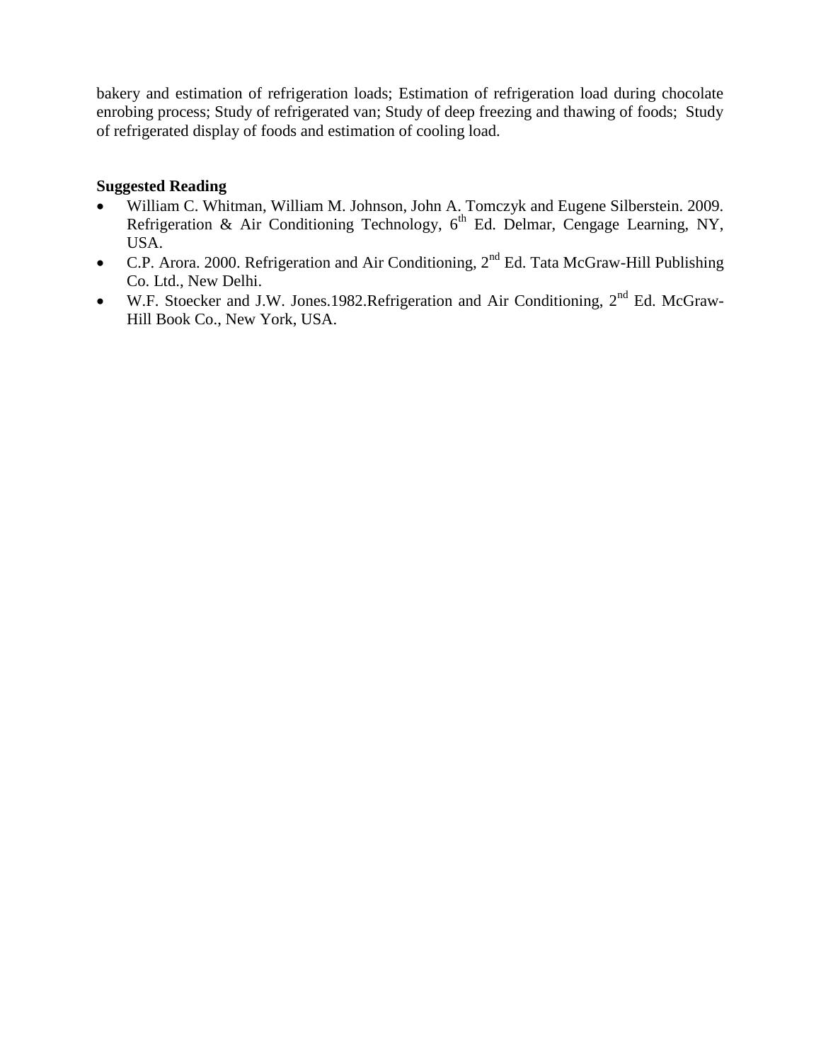bakery and estimation of refrigeration loads; Estimation of refrigeration load during chocolate enrobing process; Study of refrigerated van; Study of deep freezing and thawing of foods; Study of refrigerated display of foods and estimation of cooling load.

**Suggested Reading**

- William C. Whitman, William M. Johnson, John A. Tomczyk and Eugene Silberstein. 2009. Refrigeration & Air Conditioning Technology, 6th Ed. Delmar, Cengage Learning, NY, USA.
- C.P. Arora. 2000. Refrigeration and Air Conditioning, 2nd Ed. Tata McGraw-Hill Publishing Co. Ltd., New Delhi.
- W.F. Stoecker and J.W. Jones.1982.Refrigeration and Air Conditioning, 2nd Ed. McGraw-Hill Book Co., New York, USA.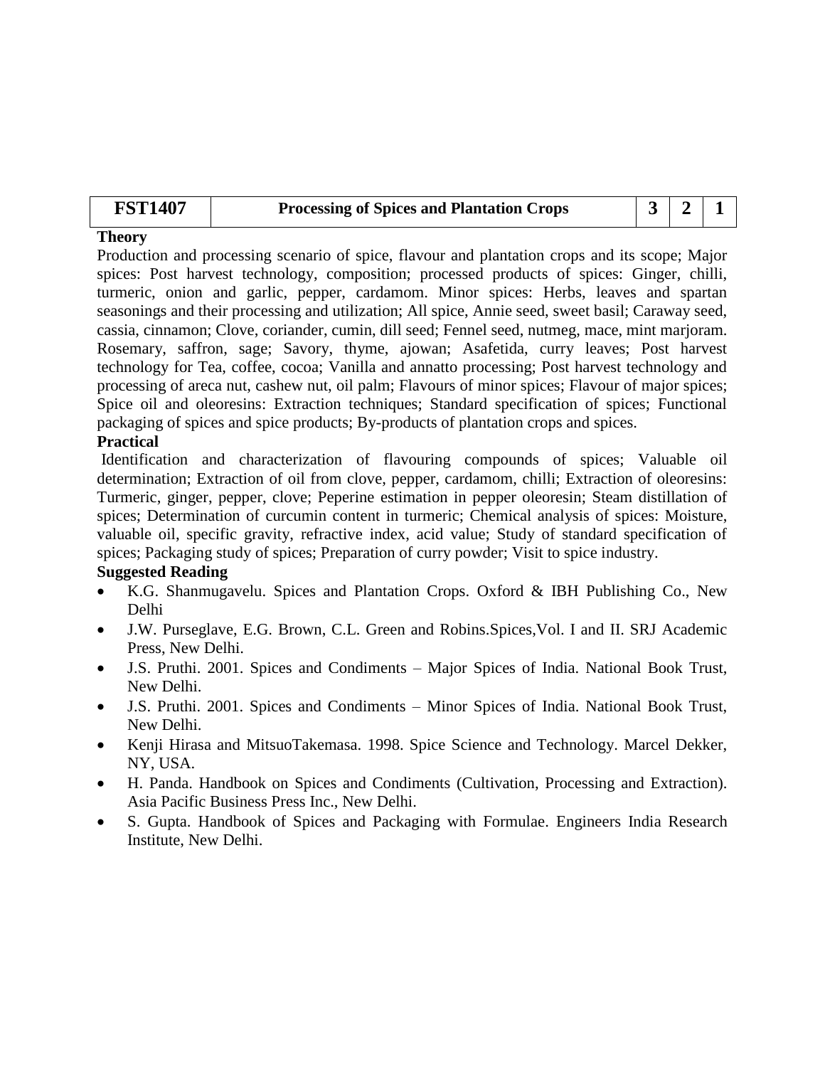| FST1407 | Processing of Spices and Plantation Crops | 3 | 2 | 1 |
|---|---|---|---|---|

**Theory**

Production and processing scenario of spice, flavour and plantation crops and its scope; Major spices: Post harvest technology, composition; processed products of spices: Ginger, chilli, turmeric, onion and garlic, pepper, cardamom. Minor spices: Herbs, leaves and spartan seasonings and their processing and utilization; All spice, Annie seed, sweet basil; Caraway seed, cassia, cinnamon; Clove, coriander, cumin, dill seed; Fennel seed, nutmeg, mace, mint marjoram. Rosemary, saffron, sage; Savory, thyme, ajowan; Asafetida, curry leaves; Post harvest technology for Tea, coffee, cocoa; Vanilla and annatto processing; Post harvest technology and processing of areca nut, cashew nut, oil palm; Flavours of minor spices; Flavour of major spices; Spice oil and oleoresins: Extraction techniques; Standard specification of spices; Functional packaging of spices and spice products; By-products of plantation crops and spices.

**Practical**

Identification and characterization of flavouring compounds of spices; Valuable oil determination; Extraction of oil from clove, pepper, cardamom, chilli; Extraction of oleoresins: Turmeric, ginger, pepper, clove; Peperine estimation in pepper oleoresin; Steam distillation of spices; Determination of curcumin content in turmeric; Chemical analysis of spices: Moisture, valuable oil, specific gravity, refractive index, acid value; Study of standard specification of spices; Packaging study of spices; Preparation of curry powder; Visit to spice industry.

**Suggested Reading**

- K.G. Shanmugavelu. Spices and Plantation Crops. Oxford & IBH Publishing Co., New Delhi
- J.W. Purseglave, E.G. Brown, C.L. Green and Robins.Spices,Vol. I and II. SRJ Academic Press, New Delhi.
- J.S. Pruthi. 2001. Spices and Condiments – Major Spices of India. National Book Trust, New Delhi.
- J.S. Pruthi. 2001. Spices and Condiments – Minor Spices of India. National Book Trust, New Delhi.
- Kenji Hirasa and MitsuoTakemasa. 1998. Spice Science and Technology. Marcel Dekker, NY, USA.
- H. Panda. Handbook on Spices and Condiments (Cultivation, Processing and Extraction). Asia Pacific Business Press Inc., New Delhi.
- S. Gupta. Handbook of Spices and Packaging with Formulae. Engineers India Research Institute, New Delhi.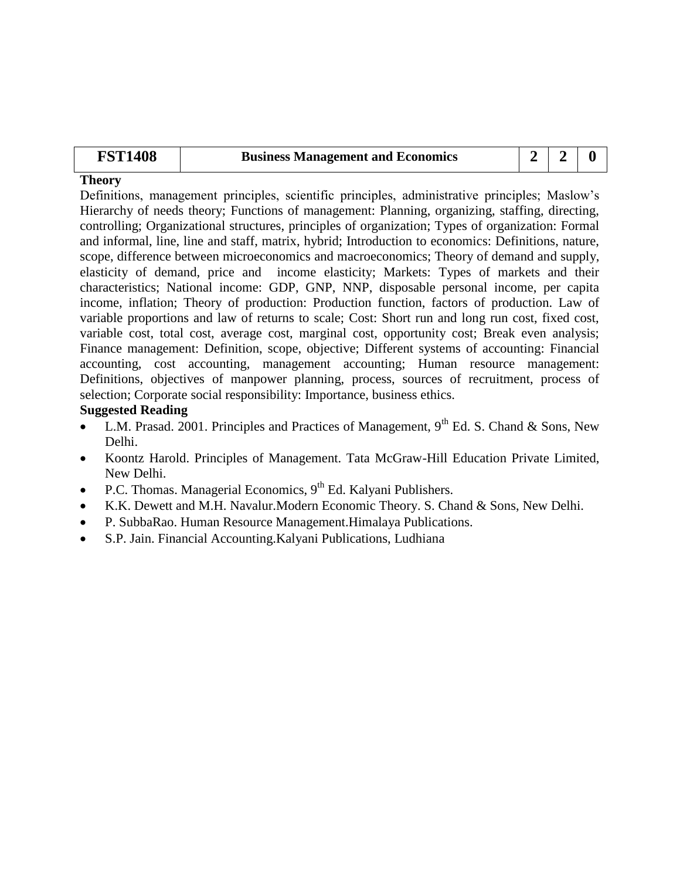| FST1408 | Business Management and Economics | 2 | 2 | 0 |
|---|---|---|---|---|

**Theory**

Definitions, management principles, scientific principles, administrative principles; Maslow's Hierarchy of needs theory; Functions of management: Planning, organizing, staffing, directing, controlling; Organizational structures, principles of organization; Types of organization: Formal and informal, line, line and staff, matrix, hybrid; Introduction to economics: Definitions, nature, scope, difference between microeconomics and macroeconomics; Theory of demand and supply, elasticity of demand, price and income elasticity; Markets: Types of markets and their characteristics; National income: GDP, GNP, NNP, disposable personal income, per capita income, inflation; Theory of production: Production function, factors of production. Law of variable proportions and law of returns to scale; Cost: Short run and long run cost, fixed cost, variable cost, total cost, average cost, marginal cost, opportunity cost; Break even analysis; Finance management: Definition, scope, objective; Different systems of accounting: Financial accounting, cost accounting, management accounting; Human resource management: Definitions, objectives of manpower planning, process, sources of recruitment, process of selection; Corporate social responsibility: Importance, business ethics.

**Suggested Reading**

- L.M. Prasad. 2001. Principles and Practices of Management, 9th Ed. S. Chand & Sons, New Delhi.
- Koontz Harold. Principles of Management. Tata McGraw-Hill Education Private Limited, New Delhi.
- P.C. Thomas. Managerial Economics, 9th Ed. Kalyani Publishers.
- K.K. Dewett and M.H. Navalur.Modern Economic Theory. S. Chand & Sons, New Delhi.
- P. SubbaRao. Human Resource Management.Himalaya Publications.
- S.P. Jain. Financial Accounting.Kalyani Publications, Ludhiana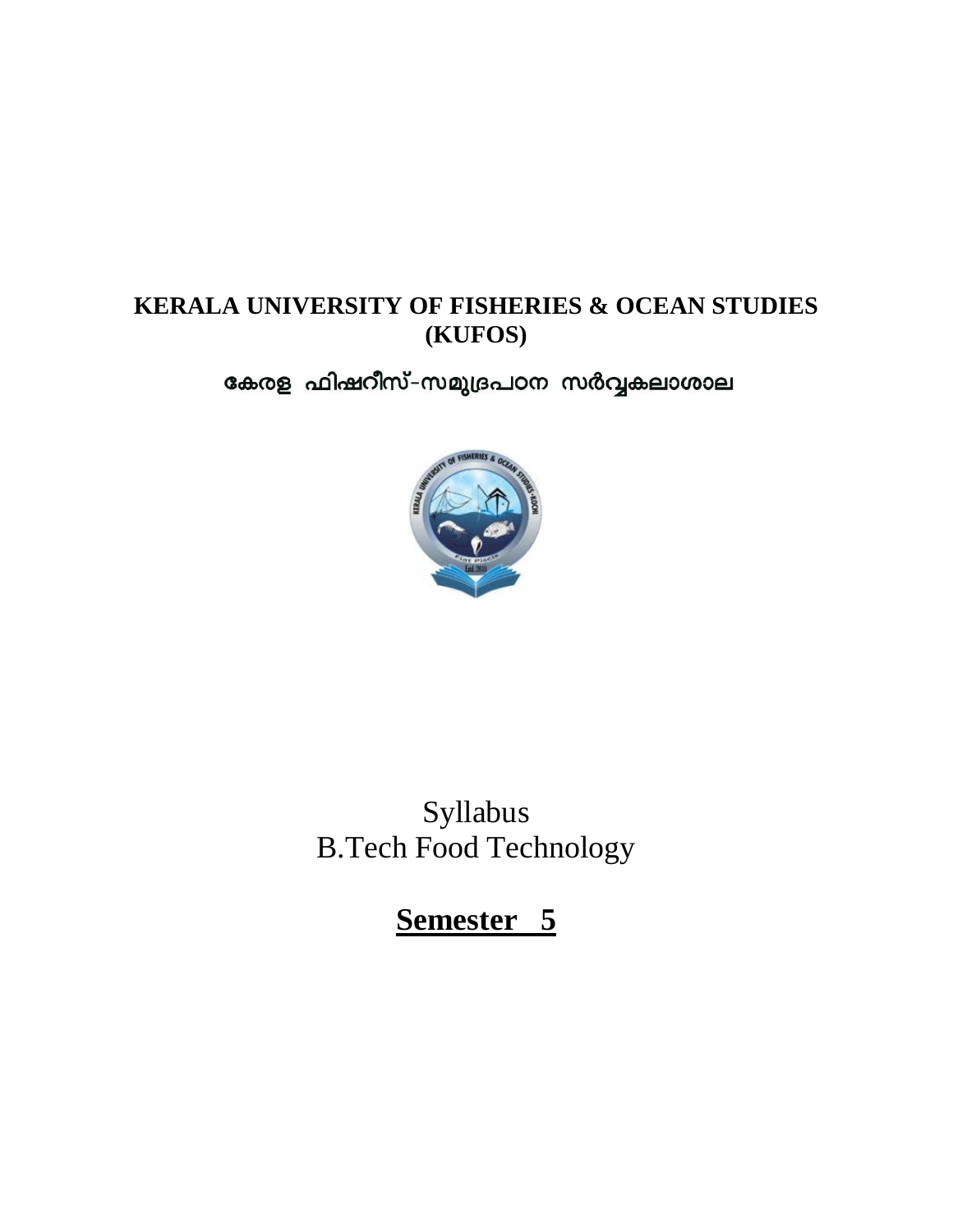**KERALA UNIVERSITY OF FISHERIES & OCEAN STUDIES (KUFOS)**

**കേരള ഫിഷറീസ്-സമുദ്രപഠന സർവ്വകലാശാല**

Syllabus

B.Tech Food Technology

# Semester 5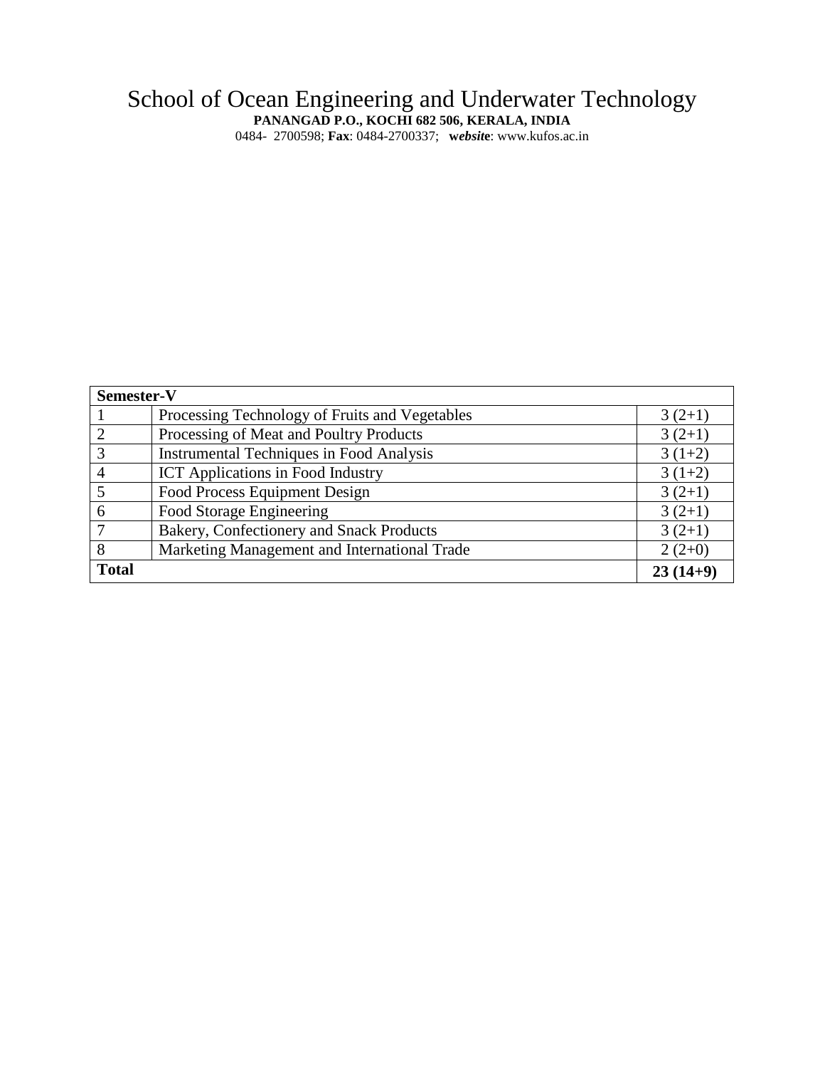# School of Ocean Engineering and Underwater Technology

**PANANGAD P.O., KOCHI 682 506, KERALA, INDIA**

0484- 2700598; **Fax**: 0484-2700337; ***website***: www.kufos.ac.in

| **Semester-V** | | |
|---|---|---|
| 1 | Processing Technology of Fruits and Vegetables | 3 (2+1) |
| 2 | Processing of Meat and Poultry Products | 3 (2+1) |
| 3 | Instrumental Techniques in Food Analysis | 3 (1+2) |
| 4 | ICT Applications in Food Industry | 3 (1+2) |
| 5 | Food Process Equipment Design | 3 (2+1) |
| 6 | Food Storage Engineering | 3 (2+1) |
| 7 | Bakery, Confectionery and Snack Products | 3 (2+1) |
| 8 | Marketing Management and International Trade | 2 (2+0) |
| **Total** | | **23 (14+9)** |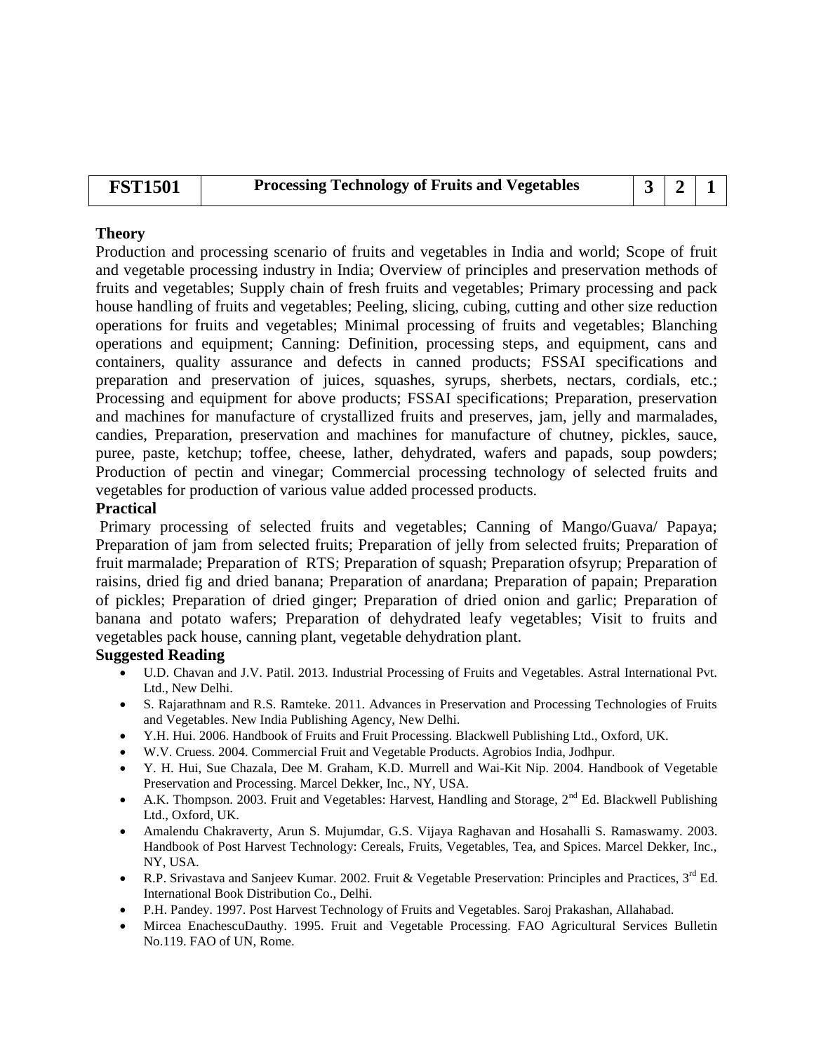| FST1501 | Processing Technology of Fruits and Vegetables | 3 | 2 | 1 |
|---|---|---|---|---|

**Theory**

Production and processing scenario of fruits and vegetables in India and world; Scope of fruit and vegetable processing industry in India; Overview of principles and preservation methods of fruits and vegetables; Supply chain of fresh fruits and vegetables; Primary processing and pack house handling of fruits and vegetables; Peeling, slicing, cubing, cutting and other size reduction operations for fruits and vegetables; Minimal processing of fruits and vegetables; Blanching operations and equipment; Canning: Definition, processing steps, and equipment, cans and containers, quality assurance and defects in canned products; FSSAI specifications and preparation and preservation of juices, squashes, syrups, sherbets, nectars, cordials, etc.; Processing and equipment for above products; FSSAI specifications; Preparation, preservation and machines for manufacture of crystallized fruits and preserves, jam, jelly and marmalades, candies, Preparation, preservation and machines for manufacture of chutney, pickles, sauce, puree, paste, ketchup; toffee, cheese, lather, dehydrated, wafers and papads, soup powders; Production of pectin and vinegar; Commercial processing technology of selected fruits and vegetables for production of various value added processed products.

**Practical**

Primary processing of selected fruits and vegetables; Canning of Mango/Guava/ Papaya; Preparation of jam from selected fruits; Preparation of jelly from selected fruits; Preparation of fruit marmalade; Preparation of RTS; Preparation of squash; Preparation ofsyrup; Preparation of raisins, dried fig and dried banana; Preparation of anardana; Preparation of papain; Preparation of pickles; Preparation of dried ginger; Preparation of dried onion and garlic; Preparation of banana and potato wafers; Preparation of dehydrated leafy vegetables; Visit to fruits and vegetables pack house, canning plant, vegetable dehydration plant.

**Suggested Reading**

- U.D. Chavan and J.V. Patil. 2013. Industrial Processing of Fruits and Vegetables. Astral International Pvt. Ltd., New Delhi.
- S. Rajarathnam and R.S. Ramteke. 2011. Advances in Preservation and Processing Technologies of Fruits and Vegetables. New India Publishing Agency, New Delhi.
- Y.H. Hui. 2006. Handbook of Fruits and Fruit Processing. Blackwell Publishing Ltd., Oxford, UK.
- W.V. Cruess. 2004. Commercial Fruit and Vegetable Products. Agrobios India, Jodhpur.
- Y. H. Hui, Sue Chazala, Dee M. Graham, K.D. Murrell and Wai-Kit Nip. 2004. Handbook of Vegetable Preservation and Processing. Marcel Dekker, Inc., NY, USA.
- A.K. Thompson. 2003. Fruit and Vegetables: Harvest, Handling and Storage, 2nd Ed. Blackwell Publishing Ltd., Oxford, UK.
- Amalendu Chakraverty, Arun S. Mujumdar, G.S. Vijaya Raghavan and Hosahalli S. Ramaswamy. 2003. Handbook of Post Harvest Technology: Cereals, Fruits, Vegetables, Tea, and Spices. Marcel Dekker, Inc., NY, USA.
- R.P. Srivastava and Sanjeev Kumar. 2002. Fruit & Vegetable Preservation: Principles and Practices, 3rd Ed. International Book Distribution Co., Delhi.
- P.H. Pandey. 1997. Post Harvest Technology of Fruits and Vegetables. Saroj Prakashan, Allahabad.
- Mircea EnachescuDauthy. 1995. Fruit and Vegetable Processing. FAO Agricultural Services Bulletin No.119. FAO of UN, Rome.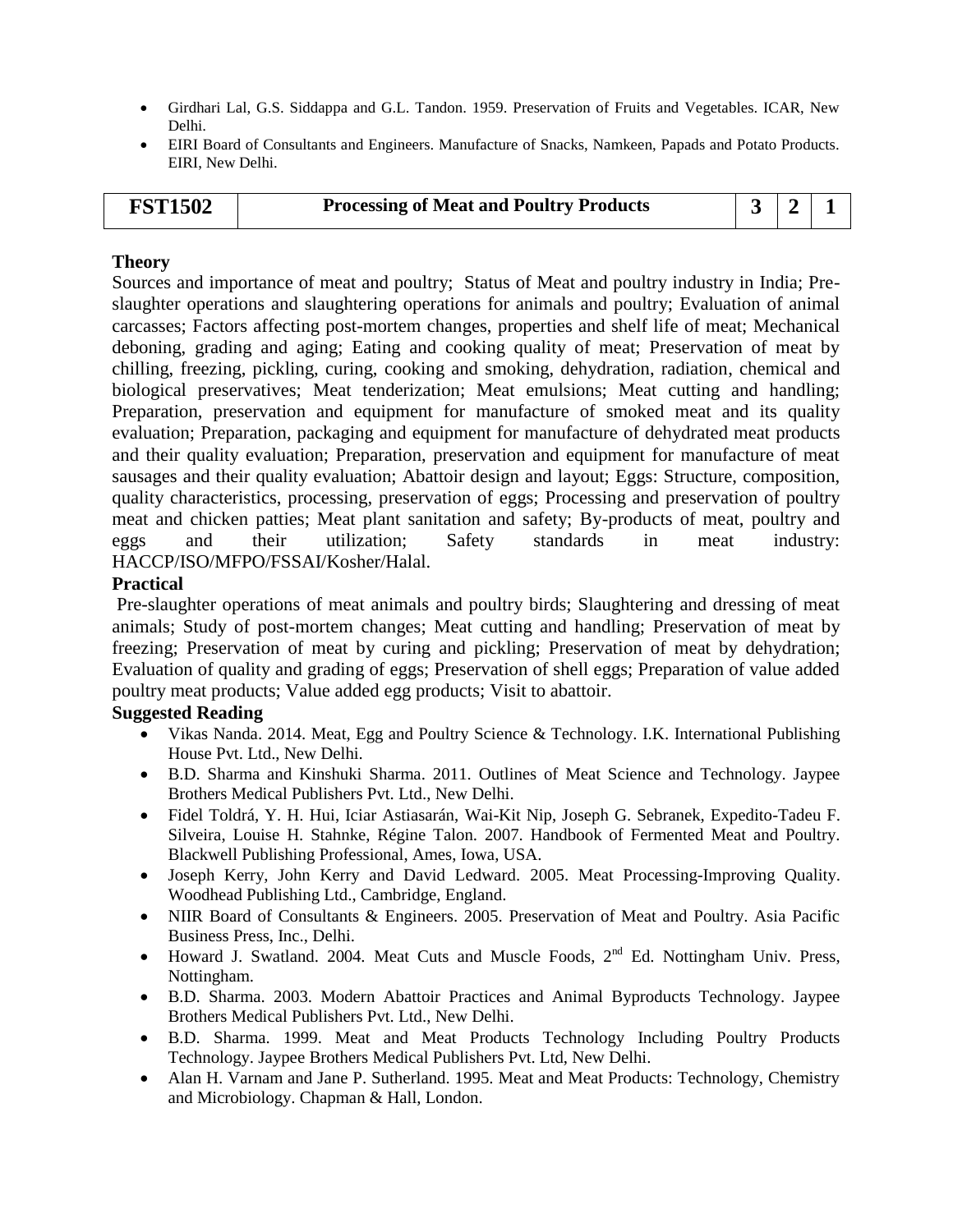- Girdhari Lal, G.S. Siddappa and G.L. Tandon. 1959. Preservation of Fruits and Vegetables. ICAR, New Delhi.
- EIRI Board of Consultants and Engineers. Manufacture of Snacks, Namkeen, Papads and Potato Products. EIRI, New Delhi.

| FST1502 | Processing of Meat and Poultry Products | 3 | 2 | 1 |
|---|---|---|---|---|

**Theory**

Sources and importance of meat and poultry; Status of Meat and poultry industry in India; Pre-slaughter operations and slaughtering operations for animals and poultry; Evaluation of animal carcasses; Factors affecting post-mortem changes, properties and shelf life of meat; Mechanical deboning, grading and aging; Eating and cooking quality of meat; Preservation of meat by chilling, freezing, pickling, curing, cooking and smoking, dehydration, radiation, chemical and biological preservatives; Meat tenderization; Meat emulsions; Meat cutting and handling; Preparation, preservation and equipment for manufacture of smoked meat and its quality evaluation; Preparation, packaging and equipment for manufacture of dehydrated meat products and their quality evaluation; Preparation, preservation and equipment for manufacture of meat sausages and their quality evaluation; Abattoir design and layout; Eggs: Structure, composition, quality characteristics, processing, preservation of eggs; Processing and preservation of poultry meat and chicken patties; Meat plant sanitation and safety; By-products of meat, poultry and eggs and their utilization; Safety standards in meat industry: HACCP/ISO/MFPO/FSSAI/Kosher/Halal.

**Practical**

Pre-slaughter operations of meat animals and poultry birds; Slaughtering and dressing of meat animals; Study of post-mortem changes; Meat cutting and handling; Preservation of meat by freezing; Preservation of meat by curing and pickling; Preservation of meat by dehydration; Evaluation of quality and grading of eggs; Preservation of shell eggs; Preparation of value added poultry meat products; Value added egg products; Visit to abattoir.

**Suggested Reading**

- Vikas Nanda. 2014. Meat, Egg and Poultry Science & Technology. I.K. International Publishing House Pvt. Ltd., New Delhi.
- B.D. Sharma and Kinshuki Sharma. 2011. Outlines of Meat Science and Technology. Jaypee Brothers Medical Publishers Pvt. Ltd., New Delhi.
- Fidel Toldrá, Y. H. Hui, Iciar Astiasarán, Wai-Kit Nip, Joseph G. Sebranek, Expedito-Tadeu F. Silveira, Louise H. Stahnke, Régine Talon. 2007. Handbook of Fermented Meat and Poultry. Blackwell Publishing Professional, Ames, Iowa, USA.
- Joseph Kerry, John Kerry and David Ledward. 2005. Meat Processing-Improving Quality. Woodhead Publishing Ltd., Cambridge, England.
- NIIR Board of Consultants & Engineers. 2005. Preservation of Meat and Poultry. Asia Pacific Business Press, Inc., Delhi.
- Howard J. Swatland. 2004. Meat Cuts and Muscle Foods, 2nd Ed. Nottingham Univ. Press, Nottingham.
- B.D. Sharma. 2003. Modern Abattoir Practices and Animal Byproducts Technology. Jaypee Brothers Medical Publishers Pvt. Ltd., New Delhi.
- B.D. Sharma. 1999. Meat and Meat Products Technology Including Poultry Products Technology. Jaypee Brothers Medical Publishers Pvt. Ltd, New Delhi.
- Alan H. Varnam and Jane P. Sutherland. 1995. Meat and Meat Products: Technology, Chemistry and Microbiology. Chapman & Hall, London.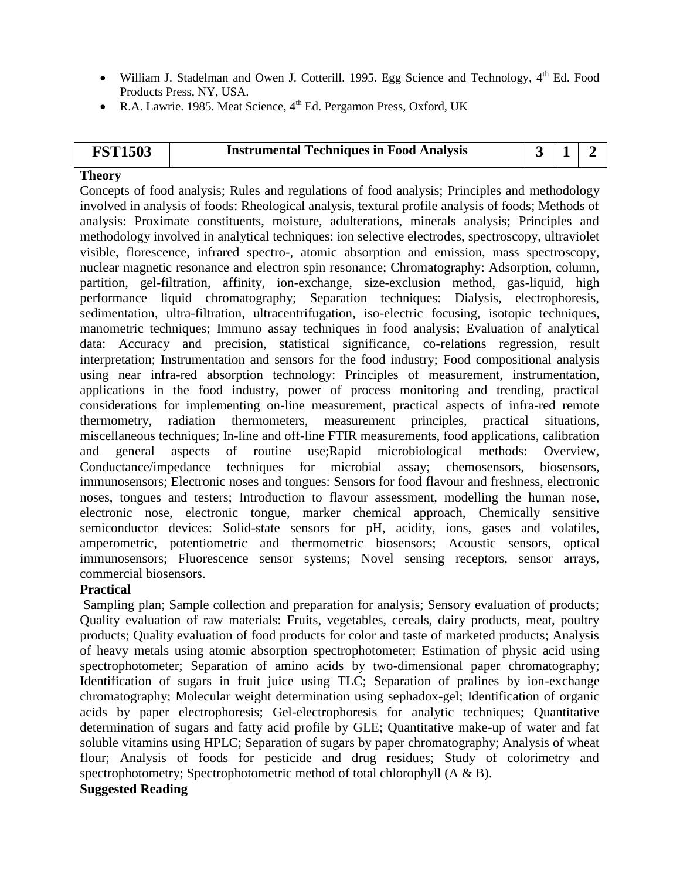- William J. Stadelman and Owen J. Cotterill. 1995. Egg Science and Technology, 4th Ed. Food Products Press, NY, USA.
- R.A. Lawrie. 1985. Meat Science, 4th Ed. Pergamon Press, Oxford, UK

| FST1503 | Instrumental Techniques in Food Analysis | 3 | 1 | 2 |
|---|---|---|---|---|

**Theory**

Concepts of food analysis; Rules and regulations of food analysis; Principles and methodology involved in analysis of foods: Rheological analysis, textural profile analysis of foods; Methods of analysis: Proximate constituents, moisture, adulterations, minerals analysis; Principles and methodology involved in analytical techniques: ion selective electrodes, spectroscopy, ultraviolet visible, florescence, infrared spectro-, atomic absorption and emission, mass spectroscopy, nuclear magnetic resonance and electron spin resonance; Chromatography: Adsorption, column, partition, gel-filtration, affinity, ion-exchange, size-exclusion method, gas-liquid, high performance liquid chromatography; Separation techniques: Dialysis, electrophoresis, sedimentation, ultra-filtration, ultracentrifugation, iso-electric focusing, isotopic techniques, manometric techniques; Immuno assay techniques in food analysis; Evaluation of analytical data: Accuracy and precision, statistical significance, co-relations regression, result interpretation; Instrumentation and sensors for the food industry; Food compositional analysis using near infra-red absorption technology: Principles of measurement, instrumentation, applications in the food industry, power of process monitoring and trending, practical considerations for implementing on-line measurement, practical aspects of infra-red remote thermometry, radiation thermometers, measurement principles, practical situations, miscellaneous techniques; In-line and off-line FTIR measurements, food applications, calibration and general aspects of routine use;Rapid microbiological methods: Overview, Conductance/impedance techniques for microbial assay; chemosensors, biosensors, immunosensors; Electronic noses and tongues: Sensors for food flavour and freshness, electronic noses, tongues and testers; Introduction to flavour assessment, modelling the human nose, electronic nose, electronic tongue, marker chemical approach, Chemically sensitive semiconductor devices: Solid-state sensors for pH, acidity, ions, gases and volatiles, amperometric, potentiometric and thermometric biosensors; Acoustic sensors, optical immunosensors; Fluorescence sensor systems; Novel sensing receptors, sensor arrays, commercial biosensors.

**Practical**

Sampling plan; Sample collection and preparation for analysis; Sensory evaluation of products; Quality evaluation of raw materials: Fruits, vegetables, cereals, dairy products, meat, poultry products; Quality evaluation of food products for color and taste of marketed products; Analysis of heavy metals using atomic absorption spectrophotometer; Estimation of physic acid using spectrophotometer; Separation of amino acids by two-dimensional paper chromatography; Identification of sugars in fruit juice using TLC; Separation of pralines by ion-exchange chromatography; Molecular weight determination using sephadox-gel; Identification of organic acids by paper electrophoresis; Gel-electrophoresis for analytic techniques; Quantitative determination of sugars and fatty acid profile by GLE; Quantitative make-up of water and fat soluble vitamins using HPLC; Separation of sugars by paper chromatography; Analysis of wheat flour; Analysis of foods for pesticide and drug residues; Study of colorimetry and spectrophotometry; Spectrophotometric method of total chlorophyll (A & B).

**Suggested Reading**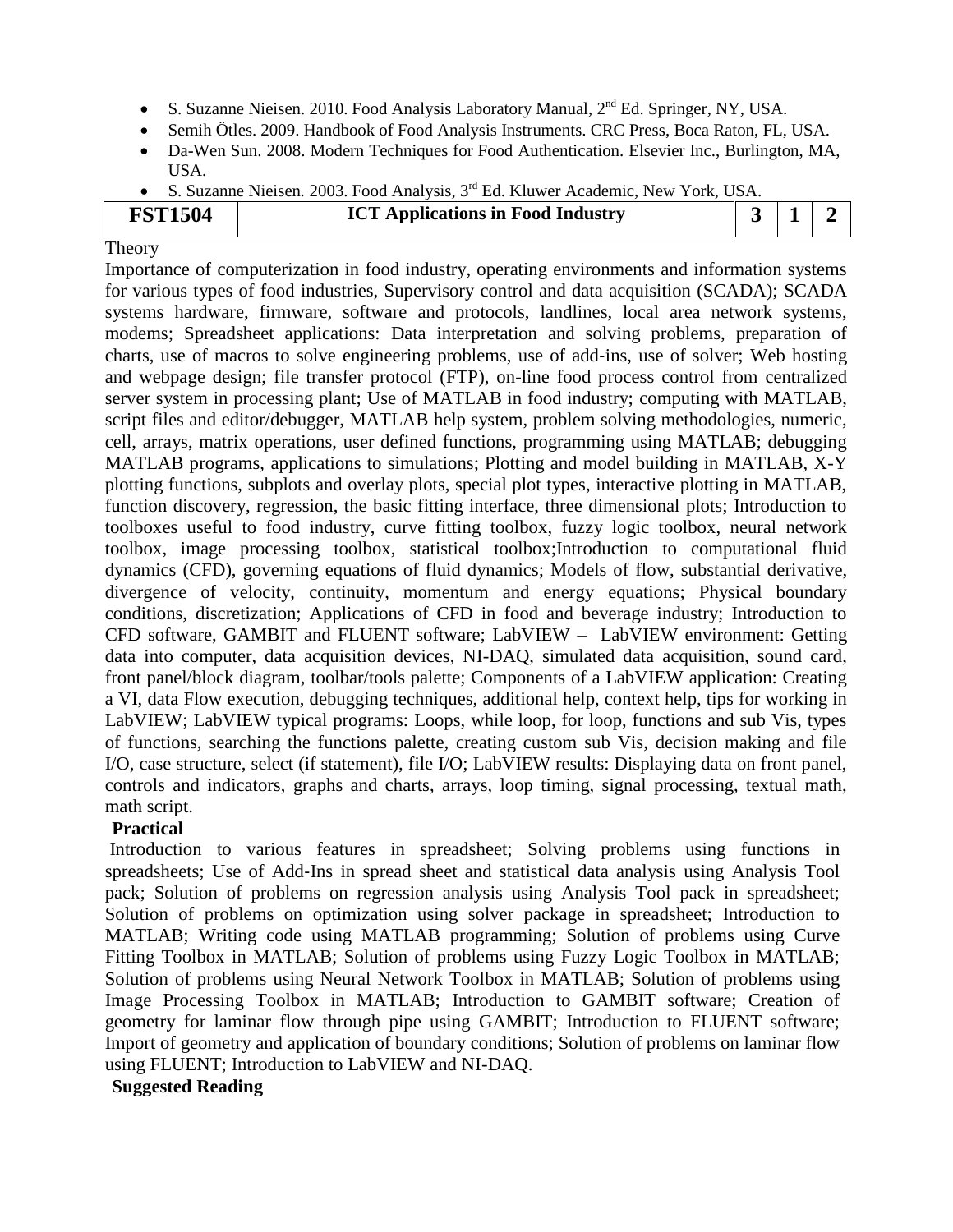- S. Suzanne Nieisen. 2010. Food Analysis Laboratory Manual, 2[nd] Ed. Springer, NY, USA.
- Semih Ötles. 2009. Handbook of Food Analysis Instruments. CRC Press, Boca Raton, FL, USA.
- Da-Wen Sun. 2008. Modern Techniques for Food Authentication. Elsevier Inc., Burlington, MA, USA.
- S. Suzanne Nieisen. 2003. Food Analysis, 3[rd] Ed. Kluwer Academic, New York, USA.

| **FST1504** | **ICT Applications in Food Industry** | **3** | **1** | **2** |
|---|---|---|---|---|

Theory

Importance of computerization in food industry, operating environments and information systems for various types of food industries, Supervisory control and data acquisition (SCADA); SCADA systems hardware, firmware, software and protocols, landlines, local area network systems, modems; Spreadsheet applications: Data interpretation and solving problems, preparation of charts, use of macros to solve engineering problems, use of add-ins, use of solver; Web hosting and webpage design; file transfer protocol (FTP), on-line food process control from centralized server system in processing plant; Use of MATLAB in food industry; computing with MATLAB, script files and editor/debugger, MATLAB help system, problem solving methodologies, numeric, cell, arrays, matrix operations, user defined functions, programming using MATLAB; debugging MATLAB programs, applications to simulations; Plotting and model building in MATLAB, X-Y plotting functions, subplots and overlay plots, special plot types, interactive plotting in MATLAB, function discovery, regression, the basic fitting interface, three dimensional plots; Introduction to toolboxes useful to food industry, curve fitting toolbox, fuzzy logic toolbox, neural network toolbox, image processing toolbox, statistical toolbox;Introduction to computational fluid dynamics (CFD), governing equations of fluid dynamics; Models of flow, substantial derivative, divergence of velocity, continuity, momentum and energy equations; Physical boundary conditions, discretization; Applications of CFD in food and beverage industry; Introduction to CFD software, GAMBIT and FLUENT software; LabVIEW – LabVIEW environment: Getting data into computer, data acquisition devices, NI-DAQ, simulated data acquisition, sound card, front panel/block diagram, toolbar/tools palette; Components of a LabVIEW application: Creating a VI, data Flow execution, debugging techniques, additional help, context help, tips for working in LabVIEW; LabVIEW typical programs: Loops, while loop, for loop, functions and sub Vis, types of functions, searching the functions palette, creating custom sub Vis, decision making and file I/O, case structure, select (if statement), file I/O; LabVIEW results: Displaying data on front panel, controls and indicators, graphs and charts, arrays, loop timing, signal processing, textual math, math script.

**Practical**

Introduction to various features in spreadsheet; Solving problems using functions in spreadsheets; Use of Add-Ins in spread sheet and statistical data analysis using Analysis Tool pack; Solution of problems on regression analysis using Analysis Tool pack in spreadsheet; Solution of problems on optimization using solver package in spreadsheet; Introduction to MATLAB; Writing code using MATLAB programming; Solution of problems using Curve Fitting Toolbox in MATLAB; Solution of problems using Fuzzy Logic Toolbox in MATLAB; Solution of problems using Neural Network Toolbox in MATLAB; Solution of problems using Image Processing Toolbox in MATLAB; Introduction to GAMBIT software; Creation of geometry for laminar flow through pipe using GAMBIT; Introduction to FLUENT software; Import of geometry and application of boundary conditions; Solution of problems on laminar flow using FLUENT; Introduction to LabVIEW and NI-DAQ.

**Suggested Reading**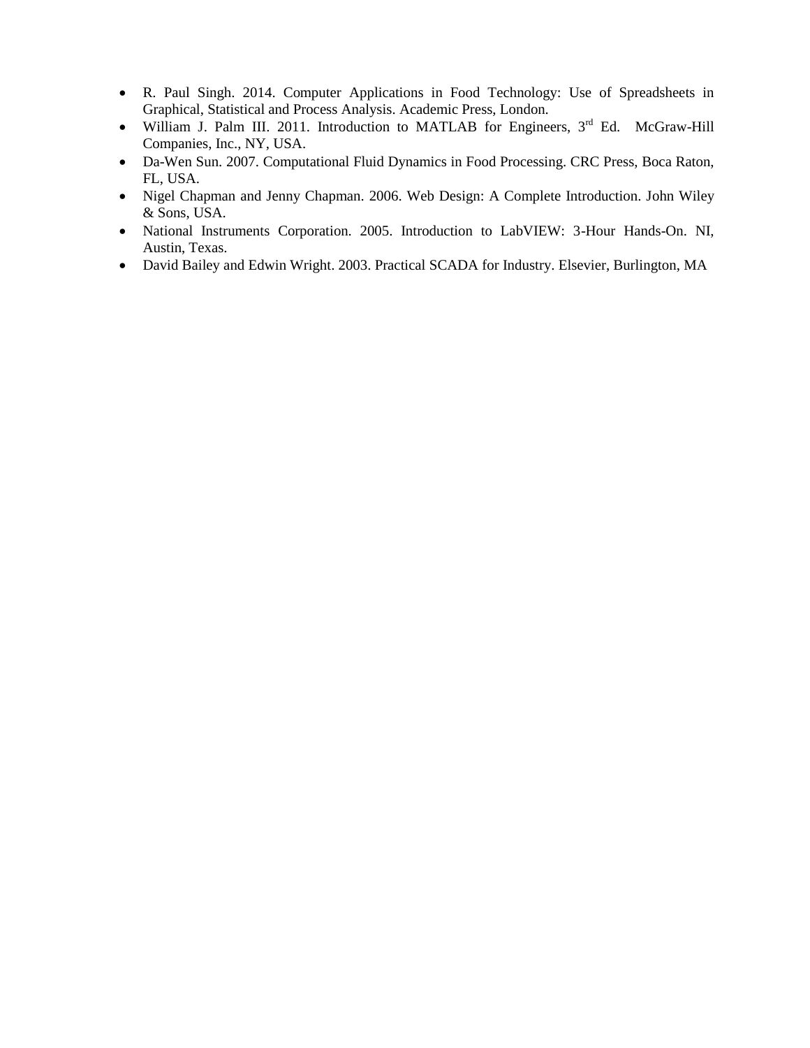- R. Paul Singh. 2014. Computer Applications in Food Technology: Use of Spreadsheets in Graphical, Statistical and Process Analysis. Academic Press, London.
- William J. Palm III. 2011. Introduction to MATLAB for Engineers, 3rd Ed. McGraw-Hill Companies, Inc., NY, USA.
- Da-Wen Sun. 2007. Computational Fluid Dynamics in Food Processing. CRC Press, Boca Raton, FL, USA.
- Nigel Chapman and Jenny Chapman. 2006. Web Design: A Complete Introduction. John Wiley & Sons, USA.
- National Instruments Corporation. 2005. Introduction to LabVIEW: 3-Hour Hands-On. NI, Austin, Texas.
- David Bailey and Edwin Wright. 2003. Practical SCADA for Industry. Elsevier, Burlington, MA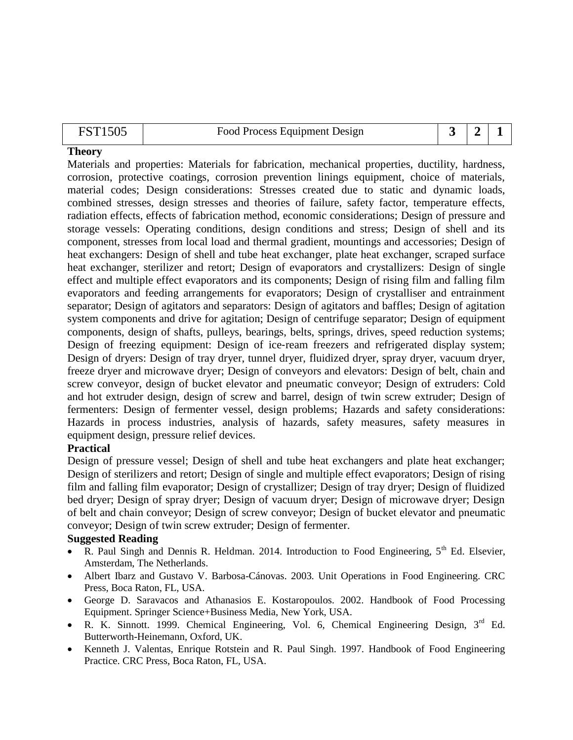| FST1505 | Food Process Equipment Design | 3 | 2 | 1 |
|---|---|---|---|---|

**Theory**

Materials and properties: Materials for fabrication, mechanical properties, ductility, hardness, corrosion, protective coatings, corrosion prevention linings equipment, choice of materials, material codes; Design considerations: Stresses created due to static and dynamic loads, combined stresses, design stresses and theories of failure, safety factor, temperature effects, radiation effects, effects of fabrication method, economic considerations; Design of pressure and storage vessels: Operating conditions, design conditions and stress; Design of shell and its component, stresses from local load and thermal gradient, mountings and accessories; Design of heat exchangers: Design of shell and tube heat exchanger, plate heat exchanger, scraped surface heat exchanger, sterilizer and retort; Design of evaporators and crystallizers: Design of single effect and multiple effect evaporators and its components; Design of rising film and falling film evaporators and feeding arrangements for evaporators; Design of crystalliser and entrainment separator; Design of agitators and separators: Design of agitators and baffles; Design of agitation system components and drive for agitation; Design of centrifuge separator; Design of equipment components, design of shafts, pulleys, bearings, belts, springs, drives, speed reduction systems; Design of freezing equipment: Design of ice-ream freezers and refrigerated display system; Design of dryers: Design of tray dryer, tunnel dryer, fluidized dryer, spray dryer, vacuum dryer, freeze dryer and microwave dryer; Design of conveyors and elevators: Design of belt, chain and screw conveyor, design of bucket elevator and pneumatic conveyor; Design of extruders: Cold and hot extruder design, design of screw and barrel, design of twin screw extruder; Design of fermenters: Design of fermenter vessel, design problems; Hazards and safety considerations: Hazards in process industries, analysis of hazards, safety measures, safety measures in equipment design, pressure relief devices.

**Practical**

Design of pressure vessel; Design of shell and tube heat exchangers and plate heat exchanger; Design of sterilizers and retort; Design of single and multiple effect evaporators; Design of rising film and falling film evaporator; Design of crystallizer; Design of tray dryer; Design of fluidized bed dryer; Design of spray dryer; Design of vacuum dryer; Design of microwave dryer; Design of belt and chain conveyor; Design of screw conveyor; Design of bucket elevator and pneumatic conveyor; Design of twin screw extruder; Design of fermenter.

**Suggested Reading**

- R. Paul Singh and Dennis R. Heldman. 2014. Introduction to Food Engineering, 5th Ed. Elsevier, Amsterdam, The Netherlands.
- Albert Ibarz and Gustavo V. Barbosa-Cánovas. 2003. Unit Operations in Food Engineering. CRC Press, Boca Raton, FL, USA.
- George D. Saravacos and Athanasios E. Kostaropoulos. 2002. Handbook of Food Processing Equipment. Springer Science+Business Media, New York, USA.
- R. K. Sinnott. 1999. Chemical Engineering, Vol. 6, Chemical Engineering Design, 3rd Ed. Butterworth-Heinemann, Oxford, UK.
- Kenneth J. Valentas, Enrique Rotstein and R. Paul Singh. 1997. Handbook of Food Engineering Practice. CRC Press, Boca Raton, FL, USA.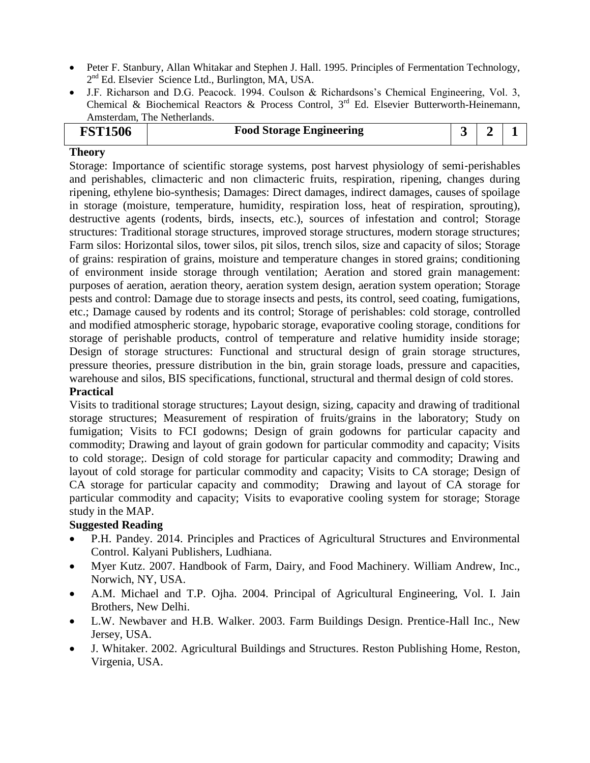- Peter F. Stanbury, Allan Whitakar and Stephen J. Hall. 1995. Principles of Fermentation Technology, 2nd Ed. Elsevier Science Ltd., Burlington, MA, USA.
- J.F. Richarson and D.G. Peacock. 1994. Coulson & Richardsons's Chemical Engineering, Vol. 3, Chemical & Biochemical Reactors & Process Control, 3rd Ed. Elsevier Butterworth-Heinemann, Amsterdam, The Netherlands.

| FST1506 | Food Storage Engineering | 3 | 2 | 1 |
|---|---|---|---|---|

**Theory**

Storage: Importance of scientific storage systems, post harvest physiology of semi-perishables and perishables, climacteric and non climacteric fruits, respiration, ripening, changes during ripening, ethylene bio-synthesis; Damages: Direct damages, indirect damages, causes of spoilage in storage (moisture, temperature, humidity, respiration loss, heat of respiration, sprouting), destructive agents (rodents, birds, insects, etc.), sources of infestation and control; Storage structures: Traditional storage structures, improved storage structures, modern storage structures; Farm silos: Horizontal silos, tower silos, pit silos, trench silos, size and capacity of silos; Storage of grains: respiration of grains, moisture and temperature changes in stored grains; conditioning of environment inside storage through ventilation; Aeration and stored grain management: purposes of aeration, aeration theory, aeration system design, aeration system operation; Storage pests and control: Damage due to storage insects and pests, its control, seed coating, fumigations, etc.; Damage caused by rodents and its control; Storage of perishables: cold storage, controlled and modified atmospheric storage, hypobaric storage, evaporative cooling storage, conditions for storage of perishable products, control of temperature and relative humidity inside storage; Design of storage structures: Functional and structural design of grain storage structures, pressure theories, pressure distribution in the bin, grain storage loads, pressure and capacities, warehouse and silos, BIS specifications, functional, structural and thermal design of cold stores.

**Practical**

Visits to traditional storage structures; Layout design, sizing, capacity and drawing of traditional storage structures; Measurement of respiration of fruits/grains in the laboratory; Study on fumigation; Visits to FCI godowns; Design of grain godowns for particular capacity and commodity; Drawing and layout of grain godown for particular commodity and capacity; Visits to cold storage;. Design of cold storage for particular capacity and commodity; Drawing and layout of cold storage for particular commodity and capacity; Visits to CA storage; Design of CA storage for particular capacity and commodity; Drawing and layout of CA storage for particular commodity and capacity; Visits to evaporative cooling system for storage; Storage study in the MAP.

**Suggested Reading**

- P.H. Pandey. 2014. Principles and Practices of Agricultural Structures and Environmental Control. Kalyani Publishers, Ludhiana.
- Myer Kutz. 2007. Handbook of Farm, Dairy, and Food Machinery. William Andrew, Inc., Norwich, NY, USA.
- A.M. Michael and T.P. Ojha. 2004. Principal of Agricultural Engineering, Vol. I. Jain Brothers, New Delhi.
- L.W. Newbaver and H.B. Walker. 2003. Farm Buildings Design. Prentice-Hall Inc., New Jersey, USA.
- J. Whitaker. 2002. Agricultural Buildings and Structures. Reston Publishing Home, Reston, Virgenia, USA.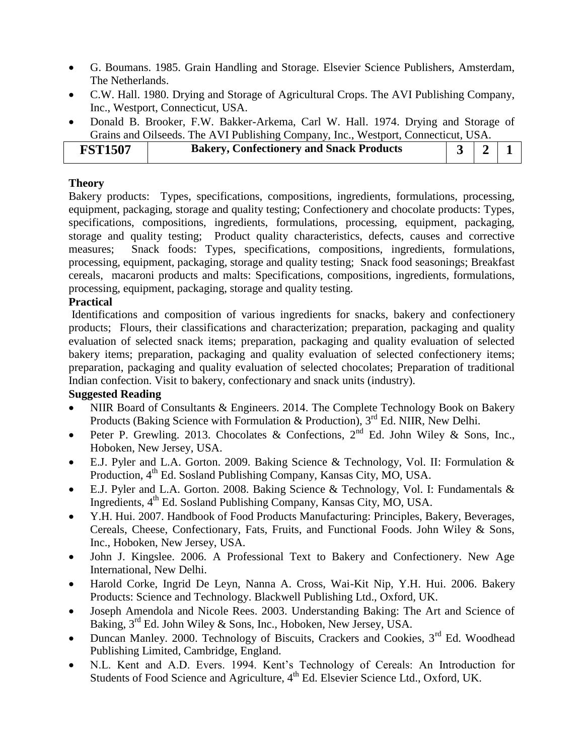- G. Boumans. 1985. Grain Handling and Storage. Elsevier Science Publishers, Amsterdam, The Netherlands.
- C.W. Hall. 1980. Drying and Storage of Agricultural Crops. The AVI Publishing Company, Inc., Westport, Connecticut, USA.
- Donald B. Brooker, F.W. Bakker-Arkema, Carl W. Hall. 1974. Drying and Storage of Grains and Oilseeds. The AVI Publishing Company, Inc., Westport, Connecticut, USA.

| FST1507 | Bakery, Confectionery and Snack Products | 3 | 2 | 1 |
|---|---|---|---|---|

**Theory**

Bakery products: Types, specifications, compositions, ingredients, formulations, processing, equipment, packaging, storage and quality testing; Confectionery and chocolate products: Types, specifications, compositions, ingredients, formulations, processing, equipment, packaging, storage and quality testing; Product quality characteristics, defects, causes and corrective measures; Snack foods: Types, specifications, compositions, ingredients, formulations, processing, equipment, packaging, storage and quality testing; Snack food seasonings; Breakfast cereals, macaroni products and malts: Specifications, compositions, ingredients, formulations, processing, equipment, packaging, storage and quality testing.

**Practical**

Identifications and composition of various ingredients for snacks, bakery and confectionery products; Flours, their classifications and characterization; preparation, packaging and quality evaluation of selected snack items; preparation, packaging and quality evaluation of selected bakery items; preparation, packaging and quality evaluation of selected confectionery items; preparation, packaging and quality evaluation of selected chocolates; Preparation of traditional Indian confection. Visit to bakery, confectionary and snack units (industry).

**Suggested Reading**

- NIIR Board of Consultants & Engineers. 2014. The Complete Technology Book on Bakery Products (Baking Science with Formulation & Production), 3rd Ed. NIIR, New Delhi.
- Peter P. Grewling. 2013. Chocolates & Confections, 2nd Ed. John Wiley & Sons, Inc., Hoboken, New Jersey, USA.
- E.J. Pyler and L.A. Gorton. 2009. Baking Science & Technology, Vol. II: Formulation & Production, 4th Ed. Sosland Publishing Company, Kansas City, MO, USA.
- E.J. Pyler and L.A. Gorton. 2008. Baking Science & Technology, Vol. I: Fundamentals & Ingredients, 4th Ed. Sosland Publishing Company, Kansas City, MO, USA.
- Y.H. Hui. 2007. Handbook of Food Products Manufacturing: Principles, Bakery, Beverages, Cereals, Cheese, Confectionary, Fats, Fruits, and Functional Foods. John Wiley & Sons, Inc., Hoboken, New Jersey, USA.
- John J. Kingslee. 2006. A Professional Text to Bakery and Confectionery. New Age International, New Delhi.
- Harold Corke, Ingrid De Leyn, Nanna A. Cross, Wai-Kit Nip, Y.H. Hui. 2006. Bakery Products: Science and Technology. Blackwell Publishing Ltd., Oxford, UK.
- Joseph Amendola and Nicole Rees. 2003. Understanding Baking: The Art and Science of Baking, 3rd Ed. John Wiley & Sons, Inc., Hoboken, New Jersey, USA.
- Duncan Manley. 2000. Technology of Biscuits, Crackers and Cookies, 3rd Ed. Woodhead Publishing Limited, Cambridge, England.
- N.L. Kent and A.D. Evers. 1994. Kent's Technology of Cereals: An Introduction for Students of Food Science and Agriculture, 4th Ed. Elsevier Science Ltd., Oxford, UK.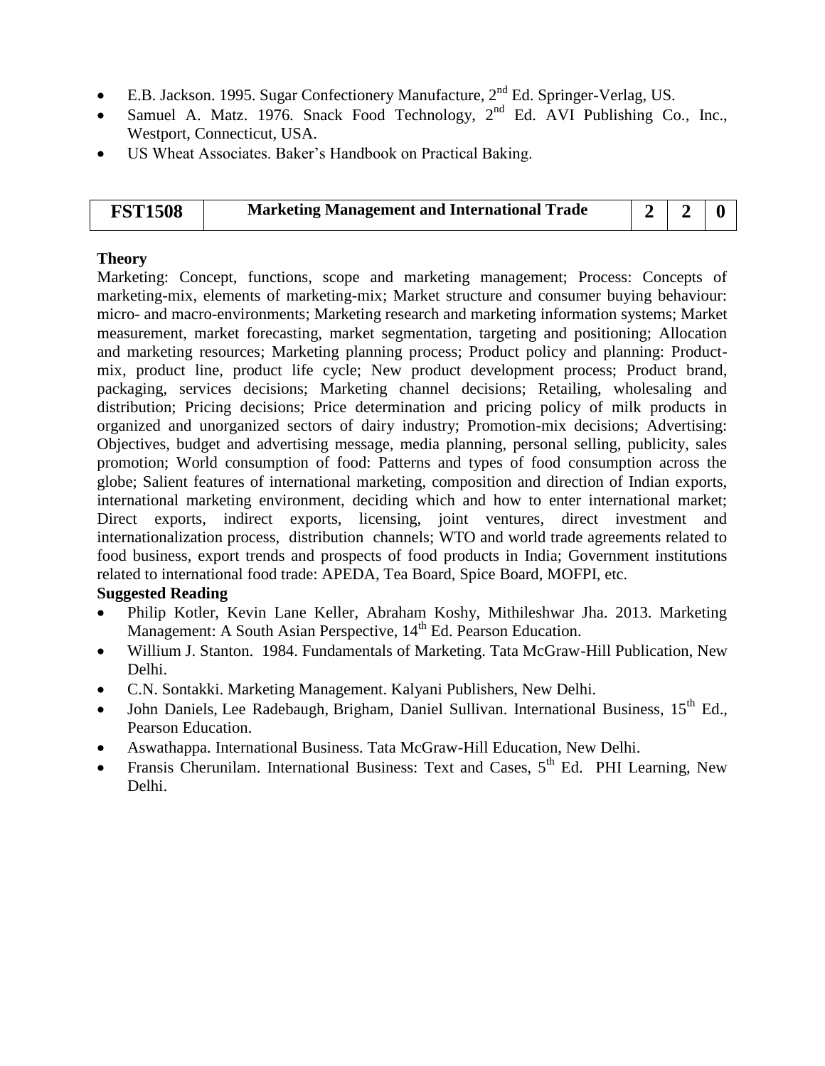- E.B. Jackson. 1995. Sugar Confectionery Manufacture, 2nd Ed. Springer-Verlag, US.
- Samuel A. Matz. 1976. Snack Food Technology, 2nd Ed. AVI Publishing Co., Inc., Westport, Connecticut, USA.
- US Wheat Associates. Baker's Handbook on Practical Baking.

| FST1508 | Marketing Management and International Trade | 2 | 2 | 0 |
|---|---|---|---|---|

**Theory**

Marketing: Concept, functions, scope and marketing management; Process: Concepts of marketing-mix, elements of marketing-mix; Market structure and consumer buying behaviour: micro- and macro-environments; Marketing research and marketing information systems; Market measurement, market forecasting, market segmentation, targeting and positioning; Allocation and marketing resources; Marketing planning process; Product policy and planning: Product-mix, product line, product life cycle; New product development process; Product brand, packaging, services decisions; Marketing channel decisions; Retailing, wholesaling and distribution; Pricing decisions; Price determination and pricing policy of milk products in organized and unorganized sectors of dairy industry; Promotion-mix decisions; Advertising: Objectives, budget and advertising message, media planning, personal selling, publicity, sales promotion; World consumption of food: Patterns and types of food consumption across the globe; Salient features of international marketing, composition and direction of Indian exports, international marketing environment, deciding which and how to enter international market; Direct exports, indirect exports, licensing, joint ventures, direct investment and internationalization process, distribution channels; WTO and world trade agreements related to food business, export trends and prospects of food products in India; Government institutions related to international food trade: APEDA, Tea Board, Spice Board, MOFPI, etc.

**Suggested Reading**

- Philip Kotler, Kevin Lane Keller, Abraham Koshy, Mithileshwar Jha. 2013. Marketing Management: A South Asian Perspective, 14th Ed. Pearson Education.
- Willium J. Stanton. 1984. Fundamentals of Marketing. Tata McGraw-Hill Publication, New Delhi.
- C.N. Sontakki. Marketing Management. Kalyani Publishers, New Delhi.
- John Daniels, Lee Radebaugh, Brigham, Daniel Sullivan. International Business, 15th Ed., Pearson Education.
- Aswathappa. International Business. Tata McGraw-Hill Education, New Delhi.
- Fransis Cherunilam. International Business: Text and Cases, 5th Ed. PHI Learning, New Delhi.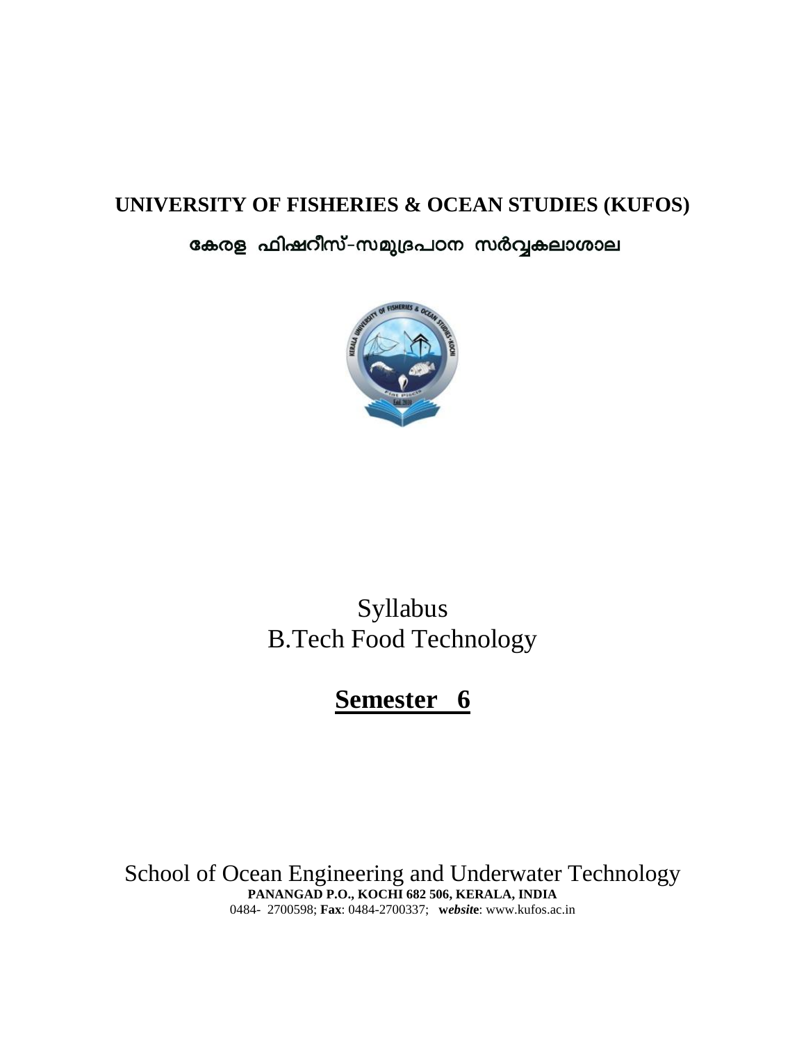**UNIVERSITY OF FISHERIES & OCEAN STUDIES (KUFOS)**

**കേരള ഫിഷറീസ്-സമുദ്രപഠന സർവ്വകലാശാല**

Syllabus

B.Tech Food Technology

# Semester 6

School of Ocean Engineering and Underwater Technology

**PANANGAD P.O., KOCHI 682 506, KERALA, INDIA**

0484- 2700598; **Fax**: 0484-2700337; ***website***: www.kufos.ac.in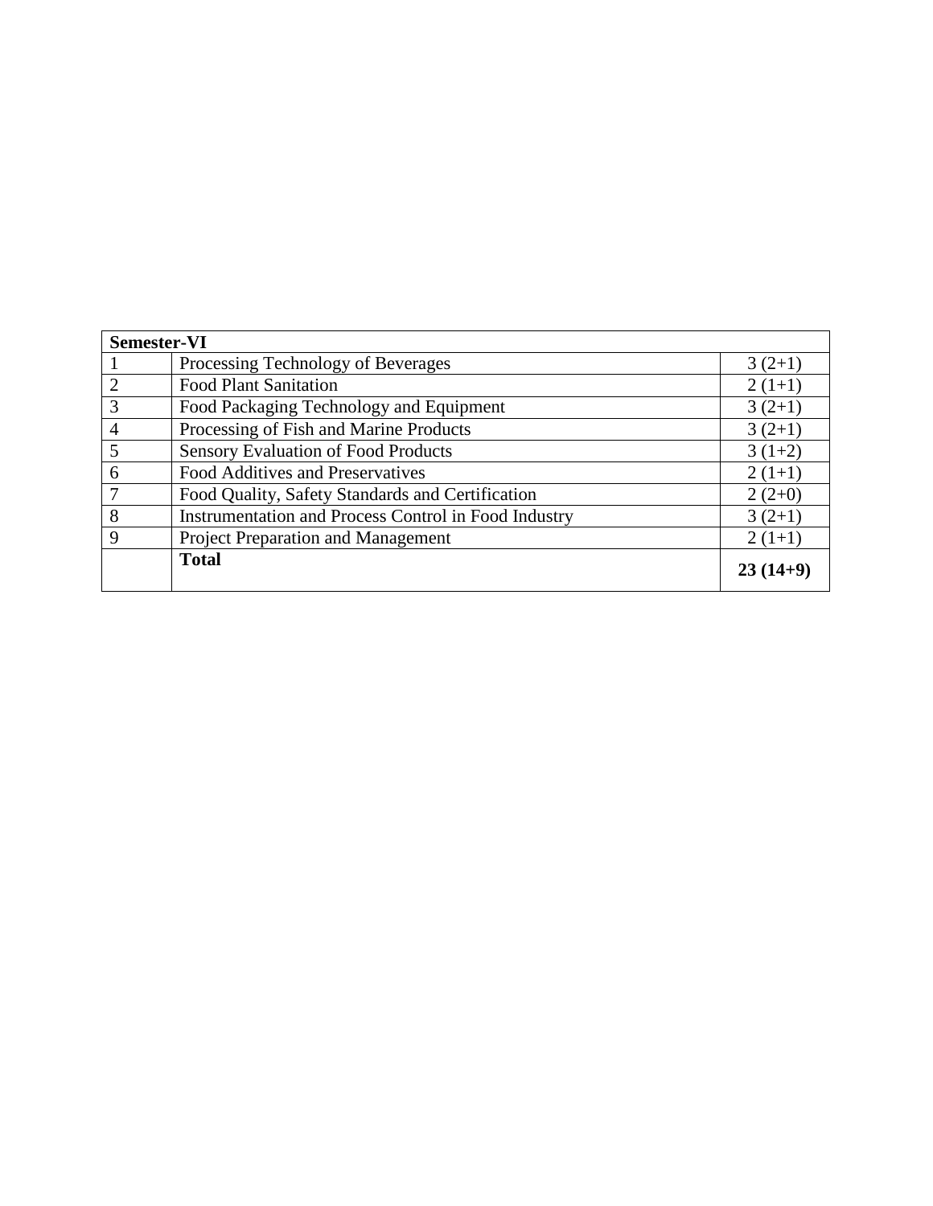| Semester-VI | | |
|---|---|---|
| 1 | Processing Technology of Beverages | 3 (2+1) |
| 2 | Food Plant Sanitation | 2 (1+1) |
| 3 | Food Packaging Technology and Equipment | 3 (2+1) |
| 4 | Processing of Fish and Marine Products | 3 (2+1) |
| 5 | Sensory Evaluation of Food Products | 3 (1+2) |
| 6 | Food Additives and Preservatives | 2 (1+1) |
| 7 | Food Quality, Safety Standards and Certification | 2 (2+0) |
| 8 | Instrumentation and Process Control in Food Industry | 3 (2+1) |
| 9 | Project Preparation and Management | 2 (1+1) |
| | **Total** | **23 (14+9)** |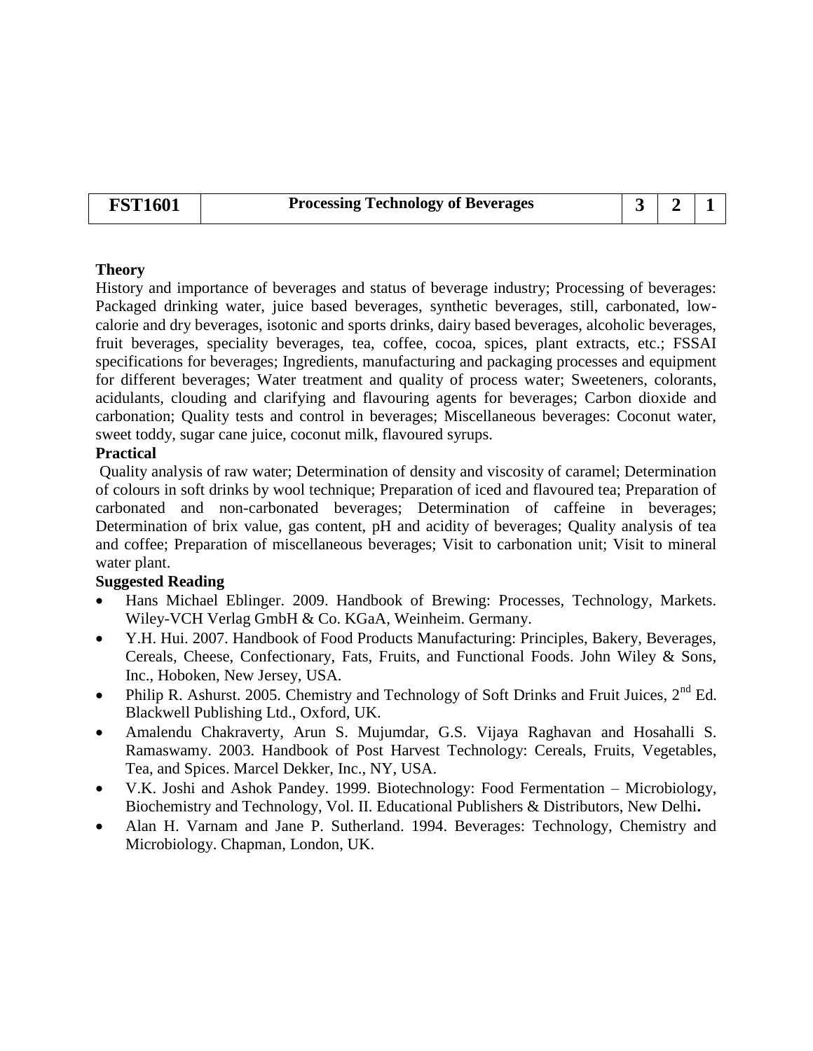| FST1601 | Processing Technology of Beverages | 3 | 2 | 1 |
|---|---|---|---|---|

**Theory**

History and importance of beverages and status of beverage industry; Processing of beverages: Packaged drinking water, juice based beverages, synthetic beverages, still, carbonated, low-calorie and dry beverages, isotonic and sports drinks, dairy based beverages, alcoholic beverages, fruit beverages, speciality beverages, tea, coffee, cocoa, spices, plant extracts, etc.; FSSAI specifications for beverages; Ingredients, manufacturing and packaging processes and equipment for different beverages; Water treatment and quality of process water; Sweeteners, colorants, acidulants, clouding and clarifying and flavouring agents for beverages; Carbon dioxide and carbonation; Quality tests and control in beverages; Miscellaneous beverages: Coconut water, sweet toddy, sugar cane juice, coconut milk, flavoured syrups.

**Practical**

Quality analysis of raw water; Determination of density and viscosity of caramel; Determination of colours in soft drinks by wool technique; Preparation of iced and flavoured tea; Preparation of carbonated and non-carbonated beverages; Determination of caffeine in beverages; Determination of brix value, gas content, pH and acidity of beverages; Quality analysis of tea and coffee; Preparation of miscellaneous beverages; Visit to carbonation unit; Visit to mineral water plant.

**Suggested Reading**

- Hans Michael Eblinger. 2009. Handbook of Brewing: Processes, Technology, Markets. Wiley-VCH Verlag GmbH & Co. KGaA, Weinheim. Germany.
- Y.H. Hui. 2007. Handbook of Food Products Manufacturing: Principles, Bakery, Beverages, Cereals, Cheese, Confectionary, Fats, Fruits, and Functional Foods. John Wiley & Sons, Inc., Hoboken, New Jersey, USA.
- Philip R. Ashurst. 2005. Chemistry and Technology of Soft Drinks and Fruit Juices, 2nd Ed. Blackwell Publishing Ltd., Oxford, UK.
- Amalendu Chakraverty, Arun S. Mujumdar, G.S. Vijaya Raghavan and Hosahalli S. Ramaswamy. 2003. Handbook of Post Harvest Technology: Cereals, Fruits, Vegetables, Tea, and Spices. Marcel Dekker, Inc., NY, USA.
- V.K. Joshi and Ashok Pandey. 1999. Biotechnology: Food Fermentation – Microbiology, Biochemistry and Technology, Vol. II. Educational Publishers & Distributors, New Delhi**.**
- Alan H. Varnam and Jane P. Sutherland. 1994. Beverages: Technology, Chemistry and Microbiology. Chapman, London, UK.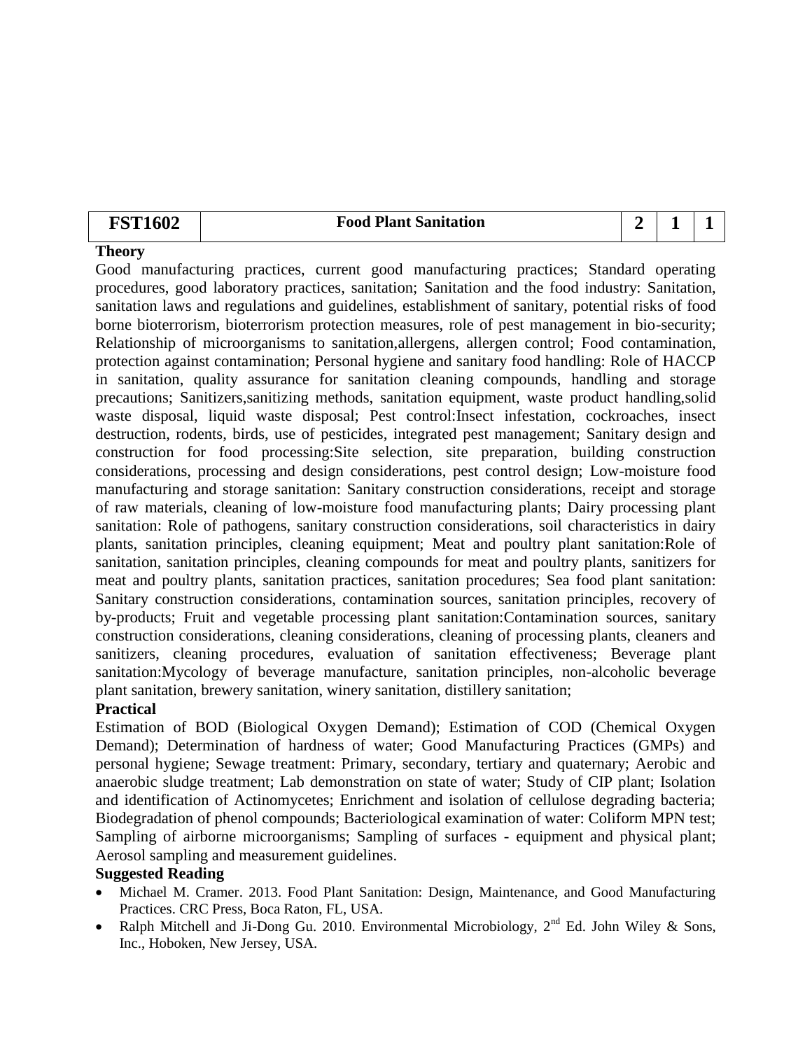| FST1602 | Food Plant Sanitation | 2 | 1 | 1 |
|---|---|---|---|---|

**Theory**

Good manufacturing practices, current good manufacturing practices; Standard operating procedures, good laboratory practices, sanitation; Sanitation and the food industry: Sanitation, sanitation laws and regulations and guidelines, establishment of sanitary, potential risks of food borne bioterrorism, bioterrorism protection measures, role of pest management in bio-security; Relationship of microorganisms to sanitation,allergens, allergen control; Food contamination, protection against contamination; Personal hygiene and sanitary food handling: Role of HACCP in sanitation, quality assurance for sanitation cleaning compounds, handling and storage precautions; Sanitizers,sanitizing methods, sanitation equipment, waste product handling,solid waste disposal, liquid waste disposal; Pest control:Insect infestation, cockroaches, insect destruction, rodents, birds, use of pesticides, integrated pest management; Sanitary design and construction for food processing:Site selection, site preparation, building construction considerations, processing and design considerations, pest control design; Low-moisture food manufacturing and storage sanitation: Sanitary construction considerations, receipt and storage of raw materials, cleaning of low-moisture food manufacturing plants; Dairy processing plant sanitation: Role of pathogens, sanitary construction considerations, soil characteristics in dairy plants, sanitation principles, cleaning equipment; Meat and poultry plant sanitation:Role of sanitation, sanitation principles, cleaning compounds for meat and poultry plants, sanitizers for meat and poultry plants, sanitation practices, sanitation procedures; Sea food plant sanitation: Sanitary construction considerations, contamination sources, sanitation principles, recovery of by-products; Fruit and vegetable processing plant sanitation:Contamination sources, sanitary construction considerations, cleaning considerations, cleaning of processing plants, cleaners and sanitizers, cleaning procedures, evaluation of sanitation effectiveness; Beverage plant sanitation:Mycology of beverage manufacture, sanitation principles, non-alcoholic beverage plant sanitation, brewery sanitation, winery sanitation, distillery sanitation;

**Practical**

Estimation of BOD (Biological Oxygen Demand); Estimation of COD (Chemical Oxygen Demand); Determination of hardness of water; Good Manufacturing Practices (GMPs) and personal hygiene; Sewage treatment: Primary, secondary, tertiary and quaternary; Aerobic and anaerobic sludge treatment; Lab demonstration on state of water; Study of CIP plant; Isolation and identification of Actinomycetes; Enrichment and isolation of cellulose degrading bacteria; Biodegradation of phenol compounds; Bacteriological examination of water: Coliform MPN test; Sampling of airborne microorganisms; Sampling of surfaces - equipment and physical plant; Aerosol sampling and measurement guidelines.

**Suggested Reading**

- Michael M. Cramer. 2013. Food Plant Sanitation: Design, Maintenance, and Good Manufacturing Practices. CRC Press, Boca Raton, FL, USA.
- Ralph Mitchell and Ji-Dong Gu. 2010. Environmental Microbiology, 2nd Ed. John Wiley & Sons, Inc., Hoboken, New Jersey, USA.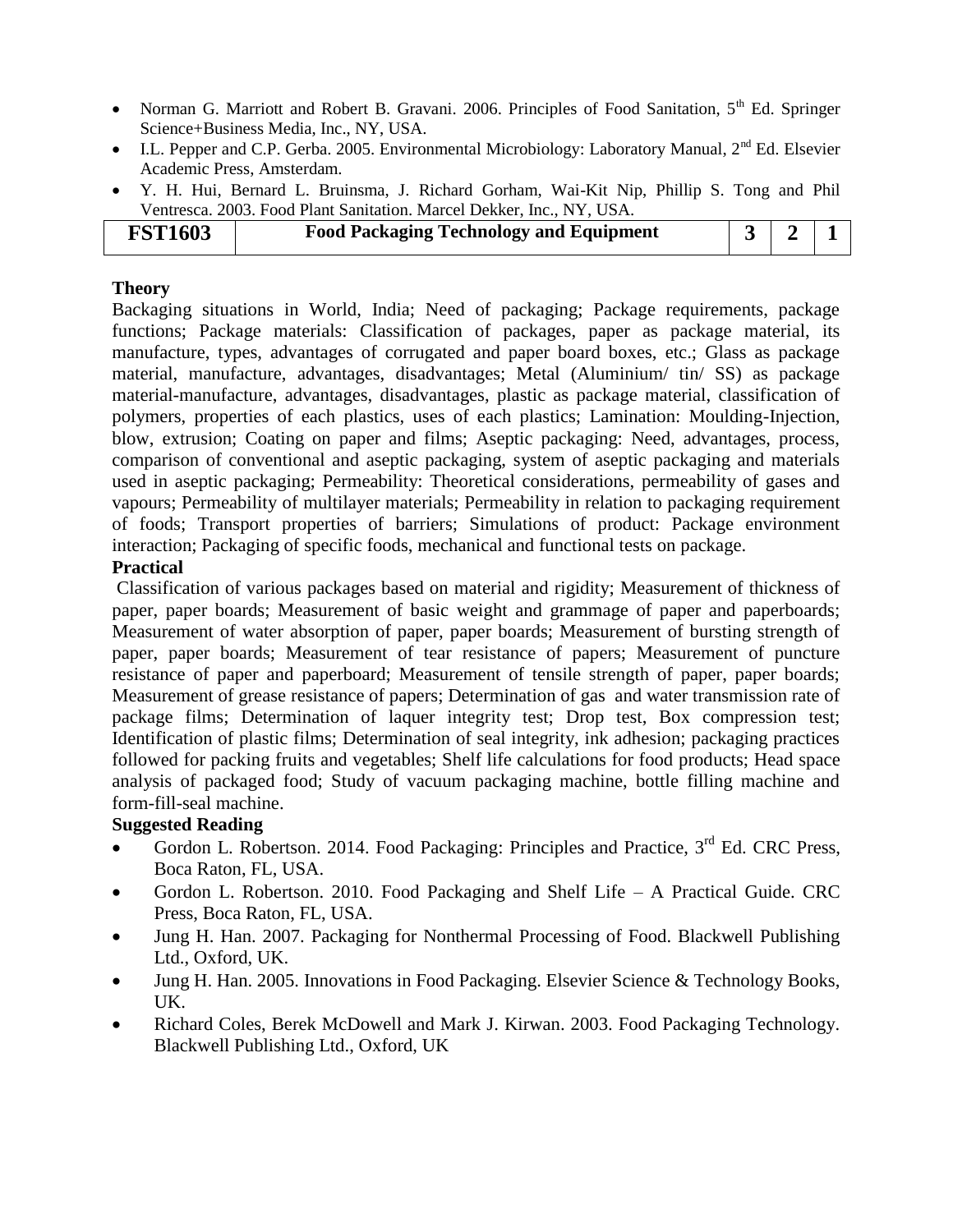- Norman G. Marriott and Robert B. Gravani. 2006. Principles of Food Sanitation, 5th Ed. Springer Science+Business Media, Inc., NY, USA.
- I.L. Pepper and C.P. Gerba. 2005. Environmental Microbiology: Laboratory Manual, 2nd Ed. Elsevier Academic Press, Amsterdam.
- Y. H. Hui, Bernard L. Bruinsma, J. Richard Gorham, Wai-Kit Nip, Phillip S. Tong and Phil Ventresca. 2003. Food Plant Sanitation. Marcel Dekker, Inc., NY, USA.

| FST1603 | Food Packaging Technology and Equipment | 3 | 2 | 1 |
|---|---|---|---|---|

**Theory**

Backaging situations in World, India; Need of packaging; Package requirements, package functions; Package materials: Classification of packages, paper as package material, its manufacture, types, advantages of corrugated and paper board boxes, etc.; Glass as package material, manufacture, advantages, disadvantages; Metal (Aluminium/ tin/ SS) as package material-manufacture, advantages, disadvantages, plastic as package material, classification of polymers, properties of each plastics, uses of each plastics; Lamination: Moulding-Injection, blow, extrusion; Coating on paper and films; Aseptic packaging: Need, advantages, process, comparison of conventional and aseptic packaging, system of aseptic packaging and materials used in aseptic packaging; Permeability: Theoretical considerations, permeability of gases and vapours; Permeability of multilayer materials; Permeability in relation to packaging requirement of foods; Transport properties of barriers; Simulations of product: Package environment interaction; Packaging of specific foods, mechanical and functional tests on package.

**Practical**

Classification of various packages based on material and rigidity; Measurement of thickness of paper, paper boards; Measurement of basic weight and grammage of paper and paperboards; Measurement of water absorption of paper, paper boards; Measurement of bursting strength of paper, paper boards; Measurement of tear resistance of papers; Measurement of puncture resistance of paper and paperboard; Measurement of tensile strength of paper, paper boards; Measurement of grease resistance of papers; Determination of gas and water transmission rate of package films; Determination of laquer integrity test; Drop test, Box compression test; Identification of plastic films; Determination of seal integrity, ink adhesion; packaging practices followed for packing fruits and vegetables; Shelf life calculations for food products; Head space analysis of packaged food; Study of vacuum packaging machine, bottle filling machine and form-fill-seal machine.

**Suggested Reading**

- Gordon L. Robertson. 2014. Food Packaging: Principles and Practice, 3rd Ed. CRC Press, Boca Raton, FL, USA.
- Gordon L. Robertson. 2010. Food Packaging and Shelf Life – A Practical Guide. CRC Press, Boca Raton, FL, USA.
- Jung H. Han. 2007. Packaging for Nonthermal Processing of Food. Blackwell Publishing Ltd., Oxford, UK.
- Jung H. Han. 2005. Innovations in Food Packaging. Elsevier Science & Technology Books, UK.
- Richard Coles, Berek McDowell and Mark J. Kirwan. 2003. Food Packaging Technology. Blackwell Publishing Ltd., Oxford, UK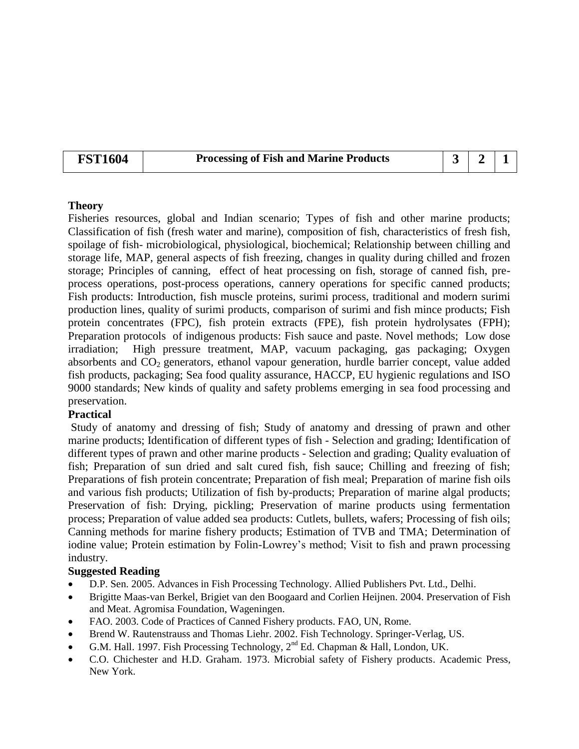| FST1604 | Processing of Fish and Marine Products | 3 | 2 | 1 |
|---|---|---|---|---|

**Theory**

Fisheries resources, global and Indian scenario; Types of fish and other marine products; Classification of fish (fresh water and marine), composition of fish, characteristics of fresh fish, spoilage of fish- microbiological, physiological, biochemical; Relationship between chilling and storage life, MAP, general aspects of fish freezing, changes in quality during chilled and frozen storage; Principles of canning, effect of heat processing on fish, storage of canned fish, pre-process operations, post-process operations, cannery operations for specific canned products; Fish products: Introduction, fish muscle proteins, surimi process, traditional and modern surimi production lines, quality of surimi products, comparison of surimi and fish mince products; Fish protein concentrates (FPC), fish protein extracts (FPE), fish protein hydrolysates (FPH); Preparation protocols of indigenous products: Fish sauce and paste. Novel methods; Low dose irradiation; High pressure treatment, MAP, vacuum packaging, gas packaging; Oxygen absorbents and $CO_2$ generators, ethanol vapour generation, hurdle barrier concept, value added fish products, packaging; Sea food quality assurance, HACCP, EU hygienic regulations and ISO 9000 standards; New kinds of quality and safety problems emerging in sea food processing and preservation.

**Practical**

Study of anatomy and dressing of fish; Study of anatomy and dressing of prawn and other marine products; Identification of different types of fish - Selection and grading; Identification of different types of prawn and other marine products - Selection and grading; Quality evaluation of fish; Preparation of sun dried and salt cured fish, fish sauce; Chilling and freezing of fish; Preparations of fish protein concentrate; Preparation of fish meal; Preparation of marine fish oils and various fish products; Utilization of fish by-products; Preparation of marine algal products; Preservation of fish: Drying, pickling; Preservation of marine products using fermentation process; Preparation of value added sea products: Cutlets, bullets, wafers; Processing of fish oils; Canning methods for marine fishery products; Estimation of TVB and TMA; Determination of iodine value; Protein estimation by Folin-Lowrey's method; Visit to fish and prawn processing industry.

**Suggested Reading**

- D.P. Sen. 2005. Advances in Fish Processing Technology. Allied Publishers Pvt. Ltd., Delhi.
- Brigitte Maas-van Berkel, Brigiet van den Boogaard and Corlien Heijnen. 2004. Preservation of Fish and Meat. Agromisa Foundation, Wageningen.
- FAO. 2003. Code of Practices of Canned Fishery products. FAO, UN, Rome.
- Brend W. Rautenstrauss and Thomas Liehr. 2002. Fish Technology. Springer-Verlag, US.
- G.M. Hall. 1997. Fish Processing Technology, 2nd Ed. Chapman & Hall, London, UK.
- C.O. Chichester and H.D. Graham. 1973. Microbial safety of Fishery products. Academic Press, New York.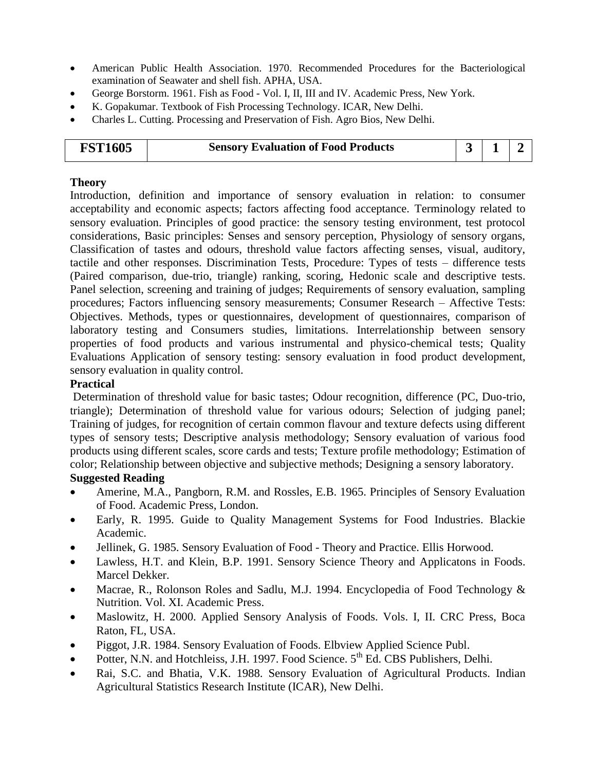- American Public Health Association. 1970. Recommended Procedures for the Bacteriological examination of Seawater and shell fish. APHA, USA.
- George Borstorm. 1961. Fish as Food - Vol. I, II, III and IV. Academic Press, New York.
- K. Gopakumar. Textbook of Fish Processing Technology. ICAR, New Delhi.
- Charles L. Cutting. Processing and Preservation of Fish. Agro Bios, New Delhi.

| FST1605 | Sensory Evaluation of Food Products | 3 | 1 | 2 |
|---|---|---|---|---|

**Theory**

Introduction, definition and importance of sensory evaluation in relation: to consumer acceptability and economic aspects; factors affecting food acceptance. Terminology related to sensory evaluation. Principles of good practice: the sensory testing environment, test protocol considerations, Basic principles: Senses and sensory perception, Physiology of sensory organs, Classification of tastes and odours, threshold value factors affecting senses, visual, auditory, tactile and other responses. Discrimination Tests, Procedure: Types of tests – difference tests (Paired comparison, due-trio, triangle) ranking, scoring, Hedonic scale and descriptive tests. Panel selection, screening and training of judges; Requirements of sensory evaluation, sampling procedures; Factors influencing sensory measurements; Consumer Research – Affective Tests: Objectives. Methods, types or questionnaires, development of questionnaires, comparison of laboratory testing and Consumers studies, limitations. Interrelationship between sensory properties of food products and various instrumental and physico-chemical tests; Quality Evaluations Application of sensory testing: sensory evaluation in food product development, sensory evaluation in quality control.

**Practical**

Determination of threshold value for basic tastes; Odour recognition, difference (PC, Duo-trio, triangle); Determination of threshold value for various odours; Selection of judging panel; Training of judges, for recognition of certain common flavour and texture defects using different types of sensory tests; Descriptive analysis methodology; Sensory evaluation of various food products using different scales, score cards and tests; Texture profile methodology; Estimation of color; Relationship between objective and subjective methods; Designing a sensory laboratory.

**Suggested Reading**

- Amerine, M.A., Pangborn, R.M. and Rossles, E.B. 1965. Principles of Sensory Evaluation of Food. Academic Press, London.
- Early, R. 1995. Guide to Quality Management Systems for Food Industries. Blackie Academic.
- Jellinek, G. 1985. Sensory Evaluation of Food - Theory and Practice. Ellis Horwood.
- Lawless, H.T. and Klein, B.P. 1991. Sensory Science Theory and Applicatons in Foods. Marcel Dekker.
- Macrae, R., Rolonson Roles and Sadlu, M.J. 1994. Encyclopedia of Food Technology & Nutrition. Vol. XI. Academic Press.
- Maslowitz, H. 2000. Applied Sensory Analysis of Foods. Vols. I, II. CRC Press, Boca Raton, FL, USA.
- Piggot, J.R. 1984. Sensory Evaluation of Foods. Elbview Applied Science Publ.
- Potter, N.N. and Hotchleiss, J.H. 1997. Food Science. 5th Ed. CBS Publishers, Delhi.
- Rai, S.C. and Bhatia, V.K. 1988. Sensory Evaluation of Agricultural Products. Indian Agricultural Statistics Research Institute (ICAR), New Delhi.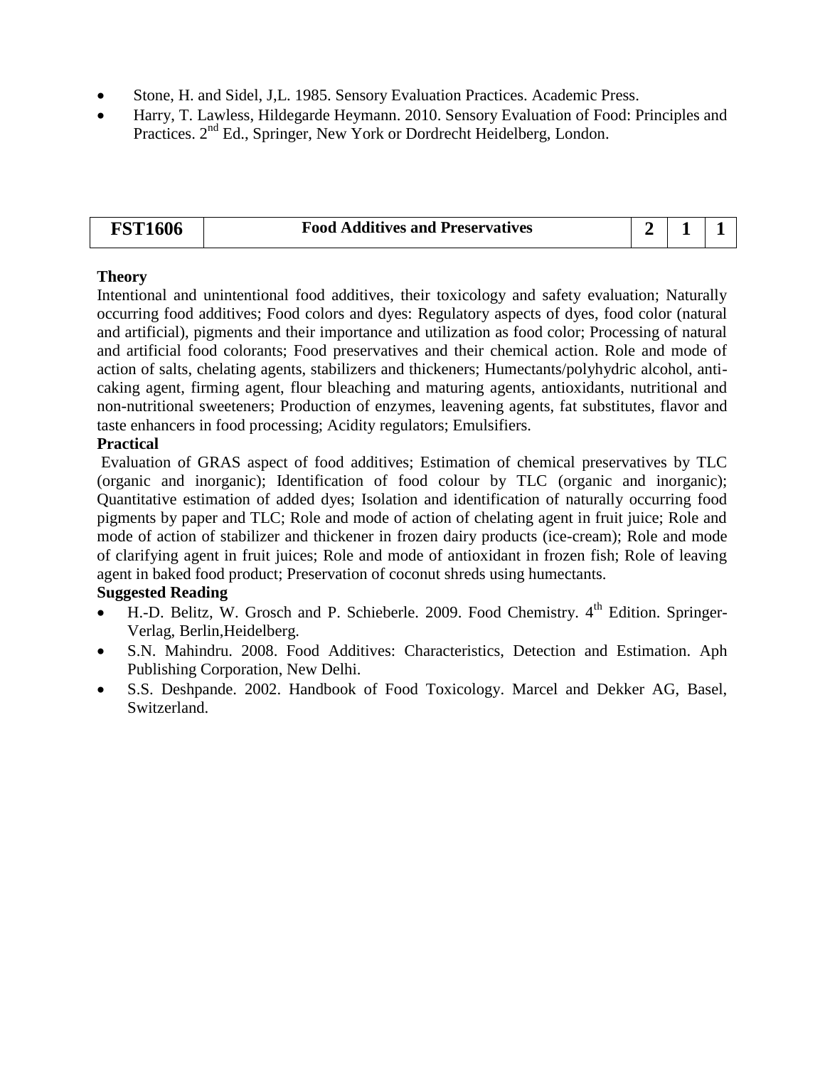- Stone, H. and Sidel, J,L. 1985. Sensory Evaluation Practices. Academic Press.
- Harry, T. Lawless, Hildegarde Heymann. 2010. Sensory Evaluation of Food: Principles and Practices. 2nd Ed., Springer, New York or Dordrecht Heidelberg, London.

| **FST1606** | **Food Additives and Preservatives** | **2** | **1** | **1** |
|---|---|---|---|---|

**Theory**

Intentional and unintentional food additives, their toxicology and safety evaluation; Naturally occurring food additives; Food colors and dyes: Regulatory aspects of dyes, food color (natural and artificial), pigments and their importance and utilization as food color; Processing of natural and artificial food colorants; Food preservatives and their chemical action. Role and mode of action of salts, chelating agents, stabilizers and thickeners; Humectants/polyhydric alcohol, anti-caking agent, firming agent, flour bleaching and maturing agents, antioxidants, nutritional and non-nutritional sweeteners; Production of enzymes, leavening agents, fat substitutes, flavor and taste enhancers in food processing; Acidity regulators; Emulsifiers.

**Practical**

Evaluation of GRAS aspect of food additives; Estimation of chemical preservatives by TLC (organic and inorganic); Identification of food colour by TLC (organic and inorganic); Quantitative estimation of added dyes; Isolation and identification of naturally occurring food pigments by paper and TLC; Role and mode of action of chelating agent in fruit juice; Role and mode of action of stabilizer and thickener in frozen dairy products (ice-cream); Role and mode of clarifying agent in fruit juices; Role and mode of antioxidant in frozen fish; Role of leaving agent in baked food product; Preservation of coconut shreds using humectants.

**Suggested Reading**

- H.-D. Belitz, W. Grosch and P. Schieberle. 2009. Food Chemistry. 4th Edition. Springer-Verlag, Berlin,Heidelberg.
- S.N. Mahindru. 2008. Food Additives: Characteristics, Detection and Estimation. Aph Publishing Corporation, New Delhi.
- S.S. Deshpande. 2002. Handbook of Food Toxicology. Marcel and Dekker AG, Basel, Switzerland.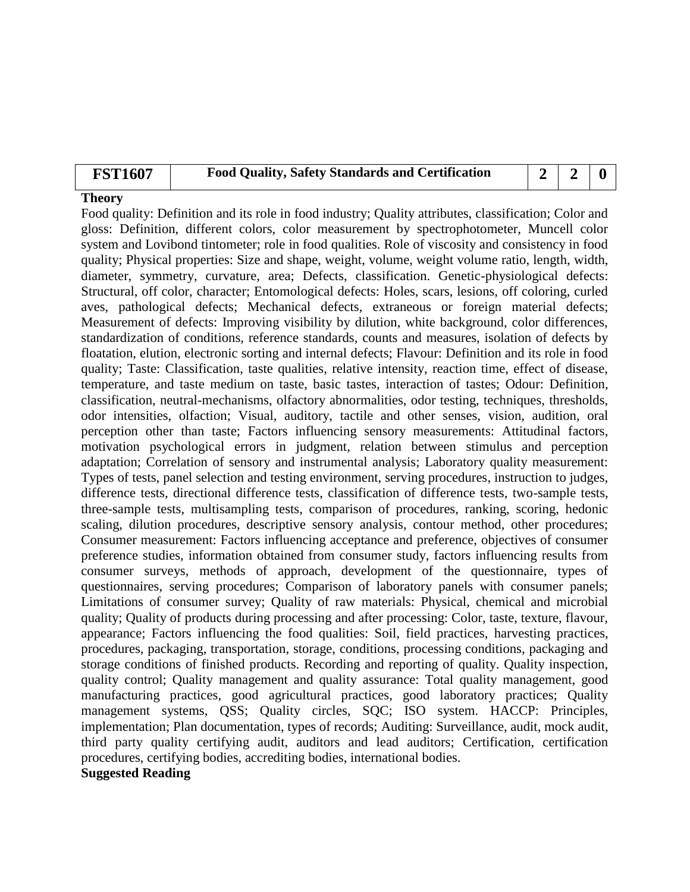| FST1607 | Food Quality, Safety Standards and Certification | 2 | 2 | 0 |
|---|---|---|---|---|

**Theory**

Food quality: Definition and its role in food industry; Quality attributes, classification; Color and gloss: Definition, different colors, color measurement by spectrophotometer, Muncell color system and Lovibond tintometer; role in food qualities. Role of viscosity and consistency in food quality; Physical properties: Size and shape, weight, volume, weight volume ratio, length, width, diameter, symmetry, curvature, area; Defects, classification. Genetic-physiological defects: Structural, off color, character; Entomological defects: Holes, scars, lesions, off coloring, curled aves, pathological defects; Mechanical defects, extraneous or foreign material defects; Measurement of defects: Improving visibility by dilution, white background, color differences, standardization of conditions, reference standards, counts and measures, isolation of defects by floatation, elution, electronic sorting and internal defects; Flavour: Definition and its role in food quality; Taste: Classification, taste qualities, relative intensity, reaction time, effect of disease, temperature, and taste medium on taste, basic tastes, interaction of tastes; Odour: Definition, classification, neutral-mechanisms, olfactory abnormalities, odor testing, techniques, thresholds, odor intensities, olfaction; Visual, auditory, tactile and other senses, vision, audition, oral perception other than taste; Factors influencing sensory measurements: Attitudinal factors, motivation psychological errors in judgment, relation between stimulus and perception adaptation; Correlation of sensory and instrumental analysis; Laboratory quality measurement: Types of tests, panel selection and testing environment, serving procedures, instruction to judges, difference tests, directional difference tests, classification of difference tests, two-sample tests, three-sample tests, multisampling tests, comparison of procedures, ranking, scoring, hedonic scaling, dilution procedures, descriptive sensory analysis, contour method, other procedures; Consumer measurement: Factors influencing acceptance and preference, objectives of consumer preference studies, information obtained from consumer study, factors influencing results from consumer surveys, methods of approach, development of the questionnaire, types of questionnaires, serving procedures; Comparison of laboratory panels with consumer panels; Limitations of consumer survey; Quality of raw materials: Physical, chemical and microbial quality; Quality of products during processing and after processing: Color, taste, texture, flavour, appearance; Factors influencing the food qualities: Soil, field practices, harvesting practices, procedures, packaging, transportation, storage, conditions, processing conditions, packaging and storage conditions of finished products. Recording and reporting of quality. Quality inspection, quality control; Quality management and quality assurance: Total quality management, good manufacturing practices, good agricultural practices, good laboratory practices; Quality management systems, QSS; Quality circles, SQC; ISO system. HACCP: Principles, implementation; Plan documentation, types of records; Auditing: Surveillance, audit, mock audit, third party quality certifying audit, auditors and lead auditors; Certification, certification procedures, certifying bodies, accrediting bodies, international bodies.

**Suggested Reading**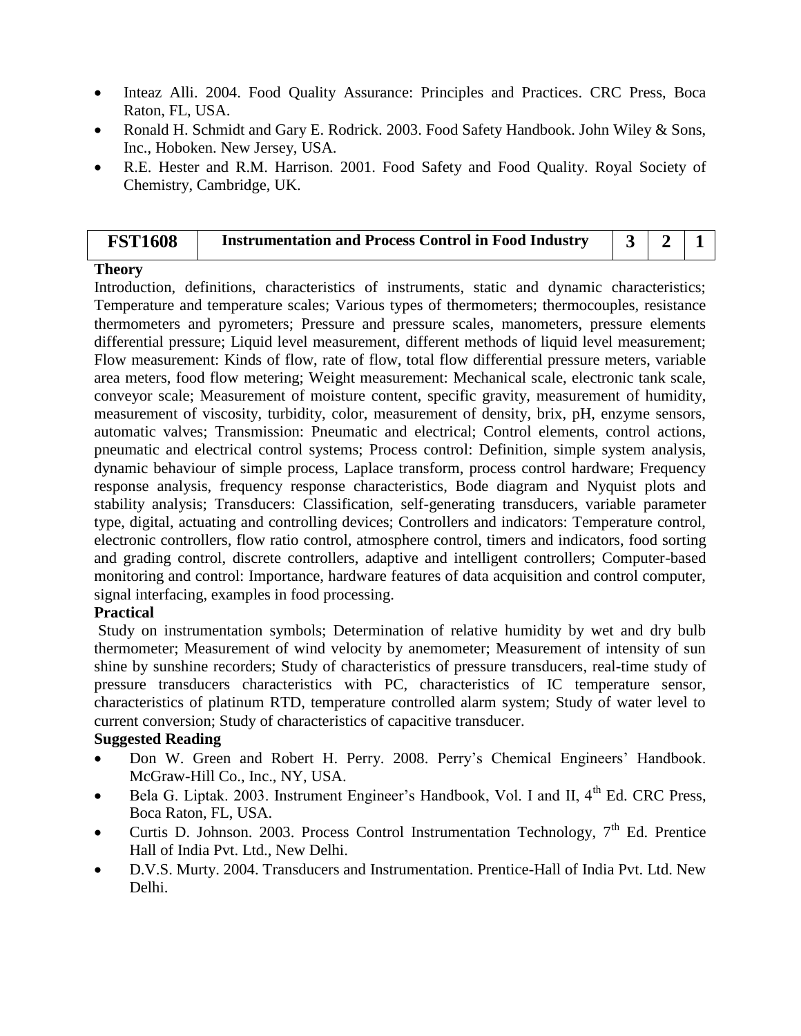- Inteaz Alli. 2004. Food Quality Assurance: Principles and Practices. CRC Press, Boca Raton, FL, USA.
- Ronald H. Schmidt and Gary E. Rodrick. 2003. Food Safety Handbook. John Wiley & Sons, Inc., Hoboken. New Jersey, USA.
- R.E. Hester and R.M. Harrison. 2001. Food Safety and Food Quality. Royal Society of Chemistry, Cambridge, UK.

| FST1608 | Instrumentation and Process Control in Food Industry | 3 | 2 | 1 |
|---|---|---|---|---|

**Theory**

Introduction, definitions, characteristics of instruments, static and dynamic characteristics; Temperature and temperature scales; Various types of thermometers; thermocouples, resistance thermometers and pyrometers; Pressure and pressure scales, manometers, pressure elements differential pressure; Liquid level measurement, different methods of liquid level measurement; Flow measurement: Kinds of flow, rate of flow, total flow differential pressure meters, variable area meters, food flow metering; Weight measurement: Mechanical scale, electronic tank scale, conveyor scale; Measurement of moisture content, specific gravity, measurement of humidity, measurement of viscosity, turbidity, color, measurement of density, brix, pH, enzyme sensors, automatic valves; Transmission: Pneumatic and electrical; Control elements, control actions, pneumatic and electrical control systems; Process control: Definition, simple system analysis, dynamic behaviour of simple process, Laplace transform, process control hardware; Frequency response analysis, frequency response characteristics, Bode diagram and Nyquist plots and stability analysis; Transducers: Classification, self-generating transducers, variable parameter type, digital, actuating and controlling devices; Controllers and indicators: Temperature control, electronic controllers, flow ratio control, atmosphere control, timers and indicators, food sorting and grading control, discrete controllers, adaptive and intelligent controllers; Computer-based monitoring and control: Importance, hardware features of data acquisition and control computer, signal interfacing, examples in food processing.

**Practical**

Study on instrumentation symbols; Determination of relative humidity by wet and dry bulb thermometer; Measurement of wind velocity by anemometer; Measurement of intensity of sun shine by sunshine recorders; Study of characteristics of pressure transducers, real-time study of pressure transducers characteristics with PC, characteristics of IC temperature sensor, characteristics of platinum RTD, temperature controlled alarm system; Study of water level to current conversion; Study of characteristics of capacitive transducer.

**Suggested Reading**

- Don W. Green and Robert H. Perry. 2008. Perry's Chemical Engineers' Handbook. McGraw-Hill Co., Inc., NY, USA.
- Bela G. Liptak. 2003. Instrument Engineer's Handbook, Vol. I and II, 4th Ed. CRC Press, Boca Raton, FL, USA.
- Curtis D. Johnson. 2003. Process Control Instrumentation Technology, 7th Ed. Prentice Hall of India Pvt. Ltd., New Delhi.
- D.V.S. Murty. 2004. Transducers and Instrumentation. Prentice-Hall of India Pvt. Ltd. New Delhi.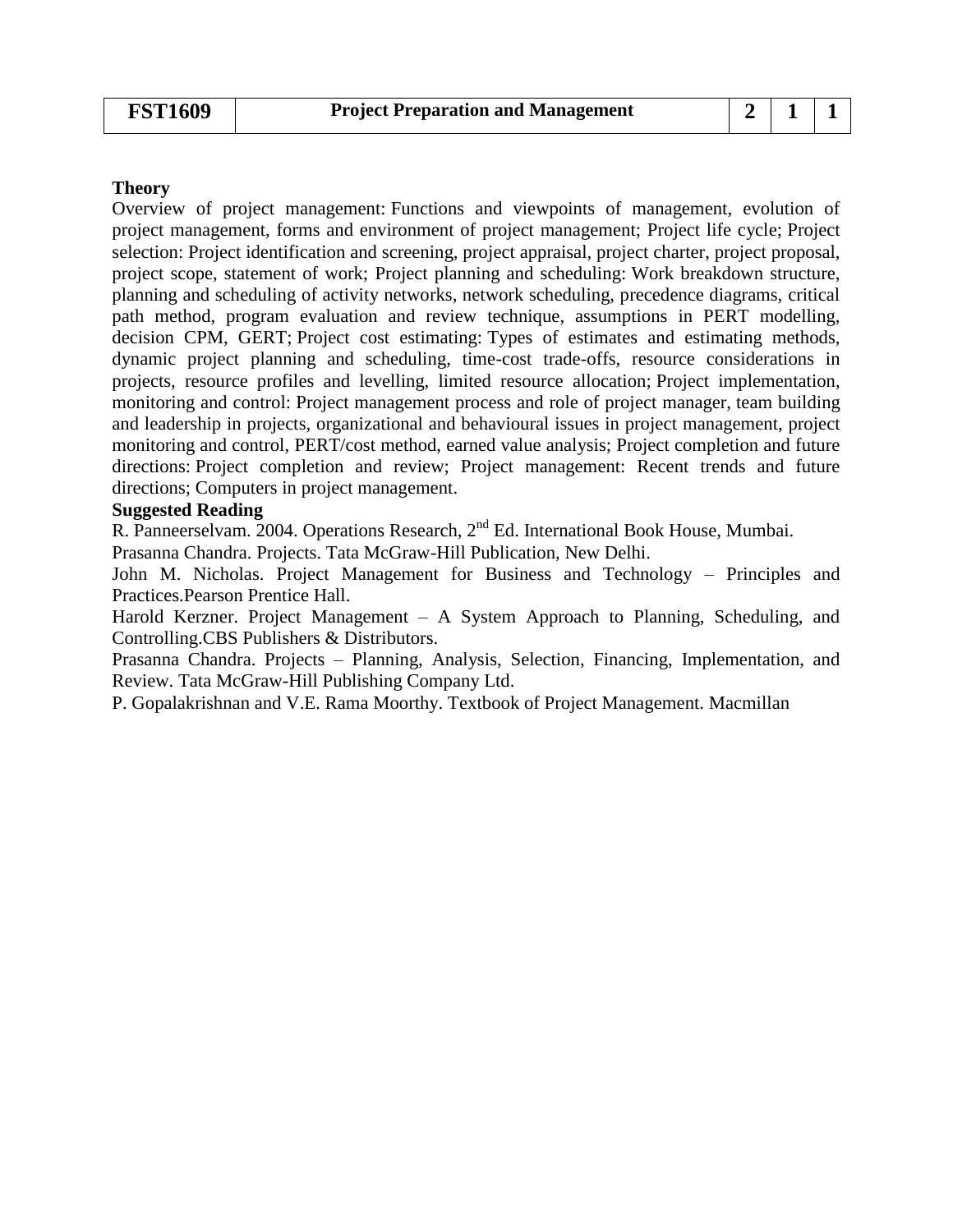| FST1609 | Project Preparation and Management | 2 | 1 | 1 |
|---|---|---|---|---|

**Theory**

Overview of project management: Functions and viewpoints of management, evolution of project management, forms and environment of project management; Project life cycle; Project selection: Project identification and screening, project appraisal, project charter, project proposal, project scope, statement of work; Project planning and scheduling: Work breakdown structure, planning and scheduling of activity networks, network scheduling, precedence diagrams, critical path method, program evaluation and review technique, assumptions in PERT modelling, decision CPM, GERT; Project cost estimating: Types of estimates and estimating methods, dynamic project planning and scheduling, time-cost trade-offs, resource considerations in projects, resource profiles and levelling, limited resource allocation; Project implementation, monitoring and control: Project management process and role of project manager, team building and leadership in projects, organizational and behavioural issues in project management, project monitoring and control, PERT/cost method, earned value analysis; Project completion and future directions: Project completion and review; Project management: Recent trends and future directions; Computers in project management.

**Suggested Reading**

R. Panneerselvam. 2004. Operations Research, 2nd Ed. International Book House, Mumbai.

Prasanna Chandra. Projects. Tata McGraw-Hill Publication, New Delhi.

John M. Nicholas. Project Management for Business and Technology – Principles and Practices.Pearson Prentice Hall.

Harold Kerzner. Project Management – A System Approach to Planning, Scheduling, and Controlling.CBS Publishers & Distributors.

Prasanna Chandra. Projects – Planning, Analysis, Selection, Financing, Implementation, and Review. Tata McGraw-Hill Publishing Company Ltd.

P. Gopalakrishnan and V.E. Rama Moorthy. Textbook of Project Management. Macmillan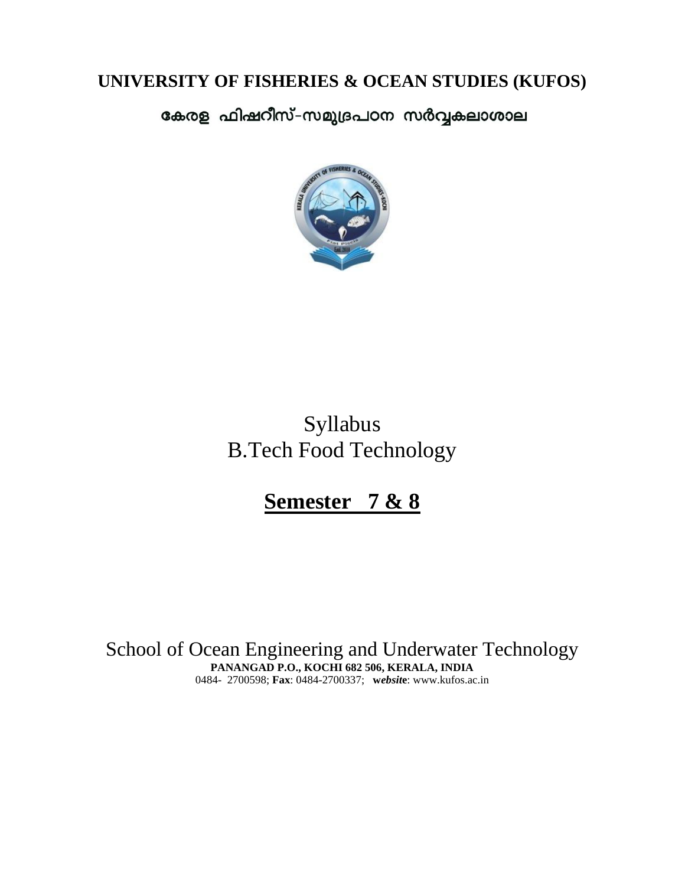**UNIVERSITY OF FISHERIES & OCEAN STUDIES (KUFOS)**

**കേരള ഫിഷറീസ്-സമുദ്രപഠന സർവ്വകലാശാല**

Syllabus
B.Tech Food Technology

# Semester 7 & 8

School of Ocean Engineering and Underwater Technology

**PANANGAD P.O., KOCHI 682 506, KERALA, INDIA**

0484- 2700598; **Fax**: 0484-2700337; **website**: www.kufos.ac.in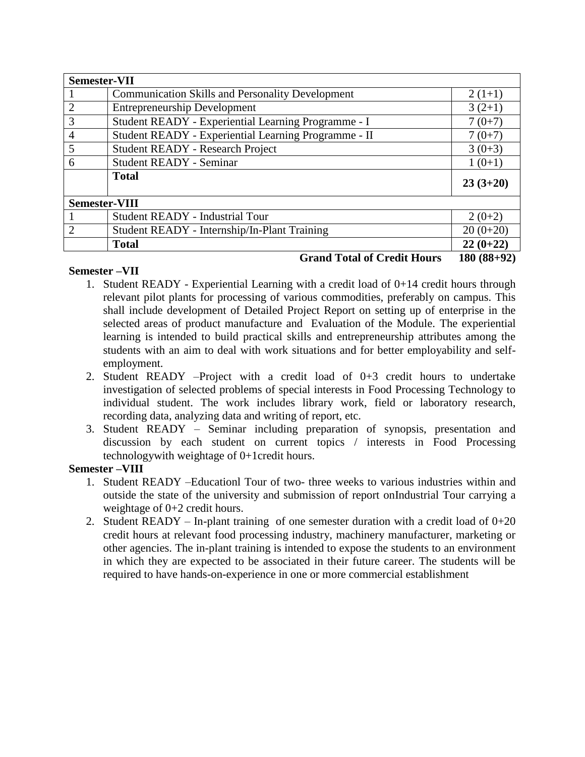| Semester-VII | | |
|---|---|---|
| 1 | Communication Skills and Personality Development | 2 (1+1) |
| 2 | Entrepreneurship Development | 3 (2+1) |
| 3 | Student READY - Experiential Learning Programme - I | 7 (0+7) |
| 4 | Student READY - Experiential Learning Programme - II | 7 (0+7) |
| 5 | Student READY - Research Project | 3 (0+3) |
| 6 | Student READY - Seminar | 1 (0+1) |
| | **Total** | **23 (3+20)** |
| **Semester-VIII** | | |
| 1 | Student READY - Industrial Tour | 2 (0+2) |
| 2 | Student READY - Internship/In-Plant Training | 20 (0+20) |
| | **Total** | **22 (0+22)** |
| | **Grand Total of Credit Hours** | **180 (88+92)** |

**Semester –VII**

1. Student READY - Experiential Learning with a credit load of 0+14 credit hours through relevant pilot plants for processing of various commodities, preferably on campus. This shall include development of Detailed Project Report on setting up of enterprise in the selected areas of product manufacture and Evaluation of the Module. The experiential learning is intended to build practical skills and entrepreneurship attributes among the students with an aim to deal with work situations and for better employability and self-employment.
2. Student READY –Project with a credit load of 0+3 credit hours to undertake investigation of selected problems of special interests in Food Processing Technology to individual student. The work includes library work, field or laboratory research, recording data, analyzing data and writing of report, etc.
3. Student READY – Seminar including preparation of synopsis, presentation and discussion by each student on current topics / interests in Food Processing technologywith weightage of 0+1credit hours.

**Semester –VIII**

1. Student READY –Educationl Tour of two- three weeks to various industries within and outside the state of the university and submission of report onIndustrial Tour carrying a weightage of 0+2 credit hours.
2. Student READY – In-plant training of one semester duration with a credit load of 0+20 credit hours at relevant food processing industry, machinery manufacturer, marketing or other agencies. The in-plant training is intended to expose the students to an environment in which they are expected to be associated in their future career. The students will be required to have hands-on-experience in one or more commercial establishment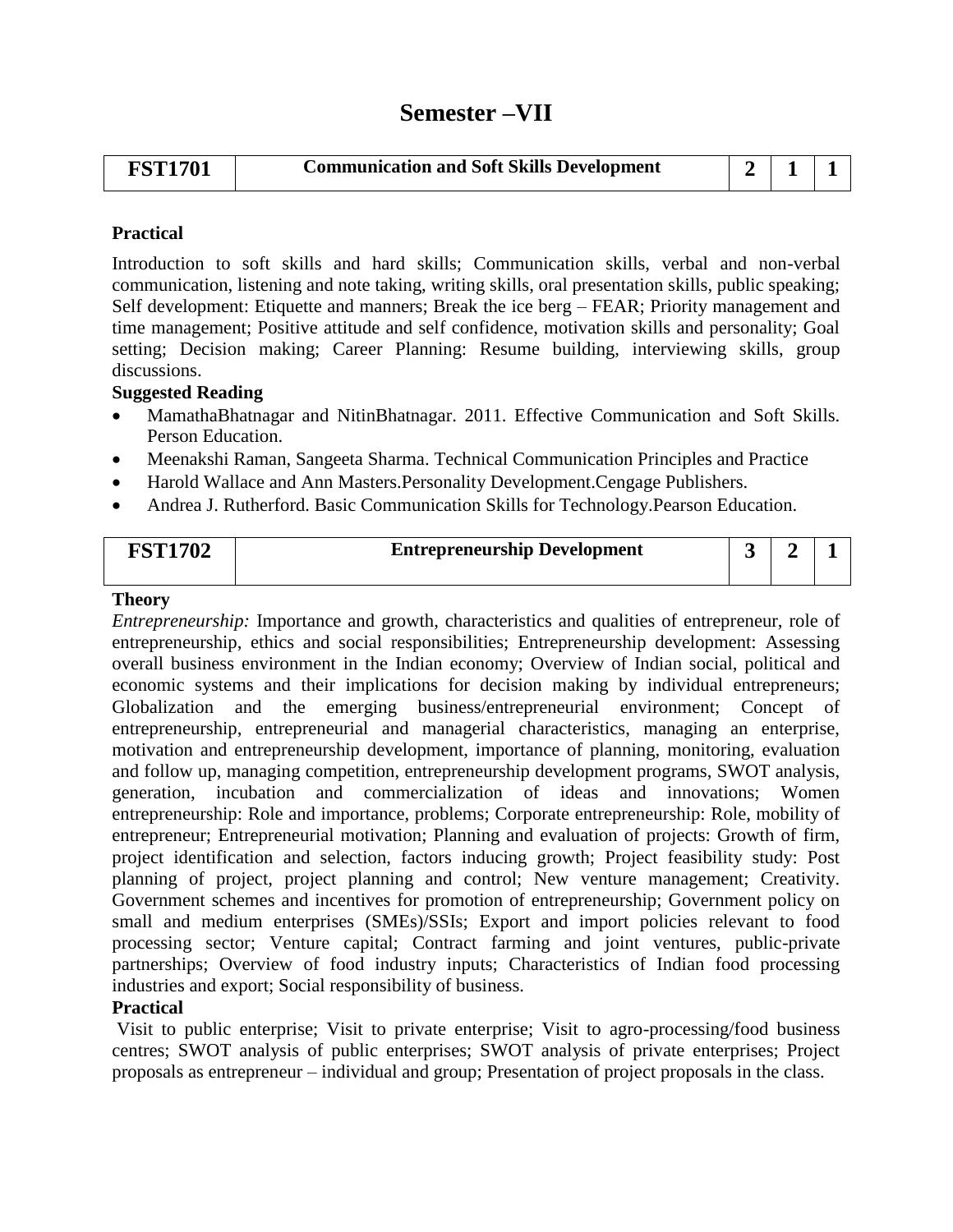# Semester –VII

| FST1701 | Communication and Soft Skills Development | 2 | 1 | 1 |
|---|---|---|---|---|

**Practical**

Introduction to soft skills and hard skills; Communication skills, verbal and non-verbal communication, listening and note taking, writing skills, oral presentation skills, public speaking; Self development: Etiquette and manners; Break the ice berg – FEAR; Priority management and time management; Positive attitude and self confidence, motivation skills and personality; Goal setting; Decision making; Career Planning: Resume building, interviewing skills, group discussions.

**Suggested Reading**

- MamathaBhatnagar and NitinBhatnagar. 2011. Effective Communication and Soft Skills. Person Education.
- Meenakshi Raman, Sangeeta Sharma. Technical Communication Principles and Practice
- Harold Wallace and Ann Masters.Personality Development.Cengage Publishers.
- Andrea J. Rutherford. Basic Communication Skills for Technology.Pearson Education.

| FST1702 | Entrepreneurship Development | 3 | 2 | 1 |
|---|---|---|---|---|

**Theory**

*Entrepreneurship:* Importance and growth, characteristics and qualities of entrepreneur, role of entrepreneurship, ethics and social responsibilities; Entrepreneurship development: Assessing overall business environment in the Indian economy; Overview of Indian social, political and economic systems and their implications for decision making by individual entrepreneurs; Globalization and the emerging business/entrepreneurial environment; Concept of entrepreneurship, entrepreneurial and managerial characteristics, managing an enterprise, motivation and entrepreneurship development, importance of planning, monitoring, evaluation and follow up, managing competition, entrepreneurship development programs, SWOT analysis, generation, incubation and commercialization of ideas and innovations; Women entrepreneurship: Role and importance, problems; Corporate entrepreneurship: Role, mobility of entrepreneur; Entrepreneurial motivation; Planning and evaluation of projects: Growth of firm, project identification and selection, factors inducing growth; Project feasibility study: Post planning of project, project planning and control; New venture management; Creativity. Government schemes and incentives for promotion of entrepreneurship; Government policy on small and medium enterprises (SMEs)/SSIs; Export and import policies relevant to food processing sector; Venture capital; Contract farming and joint ventures, public-private partnerships; Overview of food industry inputs; Characteristics of Indian food processing industries and export; Social responsibility of business.

**Practical**

Visit to public enterprise; Visit to private enterprise; Visit to agro-processing/food business centres; SWOT analysis of public enterprises; SWOT analysis of private enterprises; Project proposals as entrepreneur – individual and group; Presentation of project proposals in the class.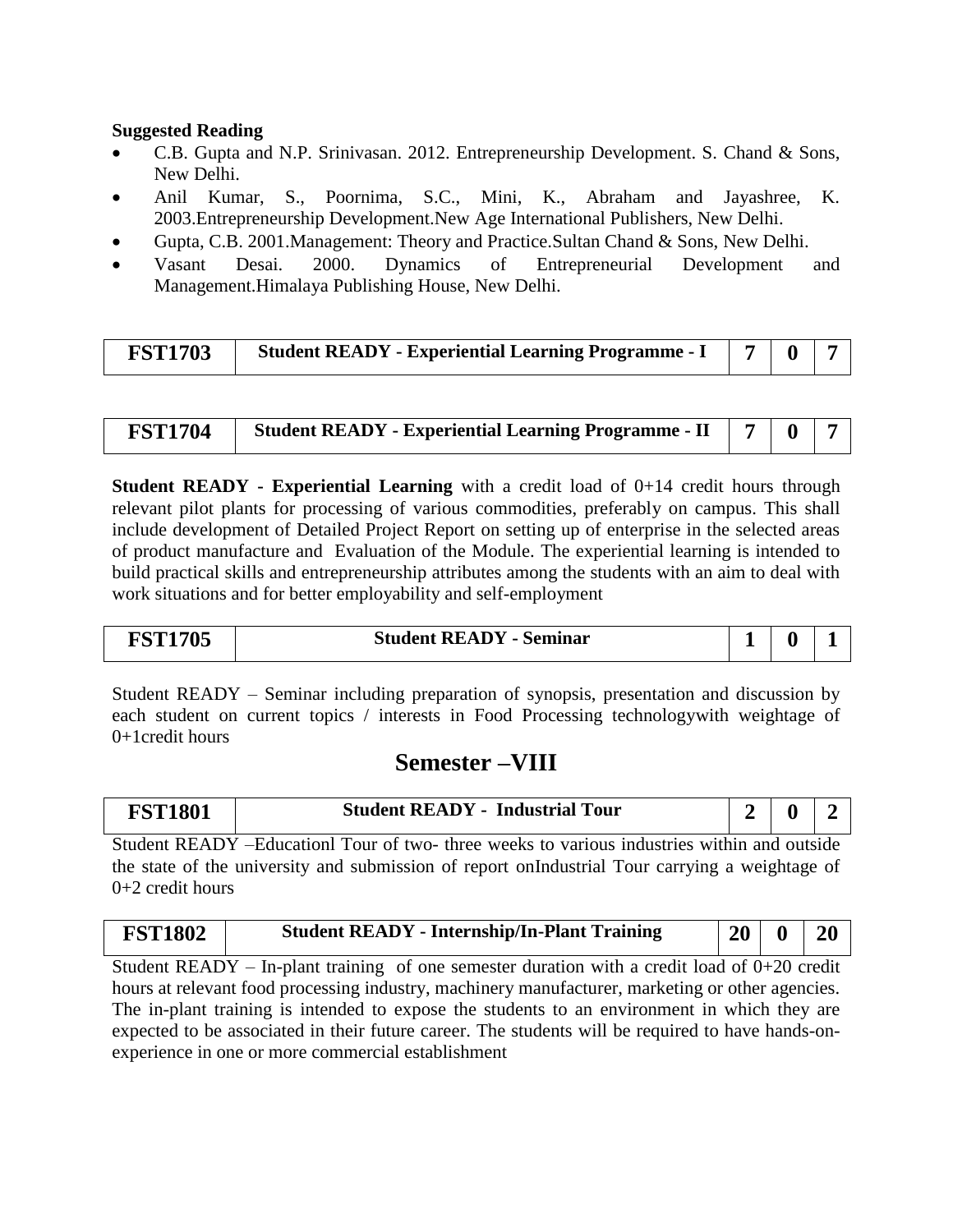**Suggested Reading**

- C.B. Gupta and N.P. Srinivasan. 2012. Entrepreneurship Development. S. Chand & Sons, New Delhi.
- Anil Kumar, S., Poornima, S.C., Mini, K., Abraham and Jayashree, K. 2003.Entrepreneurship Development.New Age International Publishers, New Delhi.
- Gupta, C.B. 2001.Management: Theory and Practice.Sultan Chand & Sons, New Delhi.
- Vasant Desai. 2000. Dynamics of Entrepreneurial Development and Management.Himalaya Publishing House, New Delhi.

| | | | | |
|---|---|---|---|---|
| **FST1703** | **Student READY - Experiential Learning Programme - I** | **7** | **0** | **7** |

| | | | | |
|---|---|---|---|---|
| **FST1704** | **Student READY - Experiential Learning Programme - II** | **7** | **0** | **7** |

**Student READY - Experiential Learning** with a credit load of 0+14 credit hours through relevant pilot plants for processing of various commodities, preferably on campus. This shall include development of Detailed Project Report on setting up of enterprise in the selected areas of product manufacture and Evaluation of the Module. The experiential learning is intended to build practical skills and entrepreneurship attributes among the students with an aim to deal with work situations and for better employability and self-employment

| | | | | |
|---|---|---|---|---|
| **FST1705** | **Student READY - Seminar** | **1** | **0** | **1** |

Student READY – Seminar including preparation of synopsis, presentation and discussion by each student on current topics / interests in Food Processing technologywith weightage of 0+1credit hours

## Semester –VIII

| | | | | |
|---|---|---|---|---|
| **FST1801** | **Student READY - Industrial Tour** | **2** | **0** | **2** |

Student READY –Educationl Tour of two- three weeks to various industries within and outside the state of the university and submission of report onIndustrial Tour carrying a weightage of 0+2 credit hours

| | | | | |
|---|---|---|---|---|
| **FST1802** | **Student READY - Internship/In-Plant Training** | **20** | **0** | **20** |

Student READY – In-plant training of one semester duration with a credit load of 0+20 credit hours at relevant food processing industry, machinery manufacturer, marketing or other agencies. The in-plant training is intended to expose the students to an environment in which they are expected to be associated in their future career. The students will be required to have hands-on-experience in one or more commercial establishment